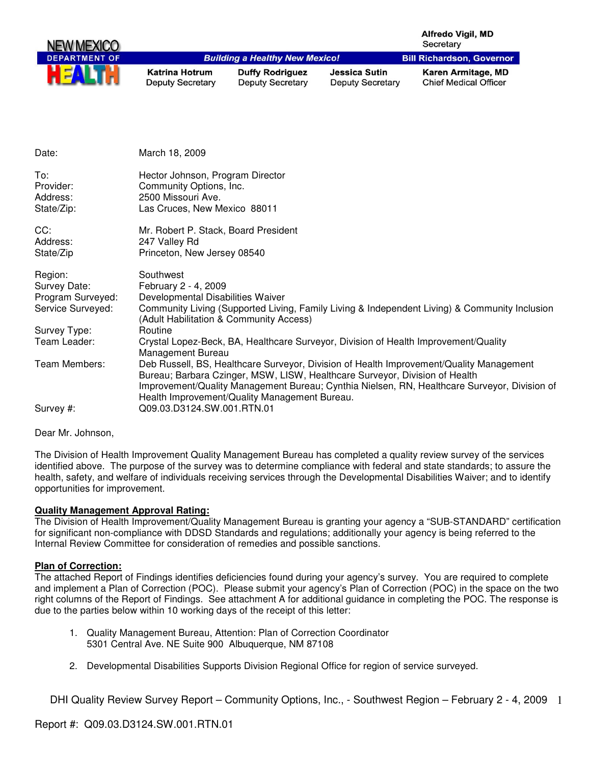NEW MEXICO DEPARTMENT OF HEALTH

*Building a Healthy New Mexico!*

**Alfredo Vigil, MD**
Secretary

**Bill Richardson, Governor**

| **Katrina Hotrum** | **Duffy Rodriguez** | **Jessica Sutin** | **Karen Armitage, MD** |
|---|---|---|---|
| Deputy Secretary | Deputy Secretary | Deputy Secretary | Chief Medical Officer |

| | |
|---|---|
| Date: | March 18, 2009 |
| To: | Hector Johnson, Program Director |
| Provider: | Community Options, Inc. |
| Address: | 2500 Missouri Ave. |
| State/Zip: | Las Cruces, New Mexico 88011 |
| CC: | Mr. Robert P. Stack, Board President |
| Address: | 247 Valley Rd |
| State/Zip | Princeton, New Jersey 08540 |
| Region: | Southwest |
| Survey Date: | February 2 - 4, 2009 |
| Program Surveyed: | Developmental Disabilities Waiver |
| Service Surveyed: | Community Living (Supported Living, Family Living & Independent Living) & Community Inclusion (Adult Habilitation & Community Access) |
| Survey Type: | Routine |
| Team Leader: | Crystal Lopez-Beck, BA, Healthcare Surveyor, Division of Health Improvement/Quality Management Bureau |
| Team Members: | Deb Russell, BS, Healthcare Surveyor, Division of Health Improvement/Quality Management Bureau; Barbara Czinger, MSW, LISW, Healthcare Surveyor, Division of Health Improvement/Quality Management Bureau; Cynthia Nielsen, RN, Healthcare Surveyor, Division of Health Improvement/Quality Management Bureau. |
| Survey #: | Q09.03.D3124.SW.001.RTN.01 |

Dear Mr. Johnson,

The Division of Health Improvement Quality Management Bureau has completed a quality review survey of the services identified above. The purpose of the survey was to determine compliance with federal and state standards; to assure the health, safety, and welfare of individuals receiving services through the Developmental Disabilities Waiver; and to identify opportunities for improvement.

**Quality Management Approval Rating:**

The Division of Health Improvement/Quality Management Bureau is granting your agency a "SUB-STANDARD" certification for significant non-compliance with DDSD Standards and regulations; additionally your agency is being referred to the Internal Review Committee for consideration of remedies and possible sanctions.

**Plan of Correction:**

The attached Report of Findings identifies deficiencies found during your agency's survey. You are required to complete and implement a Plan of Correction (POC). Please submit your agency's Plan of Correction (POC) in the space on the two right columns of the Report of Findings. See attachment A for additional guidance in completing the POC. The response is due to the parties below within 10 working days of the receipt of this letter:

1. Quality Management Bureau, Attention: Plan of Correction Coordinator
   5301 Central Ave. NE Suite 900 Albuquerque, NM 87108

2. Developmental Disabilities Supports Division Regional Office for region of service surveyed.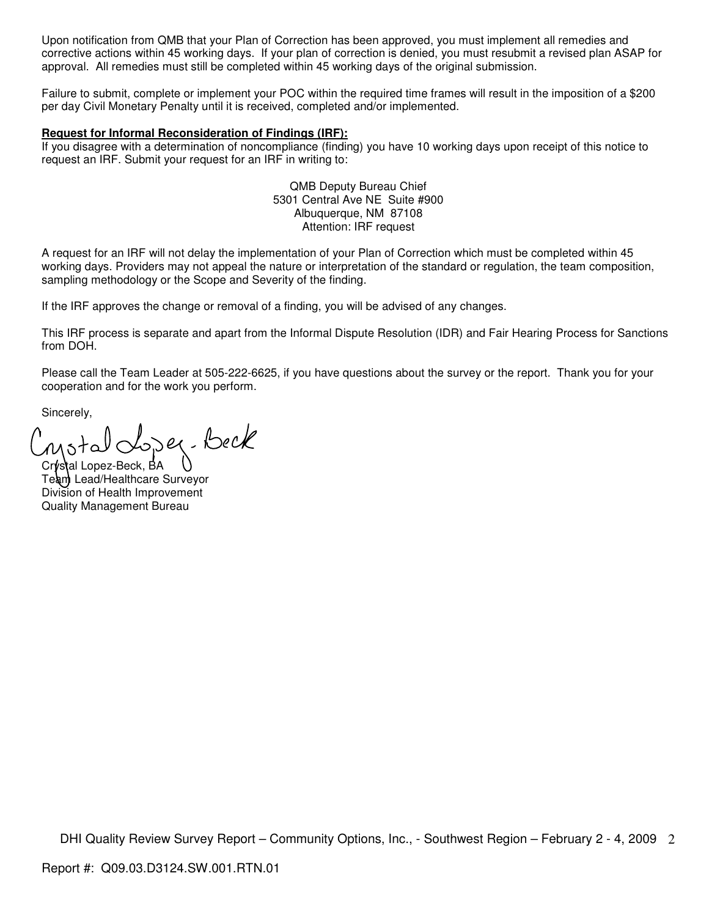Upon notification from QMB that your Plan of Correction has been approved, you must implement all remedies and corrective actions within 45 working days. If your plan of correction is denied, you must resubmit a revised plan ASAP for approval. All remedies must still be completed within 45 working days of the original submission.

Failure to submit, complete or implement your POC within the required time frames will result in the imposition of a $200 per day Civil Monetary Penalty until it is received, completed and/or implemented.

**Request for Informal Reconsideration of Findings (IRF):**

If you disagree with a determination of noncompliance (finding) you have 10 working days upon receipt of this notice to request an IRF. Submit your request for an IRF in writing to:

QMB Deputy Bureau Chief
5301 Central Ave NE Suite #900
Albuquerque, NM 87108
Attention: IRF request

A request for an IRF will not delay the implementation of your Plan of Correction which must be completed within 45 working days. Providers may not appeal the nature or interpretation of the standard or regulation, the team composition, sampling methodology or the Scope and Severity of the finding.

If the IRF approves the change or removal of a finding, you will be advised of any changes.

This IRF process is separate and apart from the Informal Dispute Resolution (IDR) and Fair Hearing Process for Sanctions from DOH.

Please call the Team Leader at 505-222-6625, if you have questions about the survey or the report. Thank you for your cooperation and for the work you perform.

Sincerely,

Crystal Lopez-Beck

Crystal Lopez-Beck, BA
Team Lead/Healthcare Surveyor
Division of Health Improvement
Quality Management Bureau

Report #: Q09.03.D3124.SW.001.RTN.01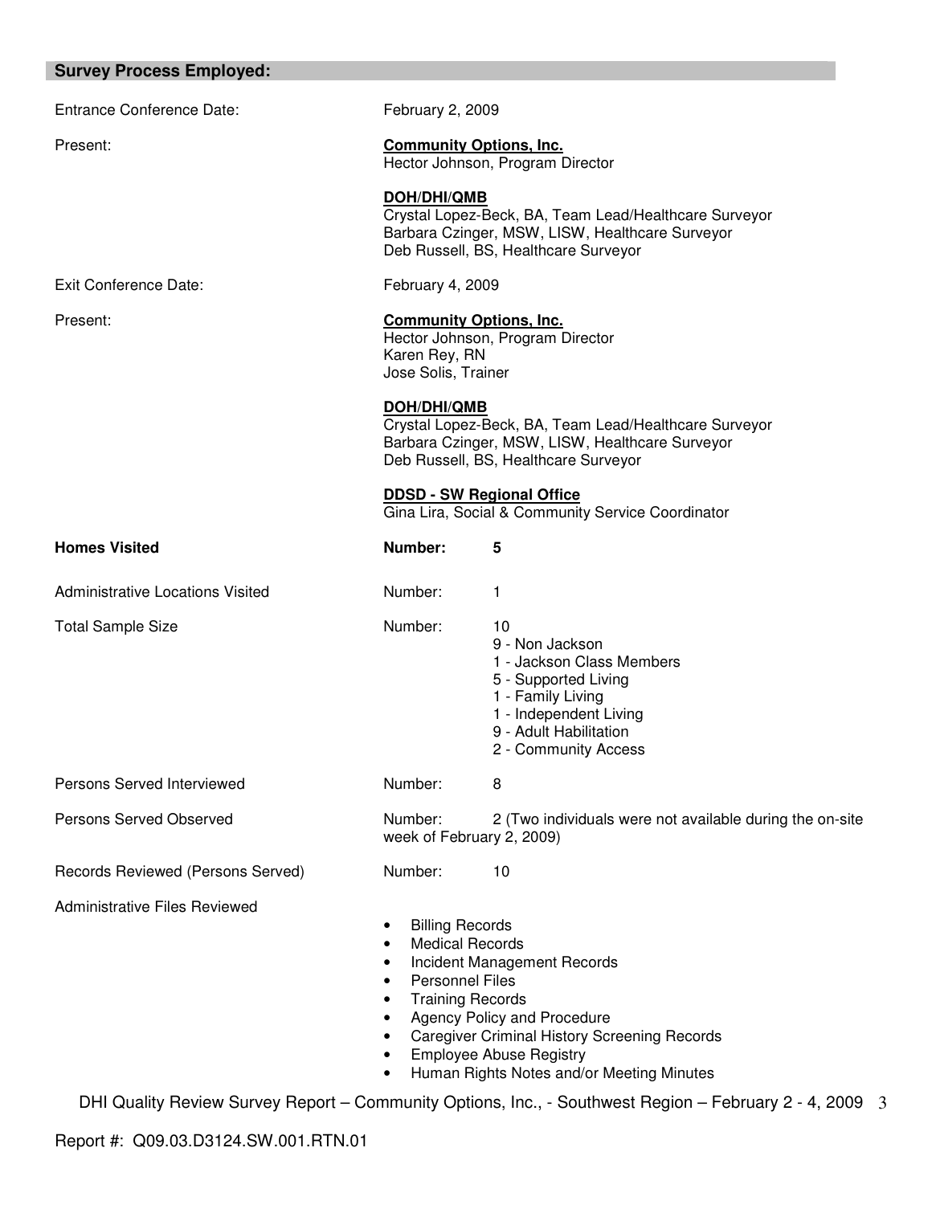## Survey Process Employed:

Entrance Conference Date: February 2, 2009

Present:

**Community Options, Inc.**
Hector Johnson, Program Director

**DOH/DHI/QMB**
Crystal Lopez-Beck, BA, Team Lead/Healthcare Surveyor
Barbara Czinger, MSW, LISW, Healthcare Surveyor
Deb Russell, BS, Healthcare Surveyor

Exit Conference Date: February 4, 2009

Present:

**Community Options, Inc.**
Hector Johnson, Program Director
Karen Rey, RN
Jose Solis, Trainer

**DOH/DHI/QMB**
Crystal Lopez-Beck, BA, Team Lead/Healthcare Surveyor
Barbara Czinger, MSW, LISW, Healthcare Surveyor
Deb Russell, BS, Healthcare Surveyor

**DDSD - SW Regional Office**
Gina Lira, Social & Community Service Coordinator

**Homes Visited** — **Number: 5**

Administrative Locations Visited — Number: 1

Total Sample Size — Number: 10
- 9 - Non Jackson
- 1 - Jackson Class Members
- 5 - Supported Living
- 1 - Family Living
- 1 - Independent Living
- 9 - Adult Habilitation
- 2 - Community Access

Persons Served Interviewed — Number: 8

Persons Served Observed — Number: 2 (Two individuals were not available during the on-site week of February 2, 2009)

Records Reviewed (Persons Served) — Number: 10

Administrative Files Reviewed

- Billing Records
- Medical Records
- Incident Management Records
- Personnel Files
- Training Records
- Agency Policy and Procedure
- Caregiver Criminal History Screening Records
- Employee Abuse Registry
- Human Rights Notes and/or Meeting Minutes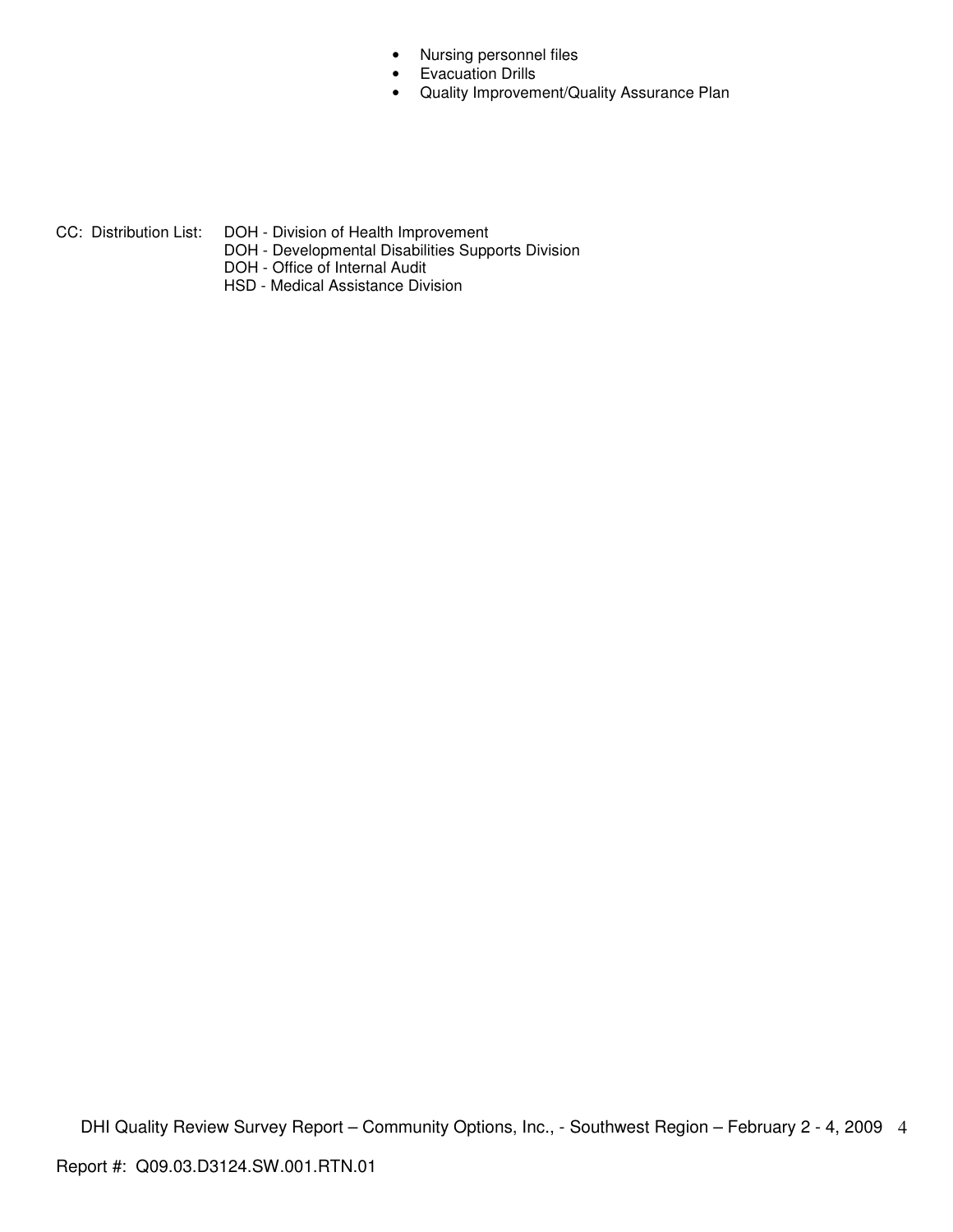- Nursing personnel files
- Evacuation Drills
- Quality Improvement/Quality Assurance Plan

CC: Distribution List: DOH - Division of Health Improvement
DOH - Developmental Disabilities Supports Division
DOH - Office of Internal Audit
HSD - Medical Assistance Division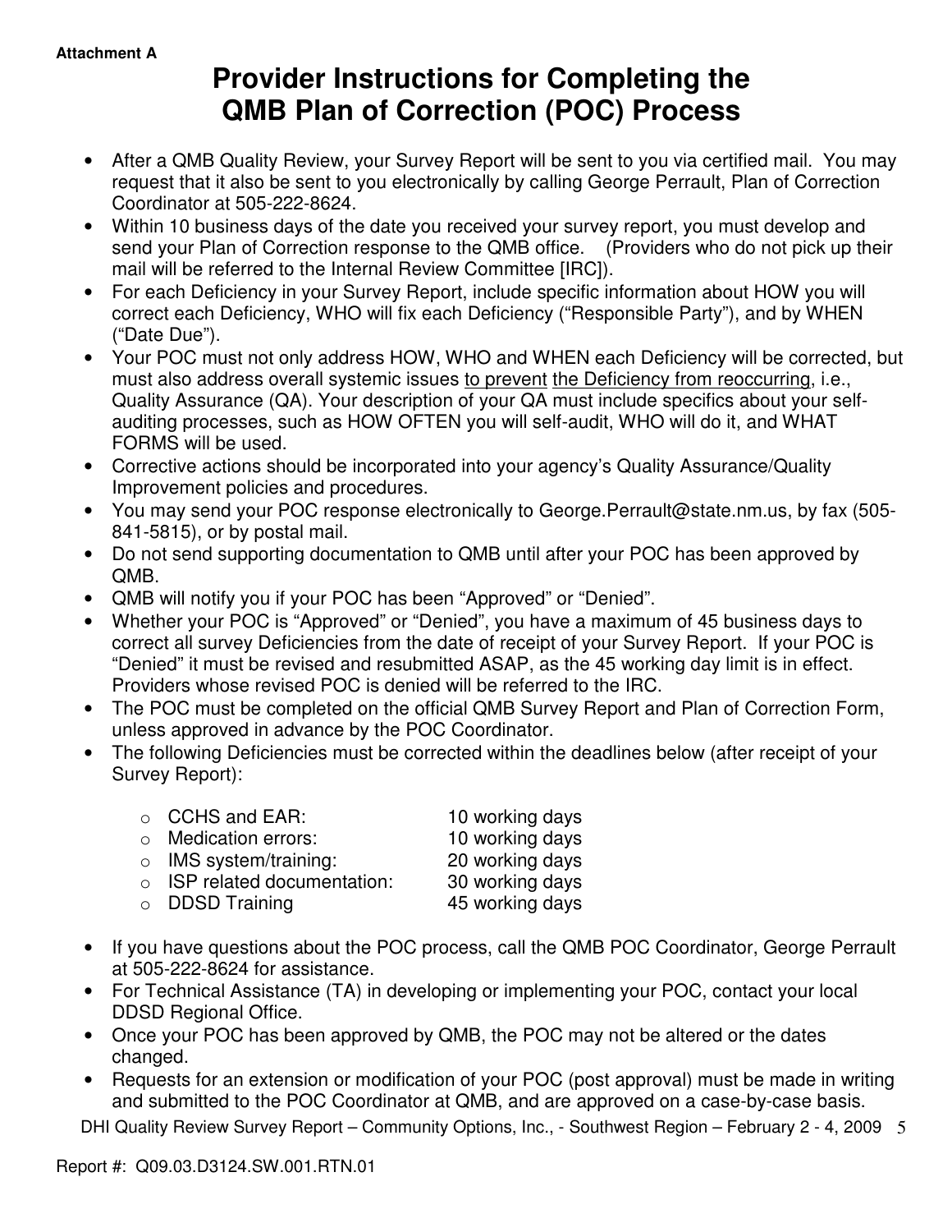Attachment A

# Provider Instructions for Completing the QMB Plan of Correction (POC) Process

- After a QMB Quality Review, your Survey Report will be sent to you via certified mail. You may request that it also be sent to you electronically by calling George Perrault, Plan of Correction Coordinator at 505-222-8624.
- Within 10 business days of the date you received your survey report, you must develop and send your Plan of Correction response to the QMB office. (Providers who do not pick up their mail will be referred to the Internal Review Committee [IRC]).
- For each Deficiency in your Survey Report, include specific information about HOW you will correct each Deficiency, WHO will fix each Deficiency ("Responsible Party"), and by WHEN ("Date Due").
- Your POC must not only address HOW, WHO and WHEN each Deficiency will be corrected, but must also address overall systemic issues <u>to prevent</u> <u>the Deficiency from reoccurring</u>, i.e., Quality Assurance (QA). Your description of your QA must include specifics about your self-auditing processes, such as HOW OFTEN you will self-audit, WHO will do it, and WHAT FORMS will be used.
- Corrective actions should be incorporated into your agency's Quality Assurance/Quality Improvement policies and procedures.
- You may send your POC response electronically to George.Perrault@state.nm.us, by fax (505-841-5815), or by postal mail.
- Do not send supporting documentation to QMB until after your POC has been approved by QMB.
- QMB will notify you if your POC has been "Approved" or "Denied".
- Whether your POC is "Approved" or "Denied", you have a maximum of 45 business days to correct all survey Deficiencies from the date of receipt of your Survey Report. If your POC is "Denied" it must be revised and resubmitted ASAP, as the 45 working day limit is in effect. Providers whose revised POC is denied will be referred to the IRC.
- The POC must be completed on the official QMB Survey Report and Plan of Correction Form, unless approved in advance by the POC Coordinator.
- The following Deficiencies must be corrected within the deadlines below (after receipt of your Survey Report):
  - CCHS and EAR: 10 working days
  - Medication errors: 10 working days
  - IMS system/training: 20 working days
  - ISP related documentation: 30 working days
  - DDSD Training 45 working days
- If you have questions about the POC process, call the QMB POC Coordinator, George Perrault at 505-222-8624 for assistance.
- For Technical Assistance (TA) in developing or implementing your POC, contact your local DDSD Regional Office.
- Once your POC has been approved by QMB, the POC may not be altered or the dates changed.
- Requests for an extension or modification of your POC (post approval) must be made in writing and submitted to the POC Coordinator at QMB, and are approved on a case-by-case basis.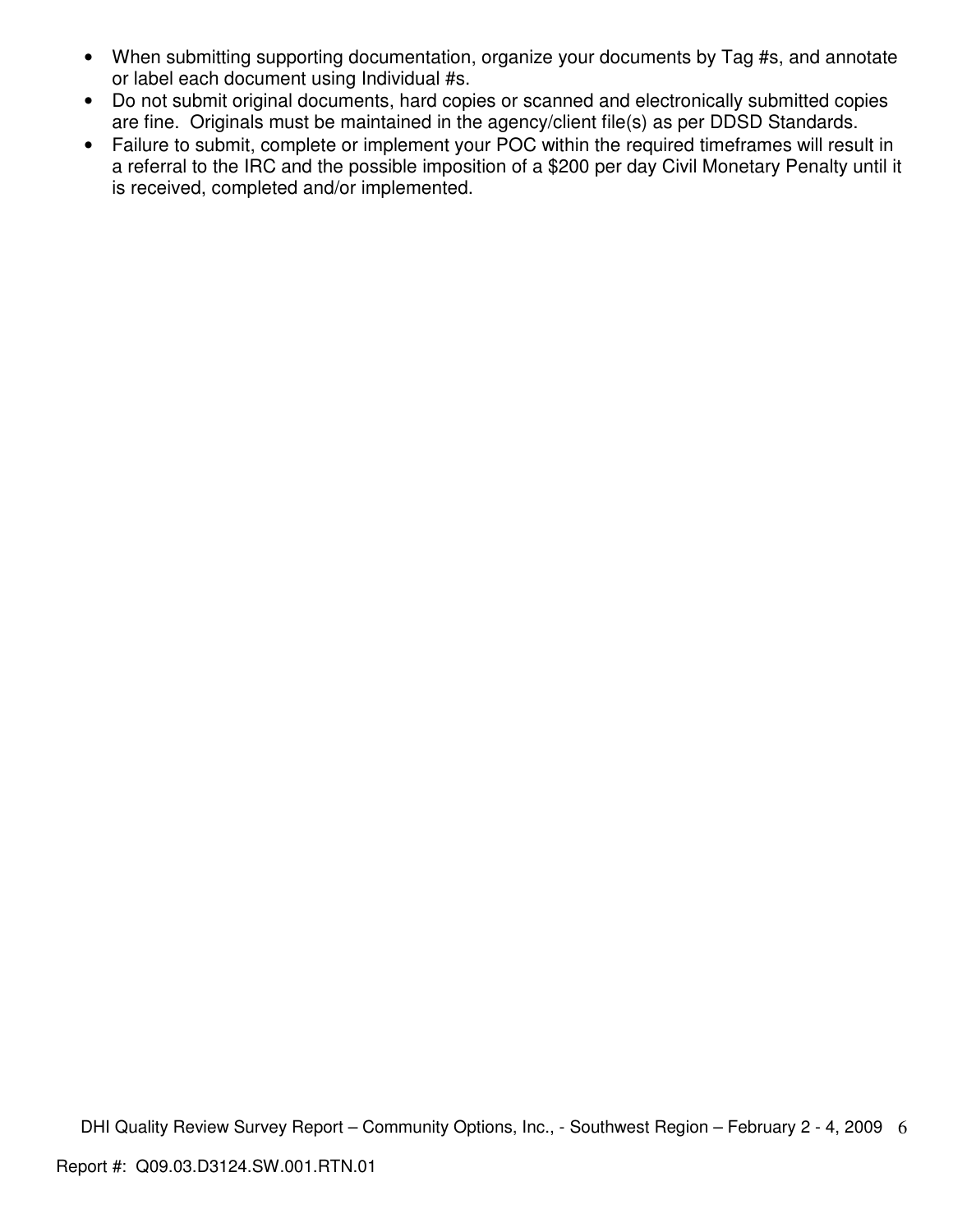- When submitting supporting documentation, organize your documents by Tag #s, and annotate or label each document using Individual #s.
- Do not submit original documents, hard copies or scanned and electronically submitted copies are fine. Originals must be maintained in the agency/client file(s) as per DDSD Standards.
- Failure to submit, complete or implement your POC within the required timeframes will result in a referral to the IRC and the possible imposition of a $200 per day Civil Monetary Penalty until it is received, completed and/or implemented.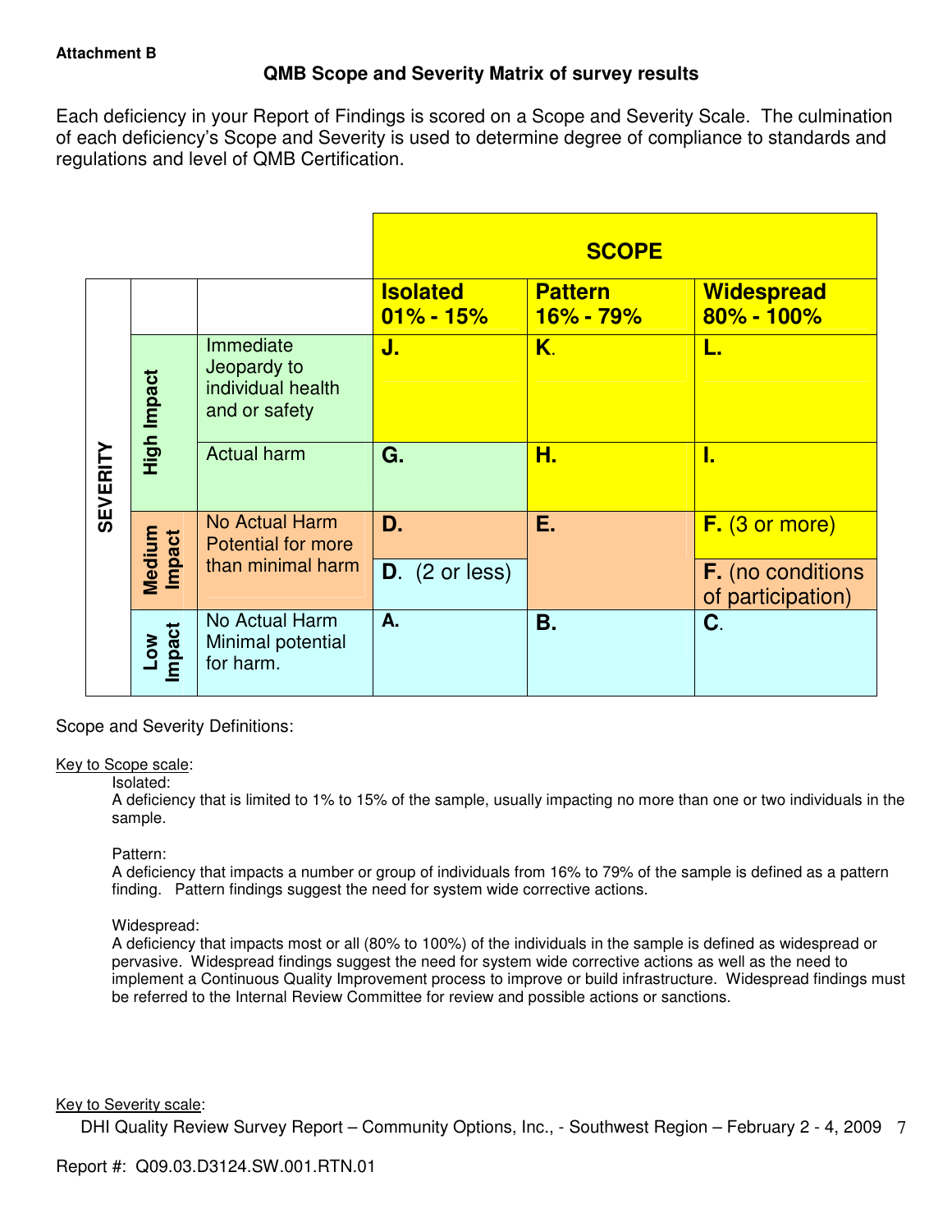**Attachment B**

## QMB Scope and Severity Matrix of survey results

Each deficiency in your Report of Findings is scored on a Scope and Severity Scale. The culmination of each deficiency's Scope and Severity is used to determine degree of compliance to standards and regulations and level of QMB Certification.

| SEVERITY | | | SCOPE | | |
|---|---|---|---|---|---|
| | | | **Isolated 01% - 15%** | **Pattern 16% - 79%** | **Widespread 80% - 100%** |
| | **High Impact** | Immediate Jeopardy to individual health and or safety | **J.** | **K.** | **L.** |
| | | Actual harm | **G.** | **H.** | **I.** |
| | **Medium Impact** | No Actual Harm Potential for more than minimal harm | **D.** | **E.** | **F.** (3 or more) |
| | | | **D.** (2 or less) | | **F.** (no conditions of participation) |
| | **Low Impact** | No Actual Harm Minimal potential for harm. | **A.** | **B.** | **C.** |

Scope and Severity Definitions:

Key to Scope scale:

Isolated:
A deficiency that is limited to 1% to 15% of the sample, usually impacting no more than one or two individuals in the sample.

Pattern:
A deficiency that impacts a number or group of individuals from 16% to 79% of the sample is defined as a pattern finding. Pattern findings suggest the need for system wide corrective actions.

Widespread:
A deficiency that impacts most or all (80% to 100%) of the individuals in the sample is defined as widespread or pervasive. Widespread findings suggest the need for system wide corrective actions as well as the need to implement a Continuous Quality Improvement process to improve or build infrastructure. Widespread findings must be referred to the Internal Review Committee for review and possible actions or sanctions.

Key to Severity scale: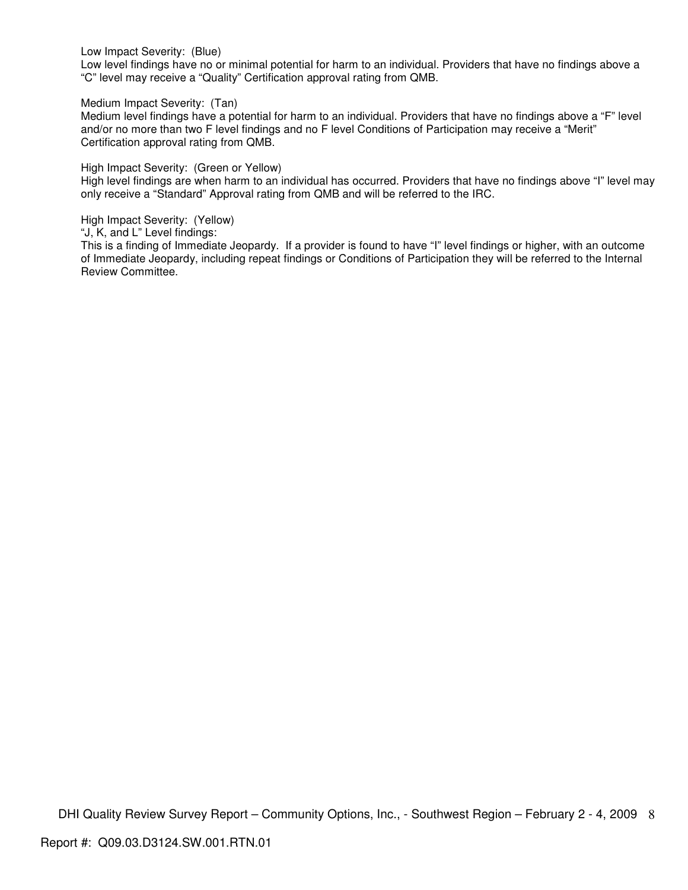Low Impact Severity: (Blue)
Low level findings have no or minimal potential for harm to an individual. Providers that have no findings above a “C” level may receive a “Quality” Certification approval rating from QMB.

Medium Impact Severity: (Tan)
Medium level findings have a potential for harm to an individual. Providers that have no findings above a “F” level and/or no more than two F level findings and no F level Conditions of Participation may receive a “Merit” Certification approval rating from QMB.

High Impact Severity: (Green or Yellow)
High level findings are when harm to an individual has occurred. Providers that have no findings above “I” level may only receive a “Standard” Approval rating from QMB and will be referred to the IRC.

High Impact Severity: (Yellow)
“J, K, and L” Level findings:
This is a finding of Immediate Jeopardy. If a provider is found to have “I” level findings or higher, with an outcome of Immediate Jeopardy, including repeat findings or Conditions of Participation they will be referred to the Internal Review Committee.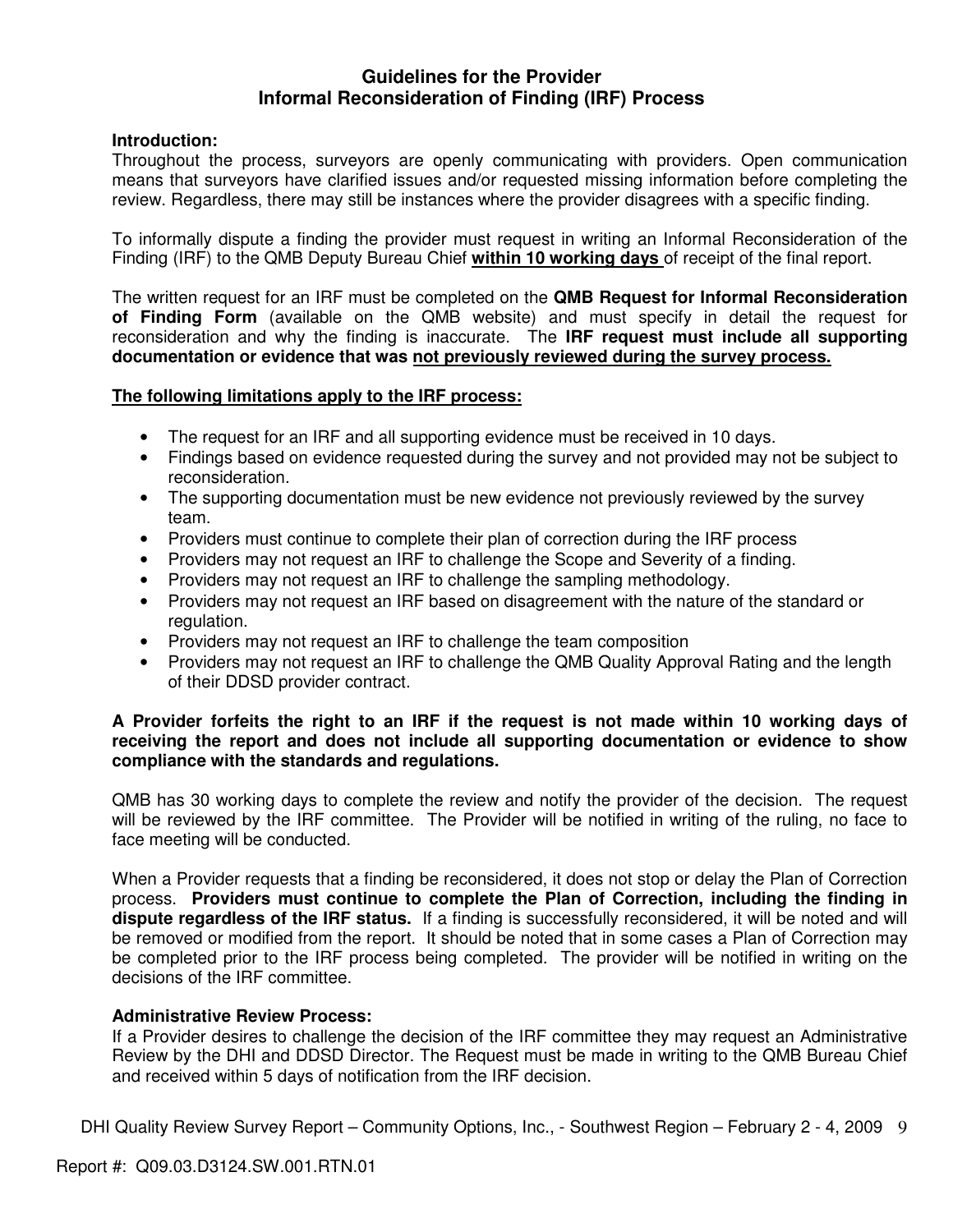# Guidelines for the Provider
# Informal Reconsideration of Finding (IRF) Process

**Introduction:**
Throughout the process, surveyors are openly communicating with providers. Open communication means that surveyors have clarified issues and/or requested missing information before completing the review. Regardless, there may still be instances where the provider disagrees with a specific finding.

To informally dispute a finding the provider must request in writing an Informal Reconsideration of the Finding (IRF) to the QMB Deputy Bureau Chief **within 10 working days** of receipt of the final report.

The written request for an IRF must be completed on the **QMB Request for Informal Reconsideration of Finding Form** (available on the QMB website) and must specify in detail the request for reconsideration and why the finding is inaccurate. The **IRF request must include all supporting documentation or evidence that was not previously reviewed during the survey process.**

**The following limitations apply to the IRF process:**

- The request for an IRF and all supporting evidence must be received in 10 days.
- Findings based on evidence requested during the survey and not provided may not be subject to reconsideration.
- The supporting documentation must be new evidence not previously reviewed by the survey team.
- Providers must continue to complete their plan of correction during the IRF process
- Providers may not request an IRF to challenge the Scope and Severity of a finding.
- Providers may not request an IRF to challenge the sampling methodology.
- Providers may not request an IRF based on disagreement with the nature of the standard or regulation.
- Providers may not request an IRF to challenge the team composition
- Providers may not request an IRF to challenge the QMB Quality Approval Rating and the length of their DDSD provider contract.

**A Provider forfeits the right to an IRF if the request is not made within 10 working days of receiving the report and does not include all supporting documentation or evidence to show compliance with the standards and regulations.**

QMB has 30 working days to complete the review and notify the provider of the decision. The request will be reviewed by the IRF committee. The Provider will be notified in writing of the ruling, no face to face meeting will be conducted.

When a Provider requests that a finding be reconsidered, it does not stop or delay the Plan of Correction process. **Providers must continue to complete the Plan of Correction, including the finding in dispute regardless of the IRF status.** If a finding is successfully reconsidered, it will be noted and will be removed or modified from the report. It should be noted that in some cases a Plan of Correction may be completed prior to the IRF process being completed. The provider will be notified in writing on the decisions of the IRF committee.

**Administrative Review Process:**
If a Provider desires to challenge the decision of the IRF committee they may request an Administrative Review by the DHI and DDSD Director. The Request must be made in writing to the QMB Bureau Chief and received within 5 days of notification from the IRF decision.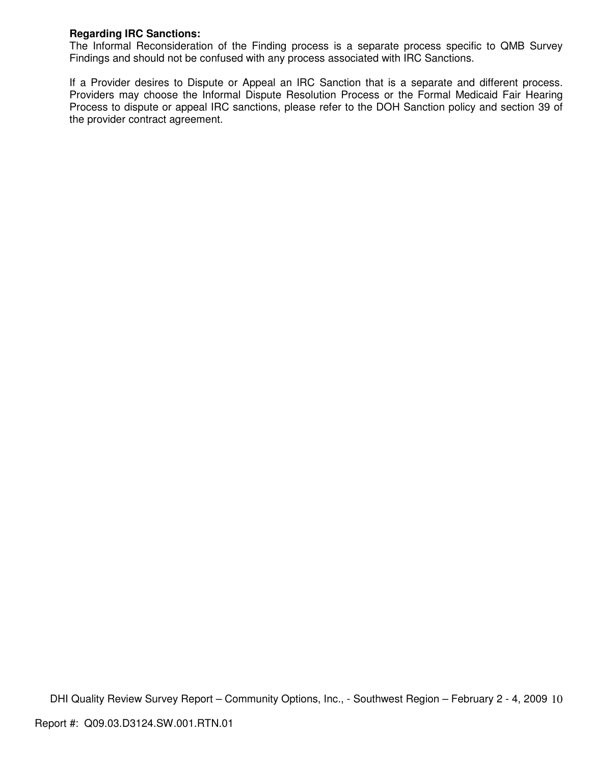**Regarding IRC Sanctions:**
The Informal Reconsideration of the Finding process is a separate process specific to QMB Survey Findings and should not be confused with any process associated with IRC Sanctions.

If a Provider desires to Dispute or Appeal an IRC Sanction that is a separate and different process. Providers may choose the Informal Dispute Resolution Process or the Formal Medicaid Fair Hearing Process to dispute or appeal IRC sanctions, please refer to the DOH Sanction policy and section 39 of the provider contract agreement.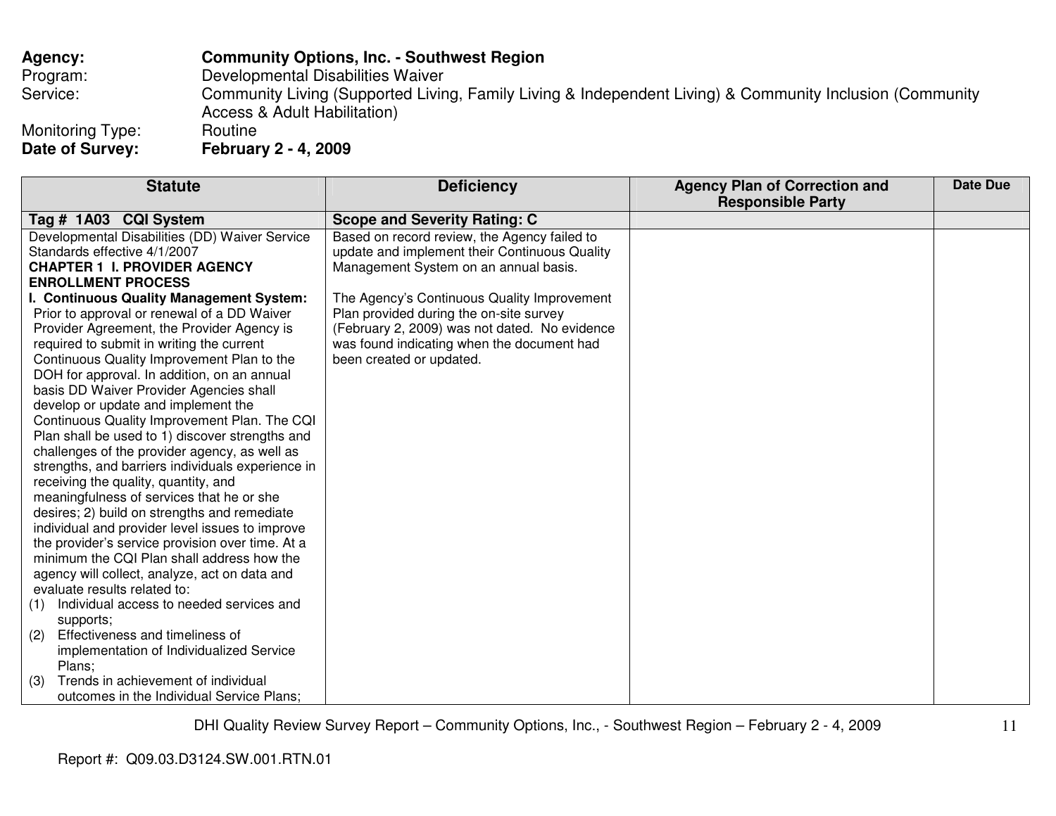**Agency:** **Community Options, Inc. - Southwest Region**
Program: Developmental Disabilities Waiver
Service: Community Living (Supported Living, Family Living & Independent Living) & Community Inclusion (Community Access & Adult Habilitation)
Monitoring Type: Routine
**Date of Survey:** **February 2 - 4, 2009**

| Statute | Deficiency | Agency Plan of Correction and Responsible Party | Date Due |
|---|---|---|---|
| **Tag # 1A03 CQI System** | **Scope and Severity Rating: C** | | |
| Developmental Disabilities (DD) Waiver Service Standards effective 4/1/2007<br>**CHAPTER 1 I. PROVIDER AGENCY ENROLLMENT PROCESS**<br>**I. Continuous Quality Management System:** Prior to approval or renewal of a DD Waiver Provider Agreement, the Provider Agency is required to submit in writing the current Continuous Quality Improvement Plan to the DOH for approval. In addition, on an annual basis DD Waiver Provider Agencies shall develop or update and implement the Continuous Quality Improvement Plan. The CQI Plan shall be used to 1) discover strengths and challenges of the provider agency, as well as strengths, and barriers individuals experience in receiving the quality, quantity, and meaningfulness of services that he or she desires; 2) build on strengths and remediate individual and provider level issues to improve the provider's service provision over time. At a minimum the CQI Plan shall address how the agency will collect, analyze, act on data and evaluate results related to:<br>(1) Individual access to needed services and supports;<br>(2) Effectiveness and timeliness of implementation of Individualized Service Plans;<br>(3) Trends in achievement of individual outcomes in the Individual Service Plans; | Based on record review, the Agency failed to update and implement their Continuous Quality Management System on an annual basis.<br><br>The Agency's Continuous Quality Improvement Plan provided during the on-site survey (February 2, 2009) was not dated. No evidence was found indicating when the document had been created or updated. | | |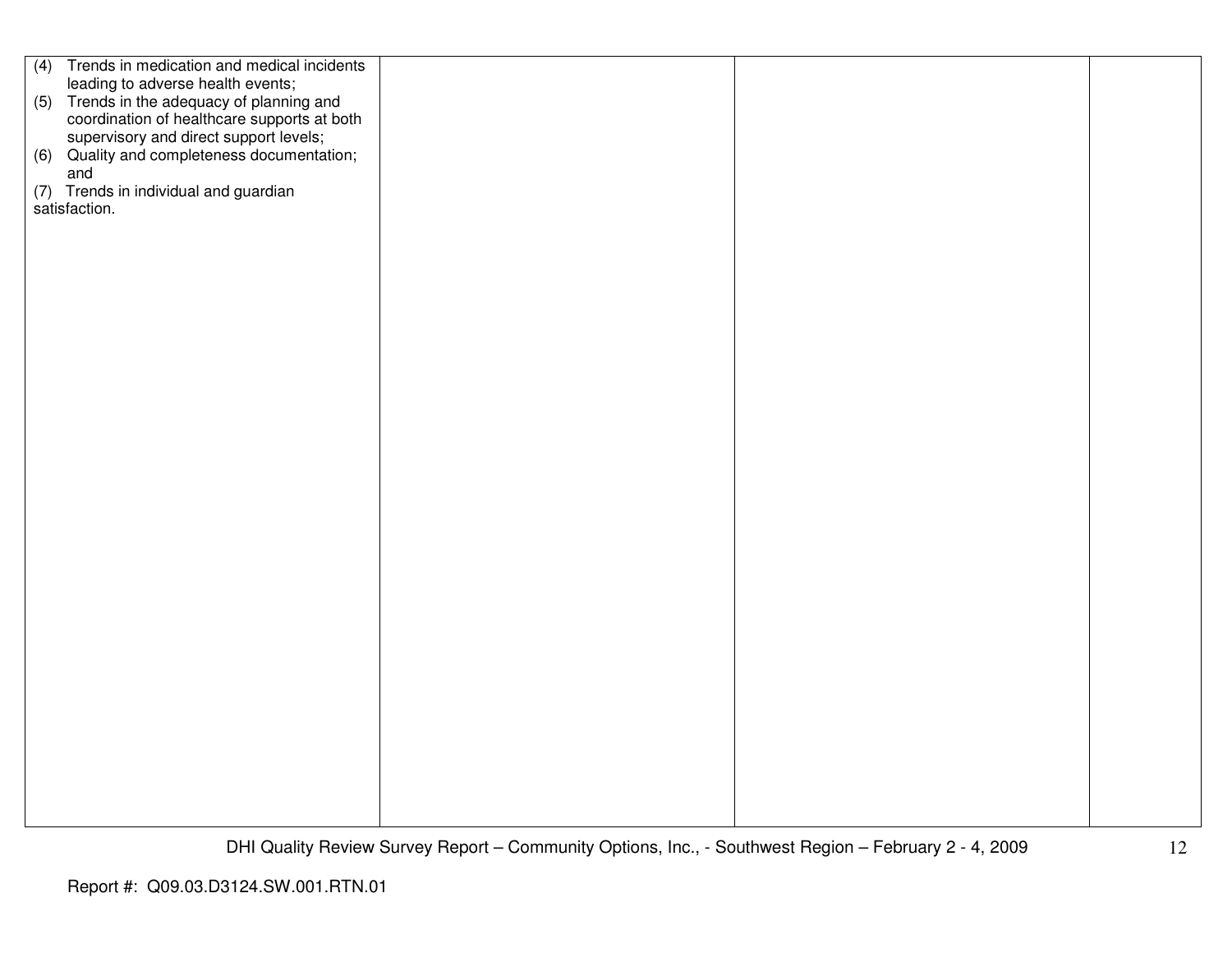| | | | |
|---|---|---|---|
| (4) Trends in medication and medical incidents leading to adverse health events;<br>(5) Trends in the adequacy of planning and coordination of healthcare supports at both supervisory and direct support levels;<br>(6) Quality and completeness documentation; and<br>(7) Trends in individual and guardian satisfaction. | | | |

Report #: Q09.03.D3124.SW.001.RTN.01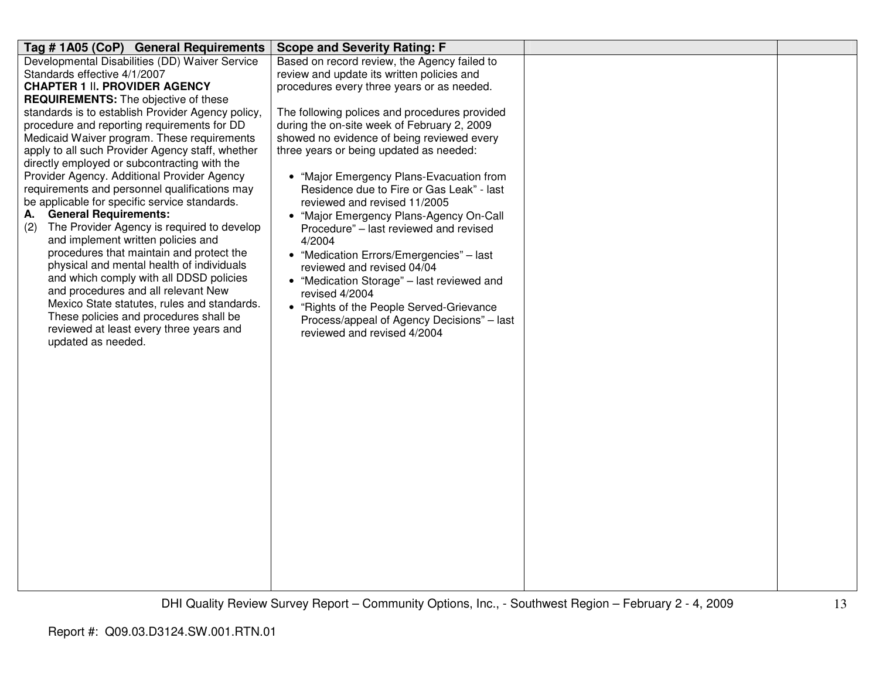| Tag # 1A05 (CoP) General Requirements | Scope and Severity Rating: F | | |
|---|---|---|---|
| Developmental Disabilities (DD) Waiver Service Standards effective 4/1/2007<br>**CHAPTER 1 II. PROVIDER AGENCY REQUIREMENTS:** The objective of these standards is to establish Provider Agency policy, procedure and reporting requirements for DD Medicaid Waiver program. These requirements apply to all such Provider Agency staff, whether directly employed or subcontracting with the Provider Agency. Additional Provider Agency requirements and personnel qualifications may be applicable for specific service standards.<br>**A. General Requirements:**<br>(2) The Provider Agency is required to develop and implement written policies and procedures that maintain and protect the physical and mental health of individuals and which comply with all DDSD policies and procedures and all relevant New Mexico State statutes, rules and standards. These policies and procedures shall be reviewed at least every three years and updated as needed. | Based on record review, the Agency failed to review and update its written policies and procedures every three years or as needed.<br><br>The following polices and procedures provided during the on-site week of February 2, 2009 showed no evidence of being reviewed every three years or being updated as needed:<br><br>• "Major Emergency Plans-Evacuation from Residence due to Fire or Gas Leak" - last reviewed and revised 11/2005<br>• "Major Emergency Plans-Agency On-Call Procedure" – last reviewed and revised 4/2004<br>• "Medication Errors/Emergencies" – last reviewed and revised 04/04<br>• "Medication Storage" – last reviewed and revised 4/2004<br>• "Rights of the People Served-Grievance Process/appeal of Agency Decisions" – last reviewed and revised 4/2004 | | |

DHI Quality Review Survey Report – Community Options, Inc., - Southwest Region – February 2 - 4, 2009

Report #: Q09.03.D3124.SW.001.RTN.01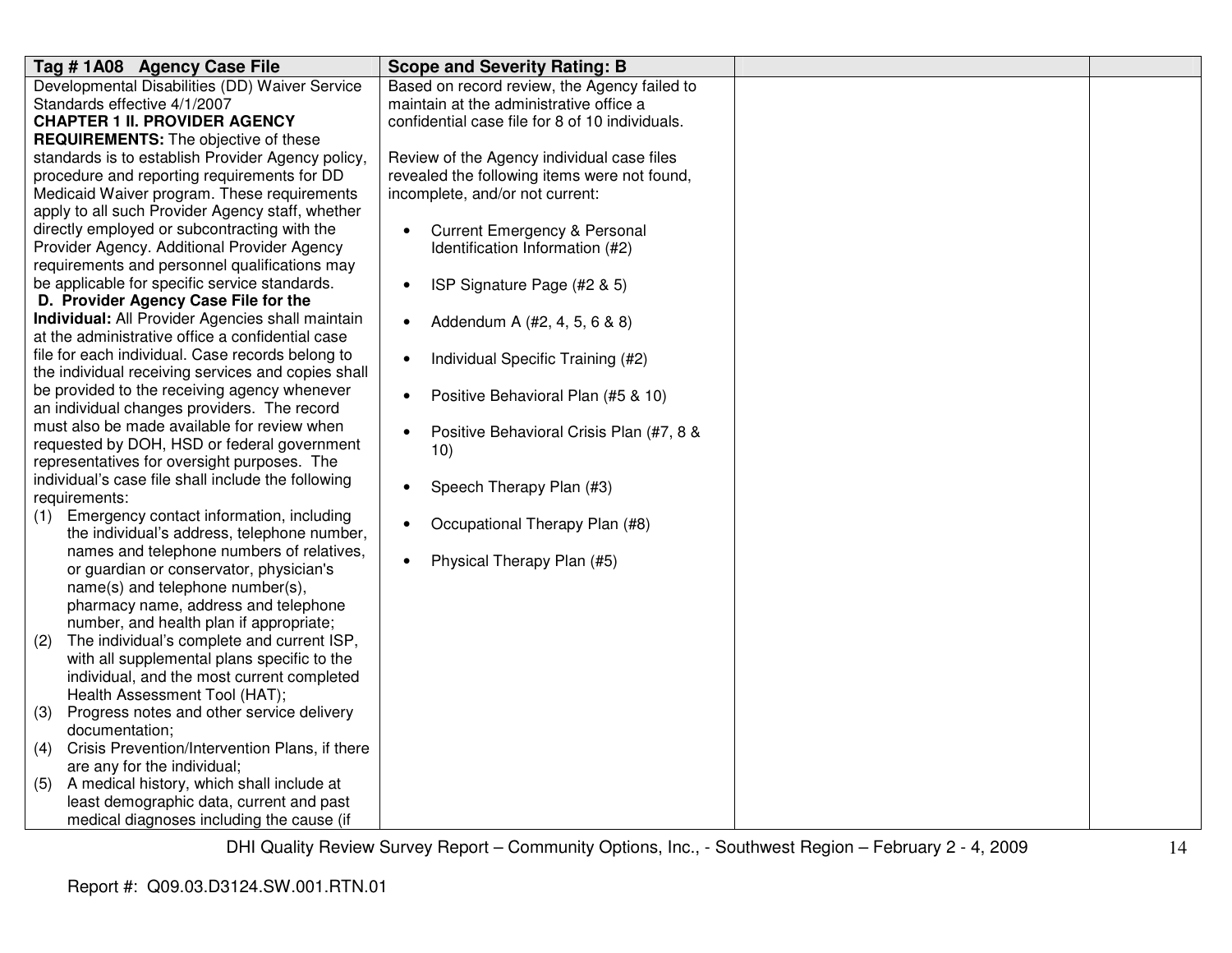| Tag # 1A08 Agency Case File | Scope and Severity Rating: B | | |
|---|---|---|---|
| Developmental Disabilities (DD) Waiver Service Standards effective 4/1/2007<br>**CHAPTER 1 II. PROVIDER AGENCY REQUIREMENTS:** The objective of these standards is to establish Provider Agency policy, procedure and reporting requirements for DD Medicaid Waiver program. These requirements apply to all such Provider Agency staff, whether directly employed or subcontracting with the Provider Agency. Additional Provider Agency requirements and personnel qualifications may be applicable for specific service standards.<br>**D. Provider Agency Case File for the Individual:** All Provider Agencies shall maintain at the administrative office a confidential case file for each individual. Case records belong to the individual receiving services and copies shall be provided to the receiving agency whenever an individual changes providers. The record must also be made available for review when requested by DOH, HSD or federal government representatives for oversight purposes. The individual's case file shall include the following requirements:<br>(1) Emergency contact information, including the individual's address, telephone number, names and telephone numbers of relatives, or guardian or conservator, physician's name(s) and telephone number(s), pharmacy name, address and telephone number, and health plan if appropriate;<br>(2) The individual's complete and current ISP, with all supplemental plans specific to the individual, and the most current completed Health Assessment Tool (HAT);<br>(3) Progress notes and other service delivery documentation;<br>(4) Crisis Prevention/Intervention Plans, if there are any for the individual;<br>(5) A medical history, which shall include at least demographic data, current and past medical diagnoses including the cause (if | Based on record review, the Agency failed to maintain at the administrative office a confidential case file for 8 of 10 individuals.<br><br>Review of the Agency individual case files revealed the following items were not found, incomplete, and/or not current:<br><br>• Current Emergency & Personal Identification Information (#2)<br><br>• ISP Signature Page (#2 & 5)<br><br>• Addendum A (#2, 4, 5, 6 & 8)<br><br>• Individual Specific Training (#2)<br><br>• Positive Behavioral Plan (#5 & 10)<br><br>• Positive Behavioral Crisis Plan (#7, 8 & 10)<br><br>• Speech Therapy Plan (#3)<br><br>• Occupational Therapy Plan (#8)<br><br>• Physical Therapy Plan (#5) | | |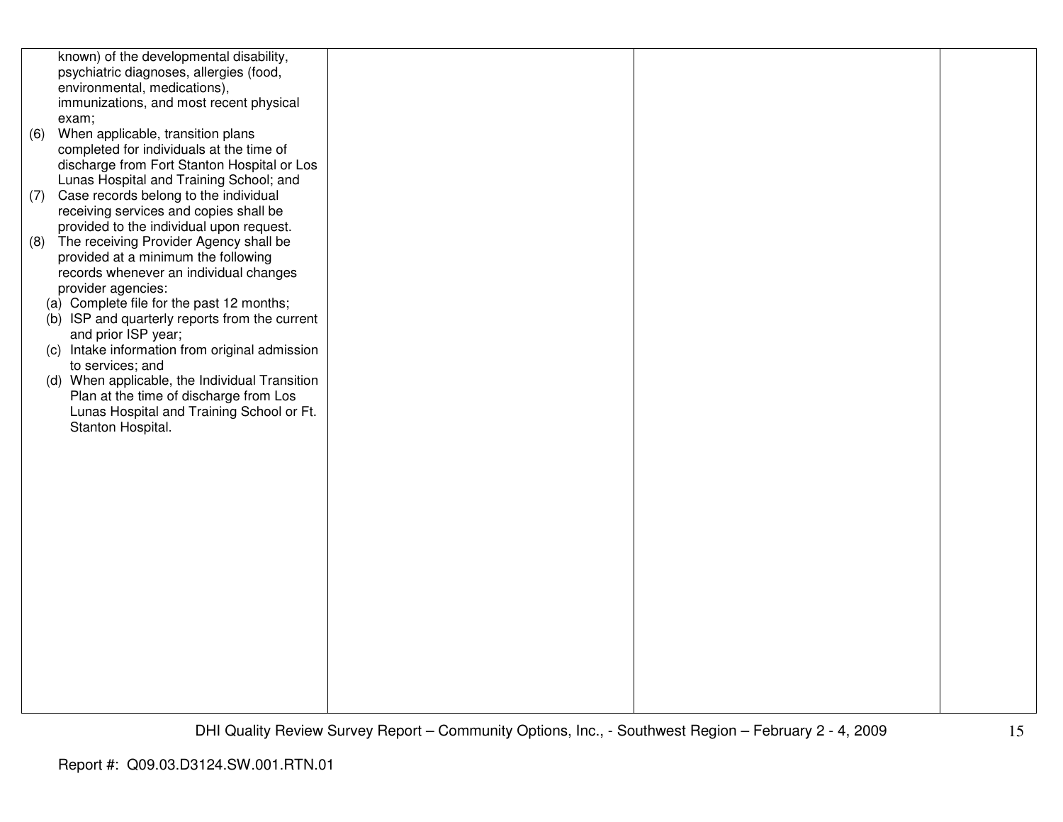| | | | |
|---|---|---|---|
| known) of the developmental disability, psychiatric diagnoses, allergies (food, environmental, medications), immunizations, and most recent physical exam;<br>(6) When applicable, transition plans completed for individuals at the time of discharge from Fort Stanton Hospital or Los Lunas Hospital and Training School; and<br>(7) Case records belong to the individual receiving services and copies shall be provided to the individual upon request.<br>(8) The receiving Provider Agency shall be provided at a minimum the following records whenever an individual changes provider agencies:<br>(a) Complete file for the past 12 months;<br>(b) ISP and quarterly reports from the current and prior ISP year;<br>(c) Intake information from original admission to services; and<br>(d) When applicable, the Individual Transition Plan at the time of discharge from Los Lunas Hospital and Training School or Ft. Stanton Hospital. | | | |

DHI Quality Review Survey Report – Community Options, Inc., - Southwest Region – February 2 - 4, 2009

Report #: Q09.03.D3124.SW.001.RTN.01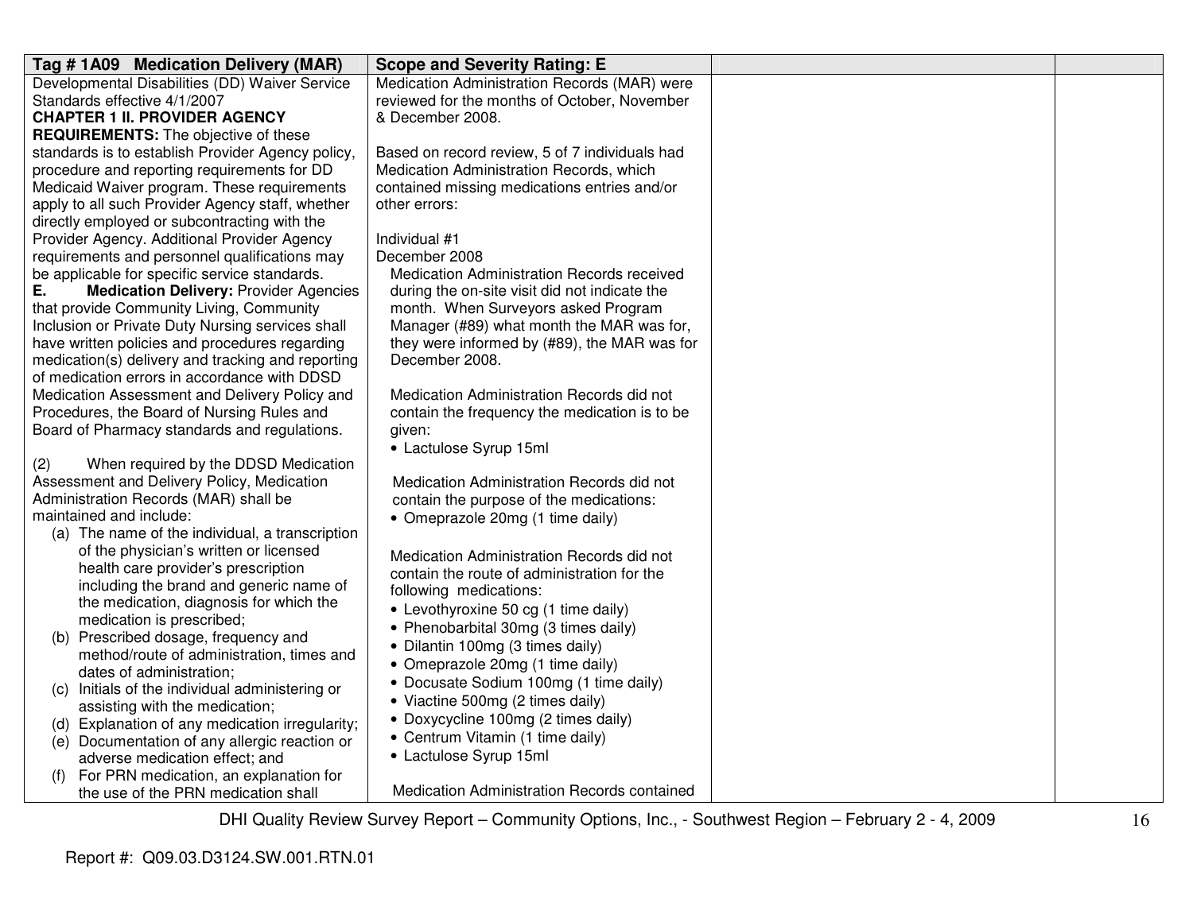| Tag # 1A09 Medication Delivery (MAR) | Scope and Severity Rating: E | | |
|---|---|---|---|
| Developmental Disabilities (DD) Waiver Service Standards effective 4/1/2007<br>**CHAPTER 1 II. PROVIDER AGENCY REQUIREMENTS:** The objective of these standards is to establish Provider Agency policy, procedure and reporting requirements for DD Medicaid Waiver program. These requirements apply to all such Provider Agency staff, whether directly employed or subcontracting with the Provider Agency. Additional Provider Agency requirements and personnel qualifications may be applicable for specific service standards.<br>**E. Medication Delivery:** Provider Agencies that provide Community Living, Community Inclusion or Private Duty Nursing services shall have written policies and procedures regarding medication(s) delivery and tracking and reporting of medication errors in accordance with DDSD Medication Assessment and Delivery Policy and Procedures, the Board of Nursing Rules and Board of Pharmacy standards and regulations.<br><br>(2) When required by the DDSD Medication Assessment and Delivery Policy, Medication Administration Records (MAR) shall be maintained and include:<br>(a) The name of the individual, a transcription of the physician's written or licensed health care provider's prescription including the brand and generic name of the medication, diagnosis for which the medication is prescribed;<br>(b) Prescribed dosage, frequency and method/route of administration, times and dates of administration;<br>(c) Initials of the individual administering or assisting with the medication;<br>(d) Explanation of any medication irregularity;<br>(e) Documentation of any allergic reaction or adverse medication effect; and<br>(f) For PRN medication, an explanation for the use of the PRN medication shall | Medication Administration Records (MAR) were reviewed for the months of October, November & December 2008.<br><br>Based on record review, 5 of 7 individuals had Medication Administration Records, which contained missing medications entries and/or other errors:<br><br>Individual #1<br>December 2008<br>Medication Administration Records received during the on-site visit did not indicate the month. When Surveyors asked Program Manager (#89) what month the MAR was for, they were informed by (#89), the MAR was for December 2008.<br><br>Medication Administration Records did not contain the frequency the medication is to be given:<br>• Lactulose Syrup 15ml<br><br>Medication Administration Records did not contain the purpose of the medications:<br>• Omeprazole 20mg (1 time daily)<br><br>Medication Administration Records did not contain the route of administration for the following medications:<br>• Levothyroxine 50 cg (1 time daily)<br>• Phenobarbital 30mg (3 times daily)<br>• Dilantin 100mg (3 times daily)<br>• Omeprazole 20mg (1 time daily)<br>• Docusate Sodium 100mg (1 time daily)<br>• Viactine 500mg (2 times daily)<br>• Doxycycline 100mg (2 times daily)<br>• Centrum Vitamin (1 time daily)<br>• Lactulose Syrup 15ml<br><br>Medication Administration Records contained | | |

DHI Quality Review Survey Report – Community Options, Inc., - Southwest Region – February 2 - 4, 2009

Report #: Q09.03.D3124.SW.001.RTN.01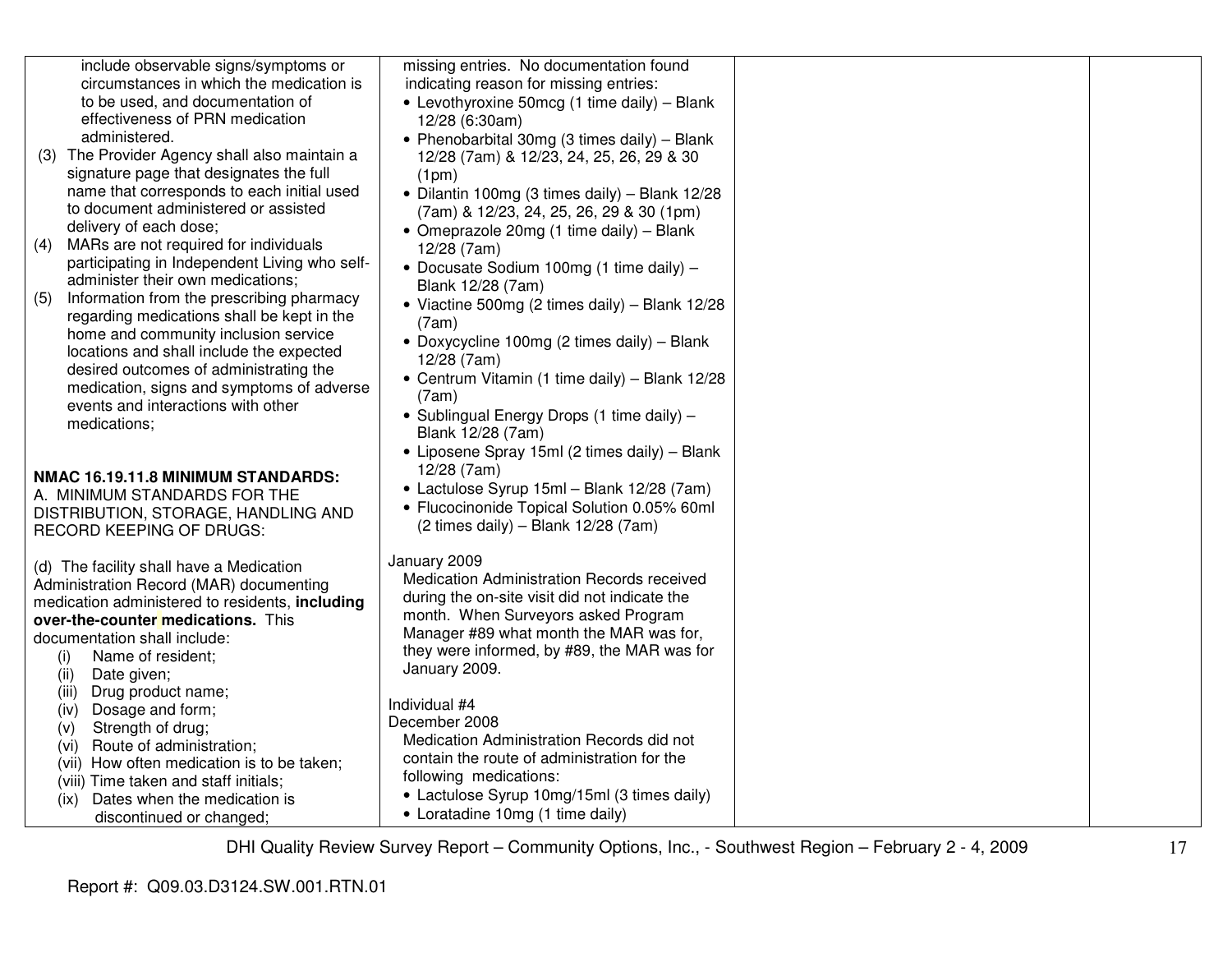| | | | |
|---|---|---|---|
| include observable signs/symptoms or circumstances in which the medication is to be used, and documentation of effectiveness of PRN medication administered.<br>(3) The Provider Agency shall also maintain a signature page that designates the full name that corresponds to each initial used to document administered or assisted delivery of each dose;<br>(4) MARs are not required for individuals participating in Independent Living who self-administer their own medications;<br>(5) Information from the prescribing pharmacy regarding medications shall be kept in the home and community inclusion service locations and shall include the expected desired outcomes of administrating the medication, signs and symptoms of adverse events and interactions with other medications;<br><br>**NMAC 16.19.11.8 MINIMUM STANDARDS:**<br>A. MINIMUM STANDARDS FOR THE DISTRIBUTION, STORAGE, HANDLING AND RECORD KEEPING OF DRUGS:<br><br>(d) The facility shall have a Medication Administration Record (MAR) documenting medication administered to residents, **including over-the-counter medications.** This documentation shall include:<br>(i) Name of resident;<br>(ii) Date given;<br>(iii) Drug product name;<br>(iv) Dosage and form;<br>(v) Strength of drug;<br>(vi) Route of administration;<br>(vii) How often medication is to be taken;<br>(viii) Time taken and staff initials;<br>(ix) Dates when the medication is discontinued or changed; | missing entries. No documentation found indicating reason for missing entries:<br>• Levothyroxine 50mcg (1 time daily) – Blank 12/28 (6:30am)<br>• Phenobarbital 30mg (3 times daily) – Blank 12/28 (7am) & 12/23, 24, 25, 26, 29 & 30 (1pm)<br>• Dilantin 100mg (3 times daily) – Blank 12/28 (7am) & 12/23, 24, 25, 26, 29 & 30 (1pm)<br>• Omeprazole 20mg (1 time daily) – Blank 12/28 (7am)<br>• Docusate Sodium 100mg (1 time daily) – Blank 12/28 (7am)<br>• Viactine 500mg (2 times daily) – Blank 12/28 (7am)<br>• Doxycycline 100mg (2 times daily) – Blank 12/28 (7am)<br>• Centrum Vitamin (1 time daily) – Blank 12/28 (7am)<br>• Sublingual Energy Drops (1 time daily) – Blank 12/28 (7am)<br>• Liposene Spray 15ml (2 times daily) – Blank 12/28 (7am)<br>• Lactulose Syrup 15ml – Blank 12/28 (7am)<br>• Flucocinonide Topical Solution 0.05% 60ml (2 times daily) – Blank 12/28 (7am)<br><br>January 2009<br>Medication Administration Records received during the on-site visit did not indicate the month. When Surveyors asked Program Manager #89 what month the MAR was for, they were informed, by #89, the MAR was for January 2009.<br><br>Individual #4<br>December 2008<br>Medication Administration Records did not contain the route of administration for the following medications:<br>• Lactulose Syrup 10mg/15ml (3 times daily)<br>• Loratadine 10mg (1 time daily) | | |

DHI Quality Review Survey Report – Community Options, Inc., - Southwest Region – February 2 - 4, 2009

Report #: Q09.03.D3124.SW.001.RTN.01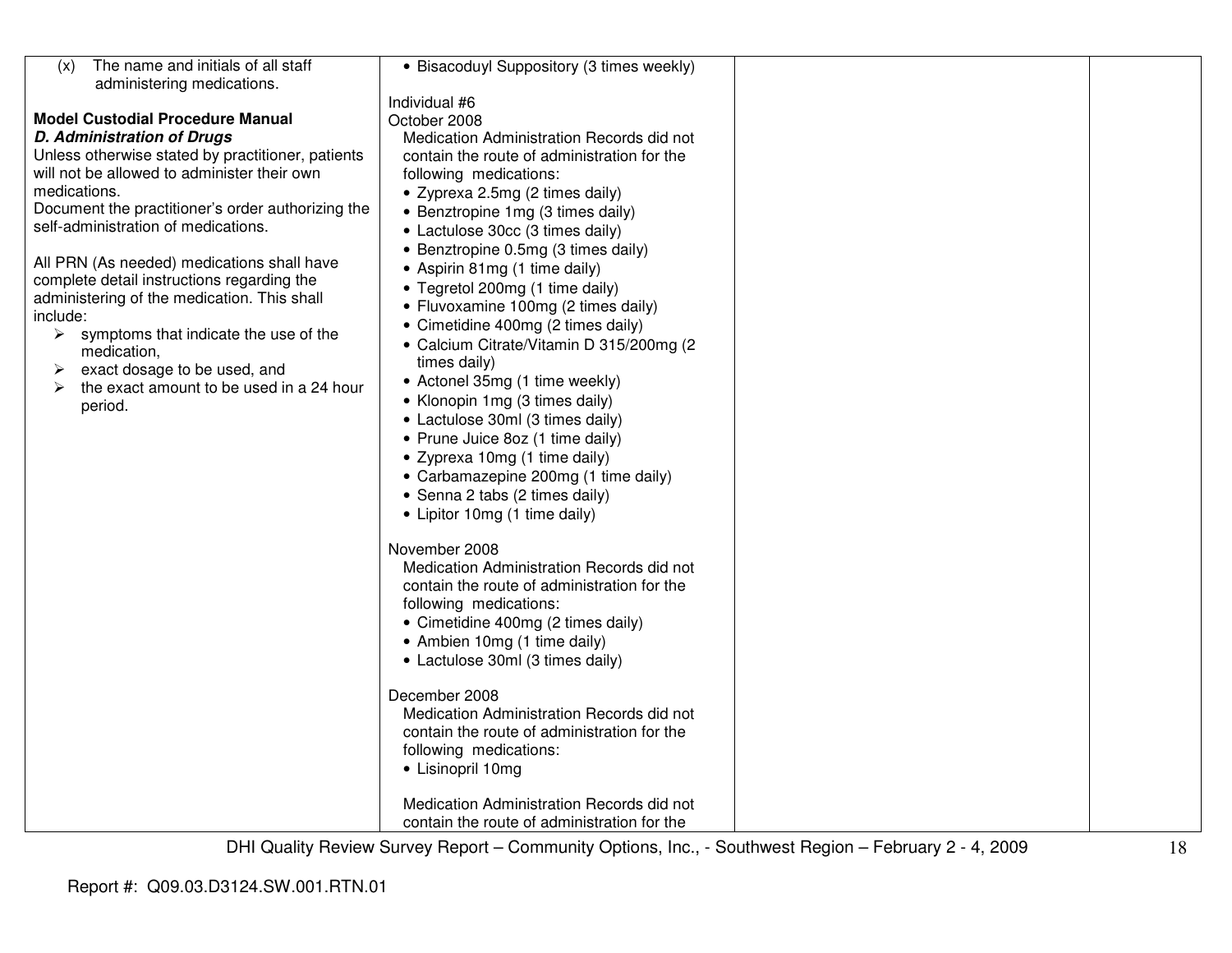| | | | |
|---|---|---|---|
| (x) The name and initials of all staff administering medications.<br><br>**Model Custodial Procedure Manual**<br>***D. Administration of Drugs***<br>Unless otherwise stated by practitioner, patients will not be allowed to administer their own medications.<br>Document the practitioner's order authorizing the self-administration of medications.<br><br>All PRN (As needed) medications shall have complete detail instructions regarding the administering of the medication. This shall include:<br>➢ symptoms that indicate the use of the medication,<br>➢ exact dosage to be used, and<br>➢ the exact amount to be used in a 24 hour period. | • Bisacoduyl Suppository (3 times weekly)<br><br>Individual #6<br>October 2008<br>Medication Administration Records did not contain the route of administration for the following medications:<br>• Zyprexa 2.5mg (2 times daily)<br>• Benztropine 1mg (3 times daily)<br>• Lactulose 30cc (3 times daily)<br>• Benztropine 0.5mg (3 times daily)<br>• Aspirin 81mg (1 time daily)<br>• Tegretol 200mg (1 time daily)<br>• Fluvoxamine 100mg (2 times daily)<br>• Cimetidine 400mg (2 times daily)<br>• Calcium Citrate/Vitamin D 315/200mg (2 times daily)<br>• Actonel 35mg (1 time weekly)<br>• Klonopin 1mg (3 times daily)<br>• Lactulose 30ml (3 times daily)<br>• Prune Juice 8oz (1 time daily)<br>• Zyprexa 10mg (1 time daily)<br>• Carbamazepine 200mg (1 time daily)<br>• Senna 2 tabs (2 times daily)<br>• Lipitor 10mg (1 time daily)<br><br>November 2008<br>Medication Administration Records did not contain the route of administration for the following medications:<br>• Cimetidine 400mg (2 times daily)<br>• Ambien 10mg (1 time daily)<br>• Lactulose 30ml (3 times daily)<br><br>December 2008<br>Medication Administration Records did not contain the route of administration for the following medications:<br>• Lisinopril 10mg<br><br>Medication Administration Records did not contain the route of administration for the | | |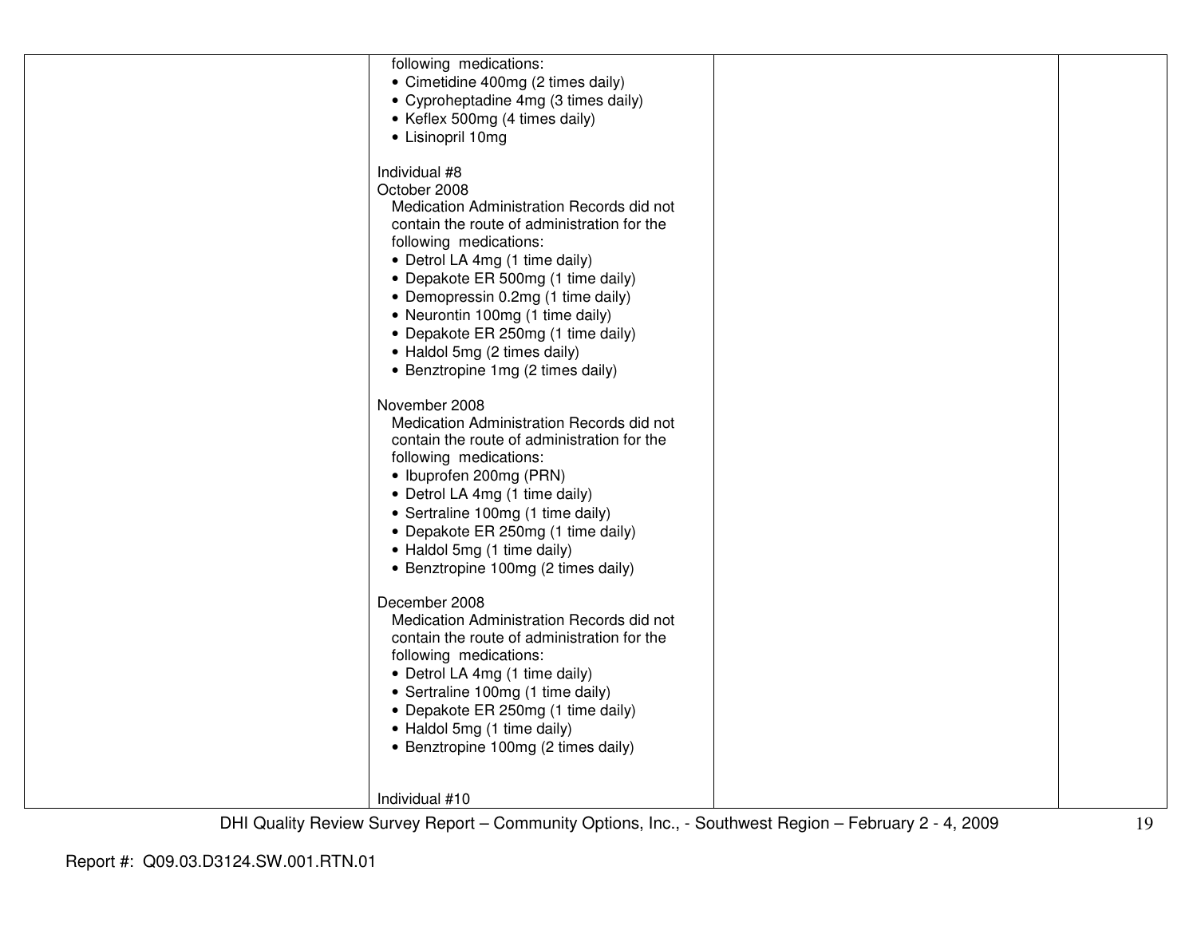| | following medications:<br>• Cimetidine 400mg (2 times daily)<br>• Cyproheptadine 4mg (3 times daily)<br>• Keflex 500mg (4 times daily)<br>• Lisinopril 10mg<br><br>Individual #8<br>October 2008<br>Medication Administration Records did not contain the route of administration for the following medications:<br>• Detrol LA 4mg (1 time daily)<br>• Depakote ER 500mg (1 time daily)<br>• Demopressin 0.2mg (1 time daily)<br>• Neurontin 100mg (1 time daily)<br>• Depakote ER 250mg (1 time daily)<br>• Haldol 5mg (2 times daily)<br>• Benztropine 1mg (2 times daily)<br><br>November 2008<br>Medication Administration Records did not contain the route of administration for the following medications:<br>• Ibuprofen 200mg (PRN)<br>• Detrol LA 4mg (1 time daily)<br>• Sertraline 100mg (1 time daily)<br>• Depakote ER 250mg (1 time daily)<br>• Haldol 5mg (1 time daily)<br>• Benztropine 100mg (2 times daily)<br><br>December 2008<br>Medication Administration Records did not contain the route of administration for the following medications:<br>• Detrol LA 4mg (1 time daily)<br>• Sertraline 100mg (1 time daily)<br>• Depakote ER 250mg (1 time daily)<br>• Haldol 5mg (1 time daily)<br>• Benztropine 100mg (2 times daily)<br><br><br>Individual #10 | | |
|---|---|---|---|

DHI Quality Review Survey Report – Community Options, Inc., - Southwest Region – February 2 - 4, 2009

Report #: Q09.03.D3124.SW.001.RTN.01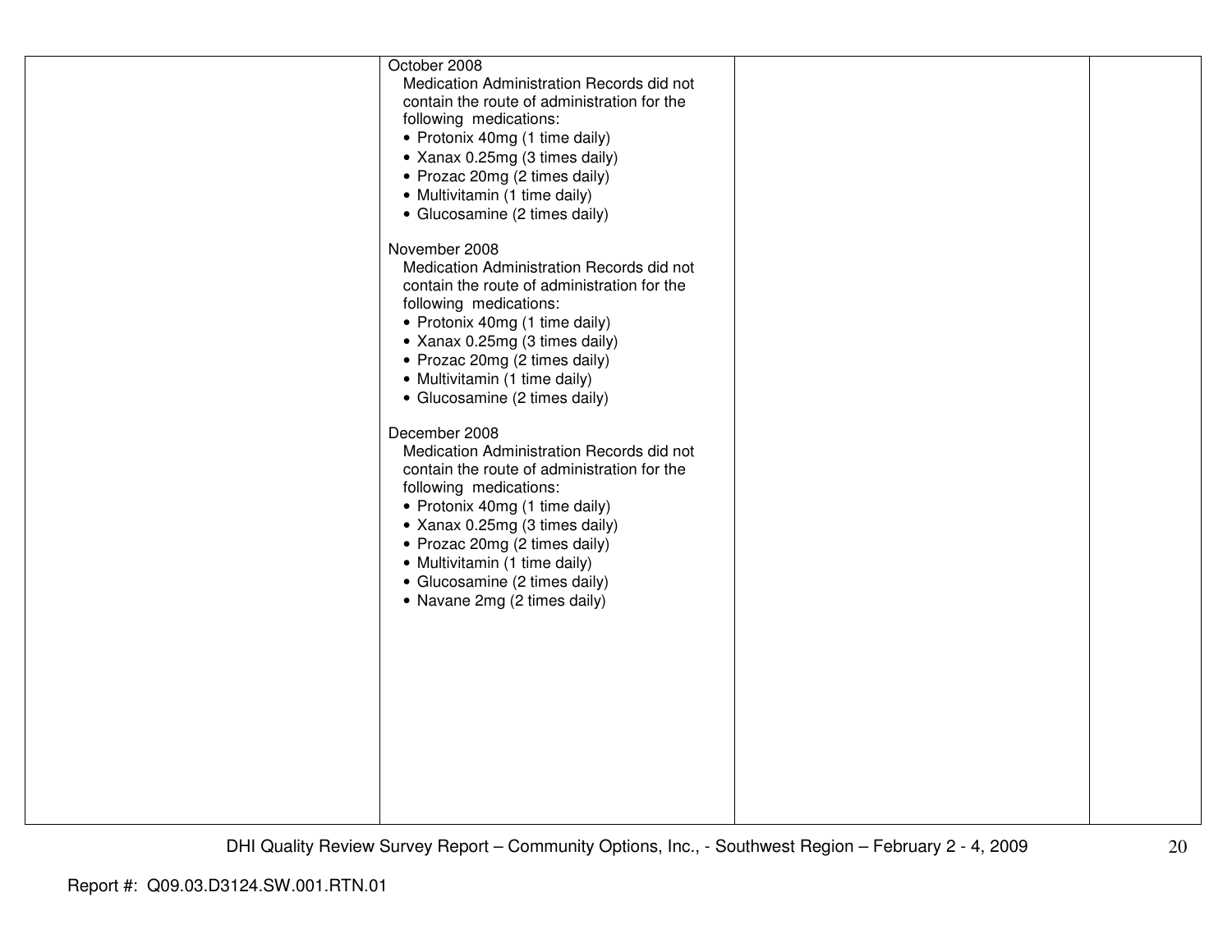| | | | |
|---|---|---|---|
| | October 2008<br>Medication Administration Records did not contain the route of administration for the following medications:<br>• Protonix 40mg (1 time daily)<br>• Xanax 0.25mg (3 times daily)<br>• Prozac 20mg (2 times daily)<br>• Multivitamin (1 time daily)<br>• Glucosamine (2 times daily)<br><br>November 2008<br>Medication Administration Records did not contain the route of administration for the following medications:<br>• Protonix 40mg (1 time daily)<br>• Xanax 0.25mg (3 times daily)<br>• Prozac 20mg (2 times daily)<br>• Multivitamin (1 time daily)<br>• Glucosamine (2 times daily)<br><br>December 2008<br>Medication Administration Records did not contain the route of administration for the following medications:<br>• Protonix 40mg (1 time daily)<br>• Xanax 0.25mg (3 times daily)<br>• Prozac 20mg (2 times daily)<br>• Multivitamin (1 time daily)<br>• Glucosamine (2 times daily)<br>• Navane 2mg (2 times daily) | | |

DHI Quality Review Survey Report – Community Options, Inc., - Southwest Region – February 2 - 4, 2009

Report #: Q09.03.D3124.SW.001.RTN.01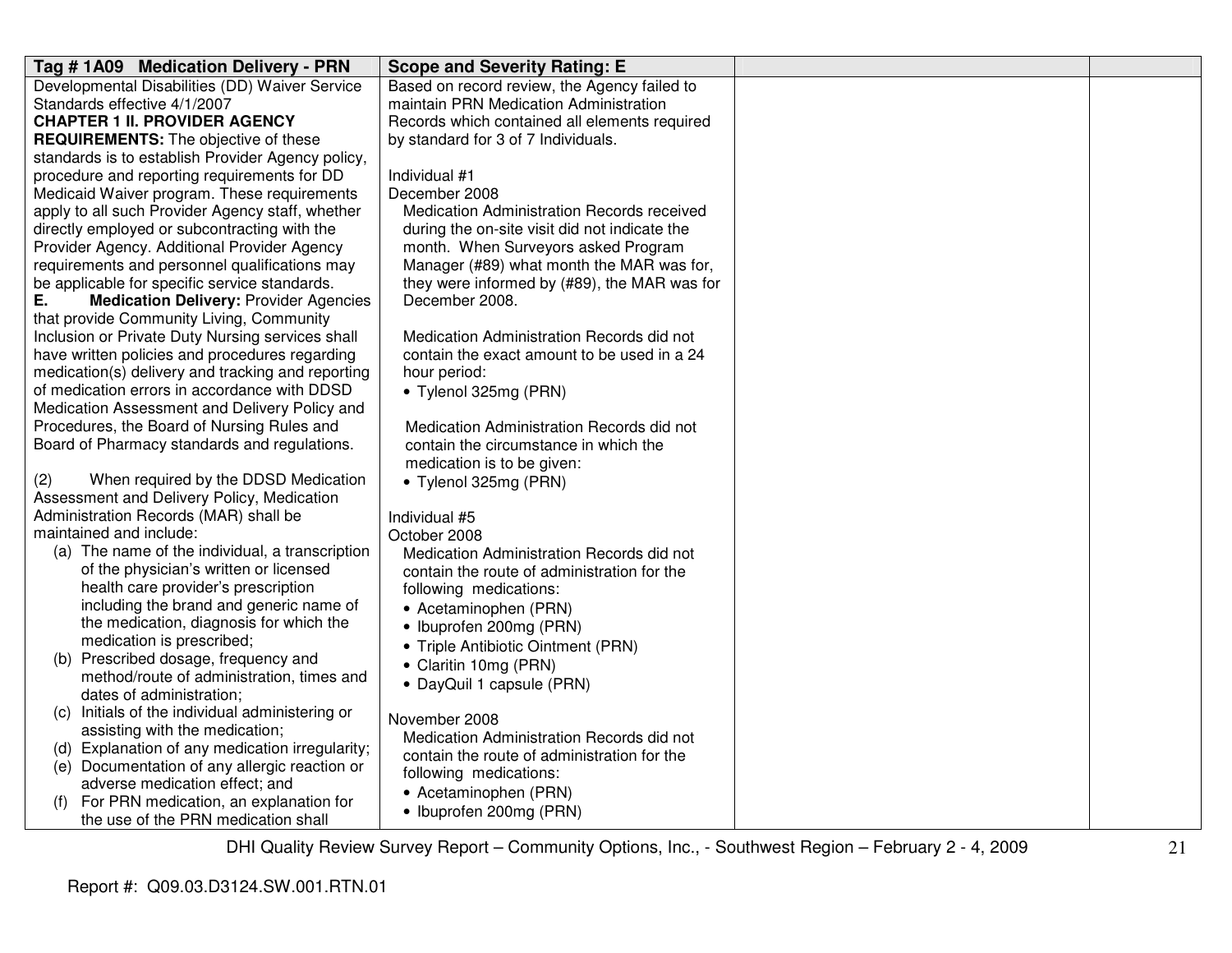| Tag # 1A09 Medication Delivery - PRN | Scope and Severity Rating: E | | |
|---|---|---|---|
| Developmental Disabilities (DD) Waiver Service Standards effective 4/1/2007<br>**CHAPTER 1 II. PROVIDER AGENCY REQUIREMENTS:** The objective of these standards is to establish Provider Agency policy, procedure and reporting requirements for DD Medicaid Waiver program. These requirements apply to all such Provider Agency staff, whether directly employed or subcontracting with the Provider Agency. Additional Provider Agency requirements and personnel qualifications may be applicable for specific service standards.<br>**E. Medication Delivery:** Provider Agencies that provide Community Living, Community Inclusion or Private Duty Nursing services shall have written policies and procedures regarding medication(s) delivery and tracking and reporting of medication errors in accordance with DDSD Medication Assessment and Delivery Policy and Procedures, the Board of Nursing Rules and Board of Pharmacy standards and regulations.<br><br>(2) When required by the DDSD Medication Assessment and Delivery Policy, Medication Administration Records (MAR) shall be maintained and include:<br>(a) The name of the individual, a transcription of the physician's written or licensed health care provider's prescription including the brand and generic name of the medication, diagnosis for which the medication is prescribed;<br>(b) Prescribed dosage, frequency and method/route of administration, times and dates of administration;<br>(c) Initials of the individual administering or assisting with the medication;<br>(d) Explanation of any medication irregularity;<br>(e) Documentation of any allergic reaction or adverse medication effect; and<br>(f) For PRN medication, an explanation for the use of the PRN medication shall | Based on record review, the Agency failed to maintain PRN Medication Administration Records which contained all elements required by standard for 3 of 7 Individuals.<br><br>Individual #1<br>December 2008<br>Medication Administration Records received during the on-site visit did not indicate the month. When Surveyors asked Program Manager (#89) what month the MAR was for, they were informed by (#89), the MAR was for December 2008.<br><br>Medication Administration Records did not contain the exact amount to be used in a 24 hour period:<br>• Tylenol 325mg (PRN)<br><br>Medication Administration Records did not contain the circumstance in which the medication is to be given:<br>• Tylenol 325mg (PRN)<br><br>Individual #5<br>October 2008<br>Medication Administration Records did not contain the route of administration for the following medications:<br>• Acetaminophen (PRN)<br>• Ibuprofen 200mg (PRN)<br>• Triple Antibiotic Ointment (PRN)<br>• Claritin 10mg (PRN)<br>• DayQuil 1 capsule (PRN)<br><br>November 2008<br>Medication Administration Records did not contain the route of administration for the following medications:<br>• Acetaminophen (PRN)<br>• Ibuprofen 200mg (PRN) | | |

Report #: Q09.03.D3124.SW.001.RTN.01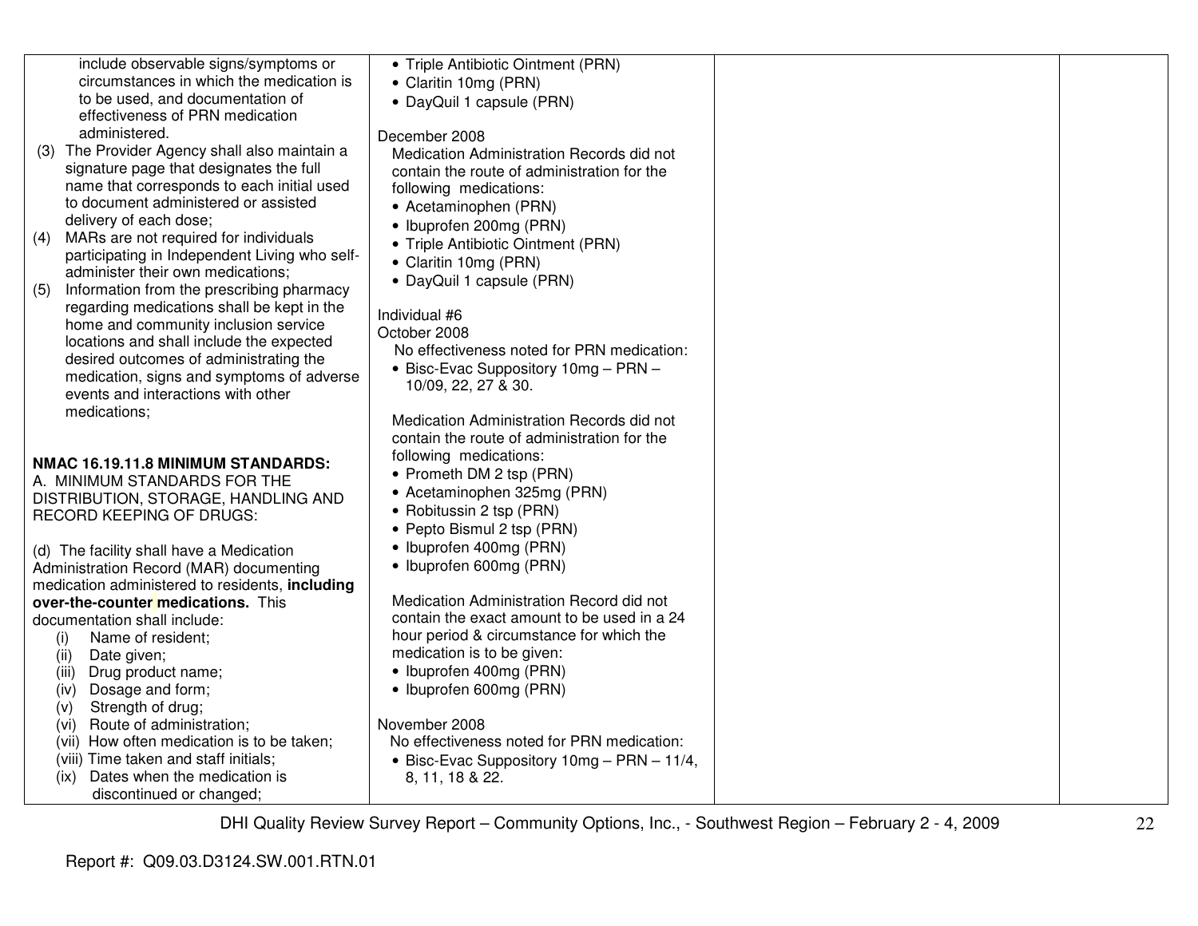| | | | |
|---|---|---|---|
| include observable signs/symptoms or circumstances in which the medication is to be used, and documentation of effectiveness of PRN medication administered.<br>(3) The Provider Agency shall also maintain a signature page that designates the full name that corresponds to each initial used to document administered or assisted delivery of each dose;<br>(4) MARs are not required for individuals participating in Independent Living who self-administer their own medications;<br>(5) Information from the prescribing pharmacy regarding medications shall be kept in the home and community inclusion service locations and shall include the expected desired outcomes of administrating the medication, signs and symptoms of adverse events and interactions with other medications;<br><br>**NMAC 16.19.11.8 MINIMUM STANDARDS:**<br>A. MINIMUM STANDARDS FOR THE DISTRIBUTION, STORAGE, HANDLING AND RECORD KEEPING OF DRUGS:<br><br>(d) The facility shall have a Medication Administration Record (MAR) documenting medication administered to residents, **including over-the-counter medications.** This documentation shall include:<br>(i) Name of resident;<br>(ii) Date given;<br>(iii) Drug product name;<br>(iv) Dosage and form;<br>(v) Strength of drug;<br>(vi) Route of administration;<br>(vii) How often medication is to be taken;<br>(viii) Time taken and staff initials;<br>(ix) Dates when the medication is discontinued or changed; | • Triple Antibiotic Ointment (PRN)<br>• Claritin 10mg (PRN)<br>• DayQuil 1 capsule (PRN)<br><br>December 2008<br>Medication Administration Records did not contain the route of administration for the following medications:<br>• Acetaminophen (PRN)<br>• Ibuprofen 200mg (PRN)<br>• Triple Antibiotic Ointment (PRN)<br>• Claritin 10mg (PRN)<br>• DayQuil 1 capsule (PRN)<br><br>Individual #6<br>October 2008<br>No effectiveness noted for PRN medication:<br>• Bisc-Evac Suppository 10mg – PRN – 10/09, 22, 27 & 30.<br><br>Medication Administration Records did not contain the route of administration for the following medications:<br>• Prometh DM 2 tsp (PRN)<br>• Acetaminophen 325mg (PRN)<br>• Robitussin 2 tsp (PRN)<br>• Pepto Bismul 2 tsp (PRN)<br>• Ibuprofen 400mg (PRN)<br>• Ibuprofen 600mg (PRN)<br><br>Medication Administration Record did not contain the exact amount to be used in a 24 hour period & circumstance for which the medication is to be given:<br>• Ibuprofen 400mg (PRN)<br>• Ibuprofen 600mg (PRN)<br><br>November 2008<br>No effectiveness noted for PRN medication:<br>• Bisc-Evac Suppository 10mg – PRN – 11/4, 8, 11, 18 & 22. | | |

DHI Quality Review Survey Report – Community Options, Inc., - Southwest Region – February 2 - 4, 2009

Report #: Q09.03.D3124.SW.001.RTN.01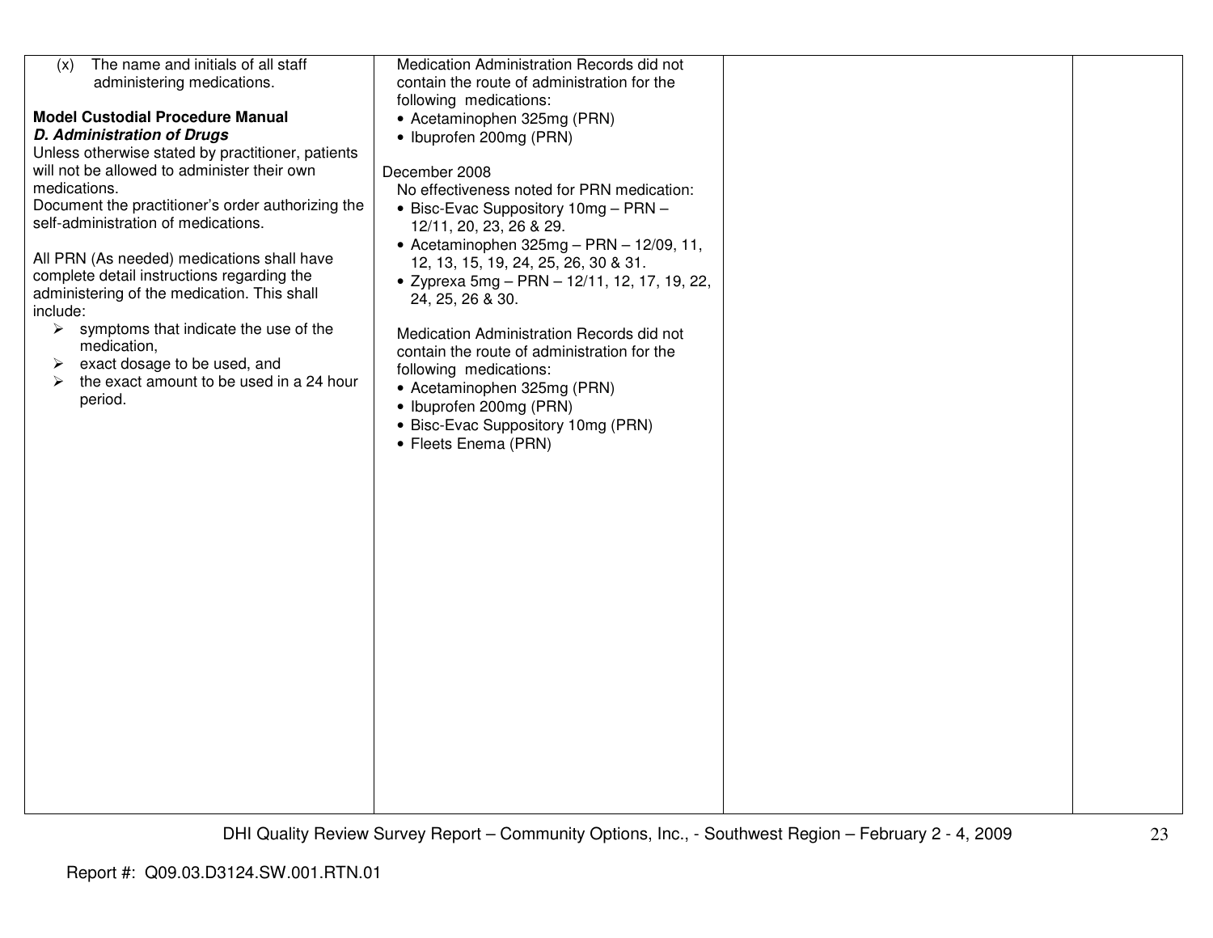| | | | |
|---|---|---|---|
| (x) The name and initials of all staff administering medications.<br><br>**Model Custodial Procedure Manual**<br>***D. Administration of Drugs***<br>Unless otherwise stated by practitioner, patients will not be allowed to administer their own medications.<br>Document the practitioner's order authorizing the self-administration of medications.<br><br>All PRN (As needed) medications shall have complete detail instructions regarding the administering of the medication. This shall include:<br>➢ symptoms that indicate the use of the medication,<br>➢ exact dosage to be used, and<br>➢ the exact amount to be used in a 24 hour period. | Medication Administration Records did not contain the route of administration for the following medications:<br>• Acetaminophen 325mg (PRN)<br>• Ibuprofen 200mg (PRN)<br><br>December 2008<br>No effectiveness noted for PRN medication:<br>• Bisc-Evac Suppository 10mg – PRN – 12/11, 20, 23, 26 & 29.<br>• Acetaminophen 325mg – PRN – 12/09, 11, 12, 13, 15, 19, 24, 25, 26, 30 & 31.<br>• Zyprexa 5mg – PRN – 12/11, 12, 17, 19, 22, 24, 25, 26 & 30.<br><br>Medication Administration Records did not contain the route of administration for the following medications:<br>• Acetaminophen 325mg (PRN)<br>• Ibuprofen 200mg (PRN)<br>• Bisc-Evac Suppository 10mg (PRN)<br>• Fleets Enema (PRN) | | |

Report #: Q09.03.D3124.SW.001.RTN.01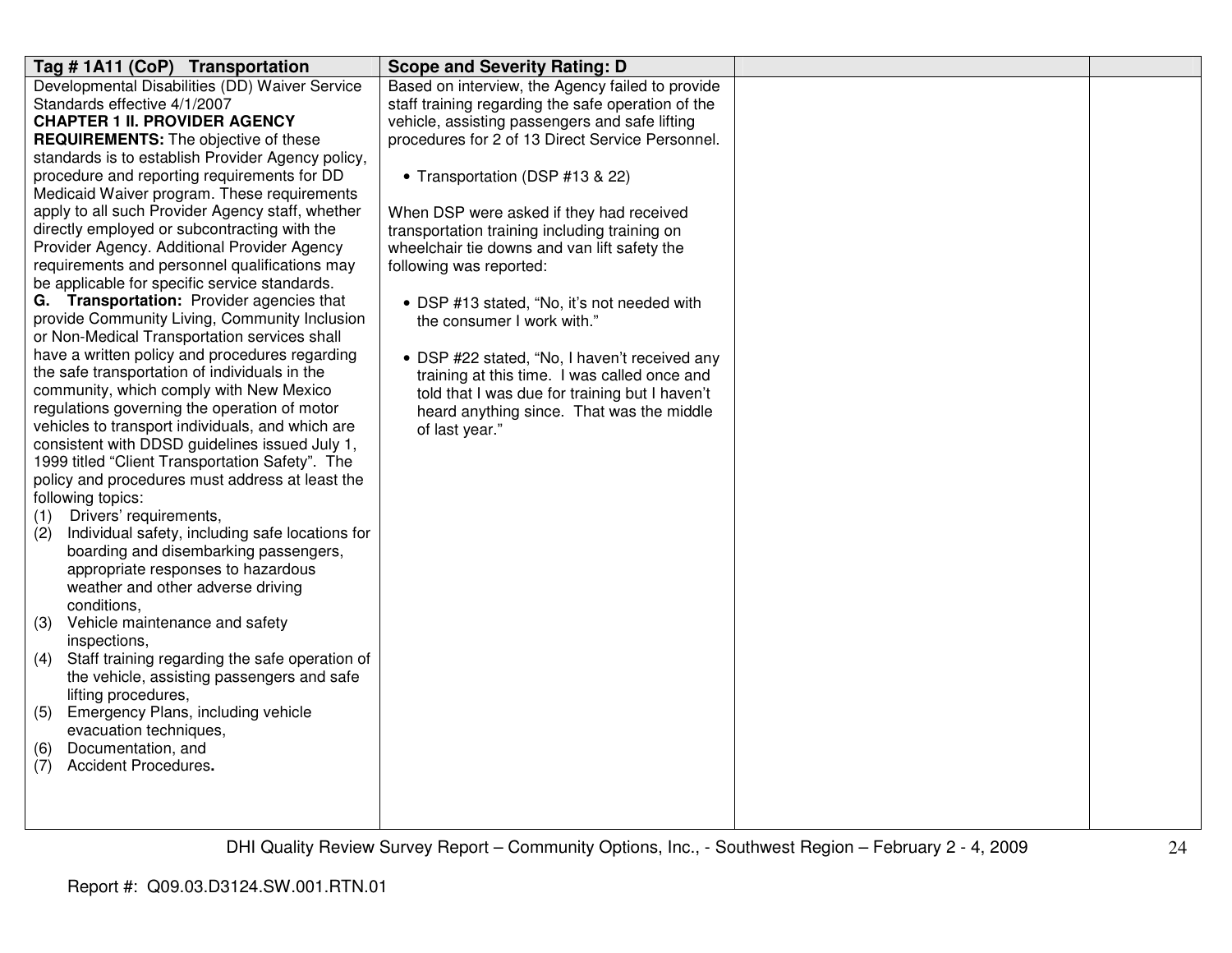| Tag # 1A11 (CoP) Transportation | Scope and Severity Rating: D | | |
|---|---|---|---|
| Developmental Disabilities (DD) Waiver Service Standards effective 4/1/2007<br>**CHAPTER 1 II. PROVIDER AGENCY REQUIREMENTS:** The objective of these standards is to establish Provider Agency policy, procedure and reporting requirements for DD Medicaid Waiver program. These requirements apply to all such Provider Agency staff, whether directly employed or subcontracting with the Provider Agency. Additional Provider Agency requirements and personnel qualifications may be applicable for specific service standards.<br>**G. Transportation:** Provider agencies that provide Community Living, Community Inclusion or Non-Medical Transportation services shall have a written policy and procedures regarding the safe transportation of individuals in the community, which comply with New Mexico regulations governing the operation of motor vehicles to transport individuals, and which are consistent with DDSD guidelines issued July 1, 1999 titled "Client Transportation Safety". The policy and procedures must address at least the following topics:<br>(1) Drivers' requirements,<br>(2) Individual safety, including safe locations for boarding and disembarking passengers, appropriate responses to hazardous weather and other adverse driving conditions,<br>(3) Vehicle maintenance and safety inspections,<br>(4) Staff training regarding the safe operation of the vehicle, assisting passengers and safe lifting procedures,<br>(5) Emergency Plans, including vehicle evacuation techniques,<br>(6) Documentation, and<br>(7) Accident Procedures**.** | Based on interview, the Agency failed to provide staff training regarding the safe operation of the vehicle, assisting passengers and safe lifting procedures for 2 of 13 Direct Service Personnel.<br><br>• Transportation (DSP #13 & 22)<br><br>When DSP were asked if they had received transportation training including training on wheelchair tie downs and van lift safety the following was reported:<br><br>• DSP #13 stated, "No, it's not needed with the consumer I work with."<br><br>• DSP #22 stated, "No, I haven't received any training at this time. I was called once and told that I was due for training but I haven't heard anything since. That was the middle of last year." | | |

DHI Quality Review Survey Report – Community Options, Inc., - Southwest Region – February 2 - 4, 2009

Report #: Q09.03.D3124.SW.001.RTN.01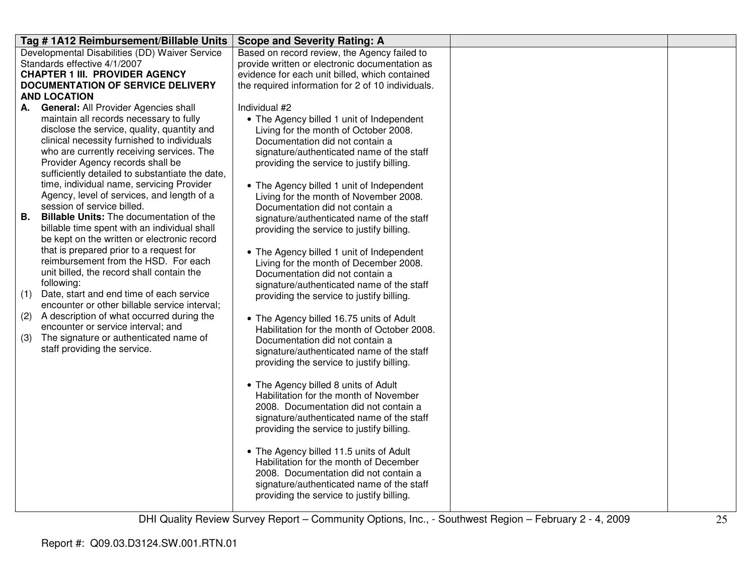| Tag # 1A12 Reimbursement/Billable Units | Scope and Severity Rating: A | | |
|---|---|---|---|
| Developmental Disabilities (DD) Waiver Service Standards effective 4/1/2007<br>**CHAPTER 1 III. PROVIDER AGENCY DOCUMENTATION OF SERVICE DELIVERY AND LOCATION**<br>**A. General:** All Provider Agencies shall maintain all records necessary to fully disclose the service, quality, quantity and clinical necessity furnished to individuals who are currently receiving services. The Provider Agency records shall be sufficiently detailed to substantiate the date, time, individual name, servicing Provider Agency, level of services, and length of a session of service billed.<br>**B. Billable Units:** The documentation of the billable time spent with an individual shall be kept on the written or electronic record that is prepared prior to a request for reimbursement from the HSD. For each unit billed, the record shall contain the following:<br>(1) Date, start and end time of each service encounter or other billable service interval;<br>(2) A description of what occurred during the encounter or service interval; and<br>(3) The signature or authenticated name of staff providing the service. | Based on record review, the Agency failed to provide written or electronic documentation as evidence for each unit billed, which contained the required information for 2 of 10 individuals.<br><br>Individual #2<br>• The Agency billed 1 unit of Independent Living for the month of October 2008. Documentation did not contain a signature/authenticated name of the staff providing the service to justify billing.<br><br>• The Agency billed 1 unit of Independent Living for the month of November 2008. Documentation did not contain a signature/authenticated name of the staff providing the service to justify billing.<br><br>• The Agency billed 1 unit of Independent Living for the month of December 2008. Documentation did not contain a signature/authenticated name of the staff providing the service to justify billing.<br><br>• The Agency billed 16.75 units of Adult Habilitation for the month of October 2008. Documentation did not contain a signature/authenticated name of the staff providing the service to justify billing.<br><br>• The Agency billed 8 units of Adult Habilitation for the month of November 2008. Documentation did not contain a signature/authenticated name of the staff providing the service to justify billing.<br><br>• The Agency billed 11.5 units of Adult Habilitation for the month of December 2008. Documentation did not contain a signature/authenticated name of the staff providing the service to justify billing. | | |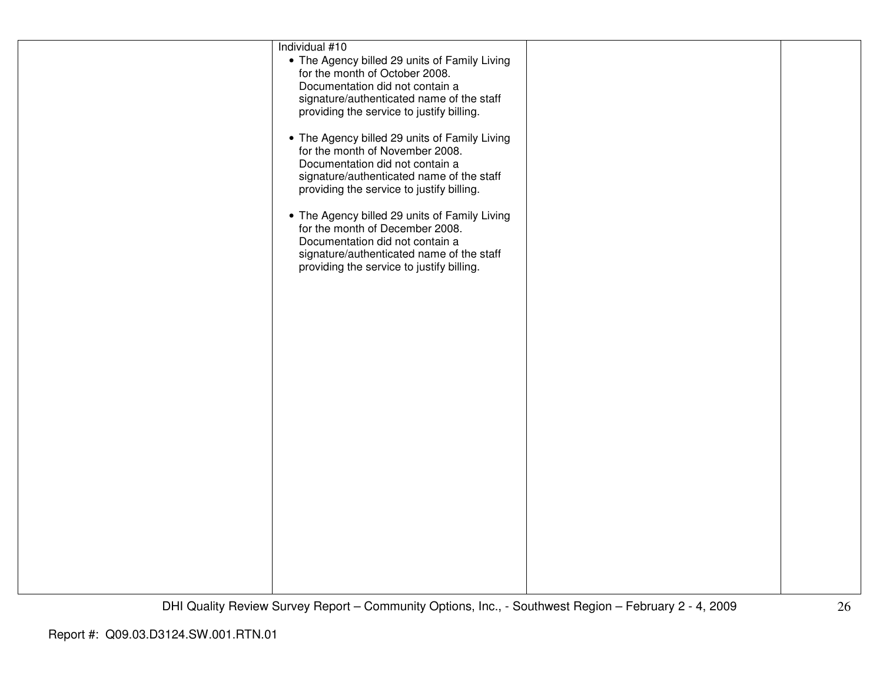| | | | |
|---|---|---|---|
| | Individual #10<br>• The Agency billed 29 units of Family Living for the month of October 2008. Documentation did not contain a signature/authenticated name of the staff providing the service to justify billing.<br><br>• The Agency billed 29 units of Family Living for the month of November 2008. Documentation did not contain a signature/authenticated name of the staff providing the service to justify billing.<br><br>• The Agency billed 29 units of Family Living for the month of December 2008. Documentation did not contain a signature/authenticated name of the staff providing the service to justify billing. | | |

Report #: Q09.03.D3124.SW.001.RTN.01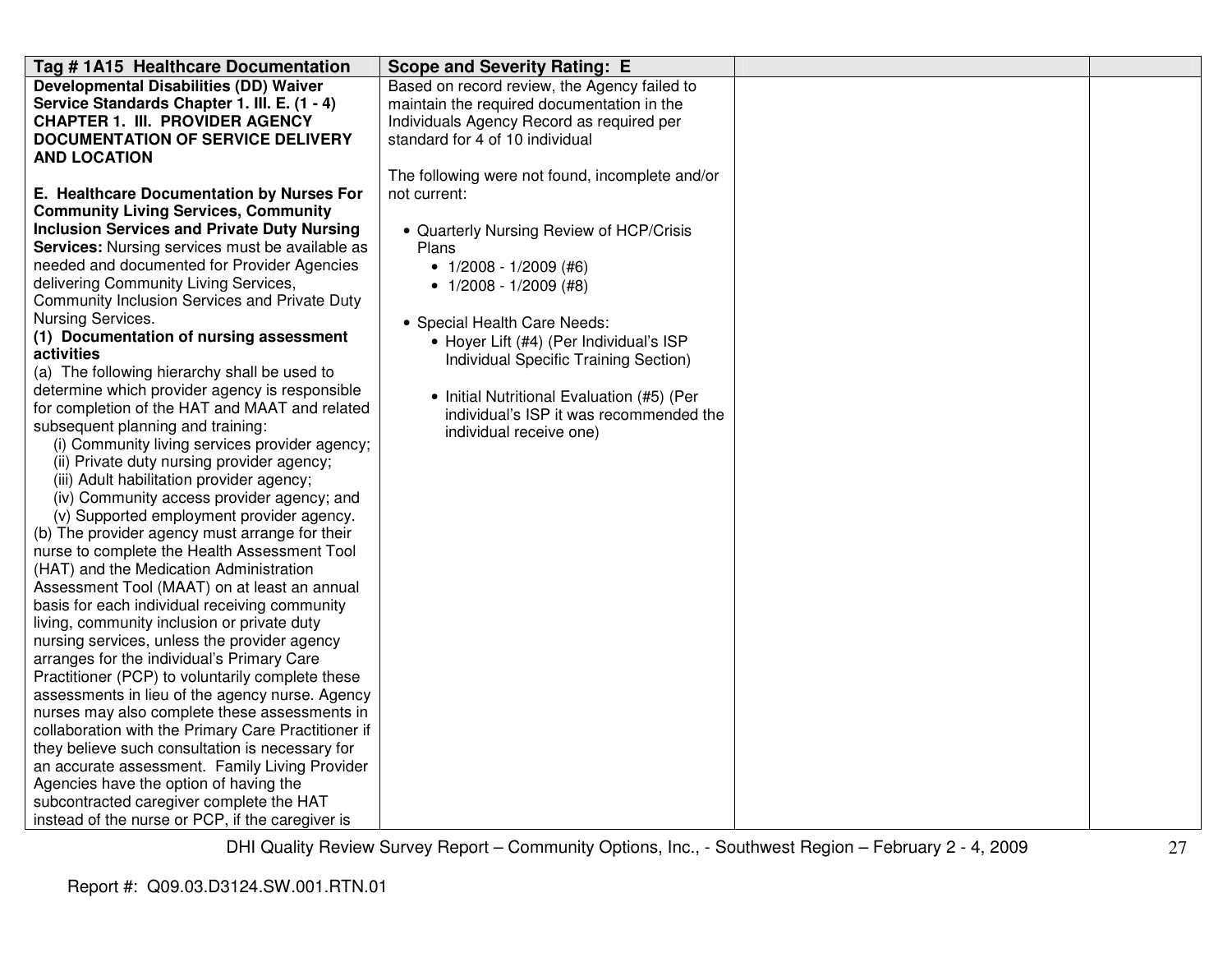| Tag # 1A15 Healthcare Documentation | Scope and Severity Rating: E | | |
|---|---|---|---|
| **Developmental Disabilities (DD) Waiver Service Standards Chapter 1. III. E. (1 - 4) CHAPTER 1. III. PROVIDER AGENCY DOCUMENTATION OF SERVICE DELIVERY AND LOCATION**<br><br>**E. Healthcare Documentation by Nurses For Community Living Services, Community Inclusion Services and Private Duty Nursing Services:** Nursing services must be available as needed and documented for Provider Agencies delivering Community Living Services, Community Inclusion Services and Private Duty Nursing Services.<br>**(1) Documentation of nursing assessment activities**<br>(a) The following hierarchy shall be used to determine which provider agency is responsible for completion of the HAT and MAAT and related subsequent planning and training:<br>(i) Community living services provider agency;<br>(ii) Private duty nursing provider agency;<br>(iii) Adult habilitation provider agency;<br>(iv) Community access provider agency; and<br>(v) Supported employment provider agency.<br>(b) The provider agency must arrange for their nurse to complete the Health Assessment Tool (HAT) and the Medication Administration Assessment Tool (MAAT) on at least an annual basis for each individual receiving community living, community inclusion or private duty nursing services, unless the provider agency arranges for the individual's Primary Care Practitioner (PCP) to voluntarily complete these assessments in lieu of the agency nurse. Agency nurses may also complete these assessments in collaboration with the Primary Care Practitioner if they believe such consultation is necessary for an accurate assessment. Family Living Provider Agencies have the option of having the subcontracted caregiver complete the HAT instead of the nurse or PCP, if the caregiver is | Based on record review, the Agency failed to maintain the required documentation in the Individuals Agency Record as required per standard for 4 of 10 individual<br><br>The following were not found, incomplete and/or not current:<br><br>• Quarterly Nursing Review of HCP/Crisis Plans<br>&nbsp;&nbsp;• 1/2008 - 1/2009 (#6)<br>&nbsp;&nbsp;• 1/2008 - 1/2009 (#8)<br><br>• Special Health Care Needs:<br>&nbsp;&nbsp;• Hoyer Lift (#4) (Per Individual's ISP Individual Specific Training Section)<br><br>&nbsp;&nbsp;• Initial Nutritional Evaluation (#5) (Per individual's ISP it was recommended the individual receive one) | | |

Report #: Q09.03.D3124.SW.001.RTN.01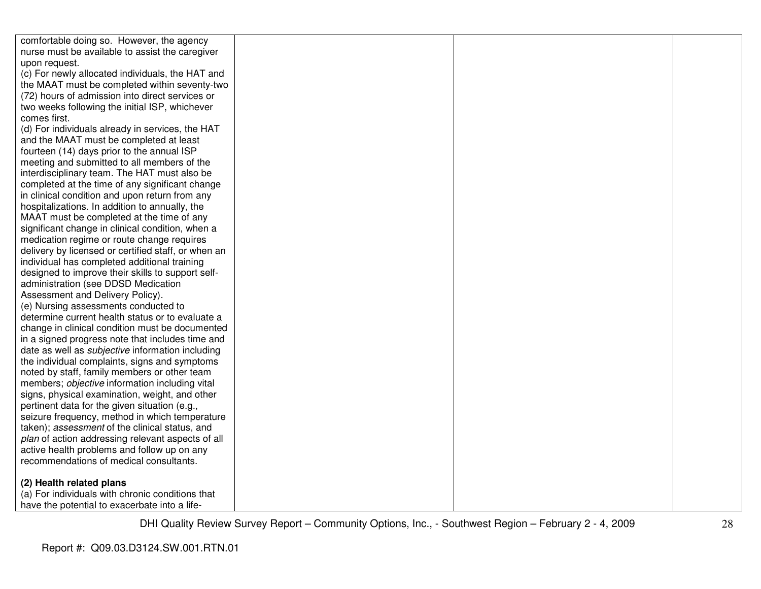| | | | |
|---|---|---|---|
| comfortable doing so. However, the agency nurse must be available to assist the caregiver upon request.<br>(c) For newly allocated individuals, the HAT and the MAAT must be completed within seventy-two (72) hours of admission into direct services or two weeks following the initial ISP, whichever comes first.<br>(d) For individuals already in services, the HAT and the MAAT must be completed at least fourteen (14) days prior to the annual ISP meeting and submitted to all members of the interdisciplinary team. The HAT must also be completed at the time of any significant change in clinical condition and upon return from any hospitalizations. In addition to annually, the MAAT must be completed at the time of any significant change in clinical condition, when a medication regime or route change requires delivery by licensed or certified staff, or when an individual has completed additional training designed to improve their skills to support self-administration (see DDSD Medication Assessment and Delivery Policy).<br>(e) Nursing assessments conducted to determine current health status or to evaluate a change in clinical condition must be documented in a signed progress note that includes time and date as well as *subjective* information including the individual complaints, signs and symptoms noted by staff, family members or other team members; *objective* information including vital signs, physical examination, weight, and other pertinent data for the given situation (e.g., seizure frequency, method in which temperature taken); *assessment* of the clinical status, and *plan* of action addressing relevant aspects of all active health problems and follow up on any recommendations of medical consultants.<br><br>**(2) Health related plans**<br>(a) For individuals with chronic conditions that have the potential to exacerbate into a life- | | | |

Report #: Q09.03.D3124.SW.001.RTN.01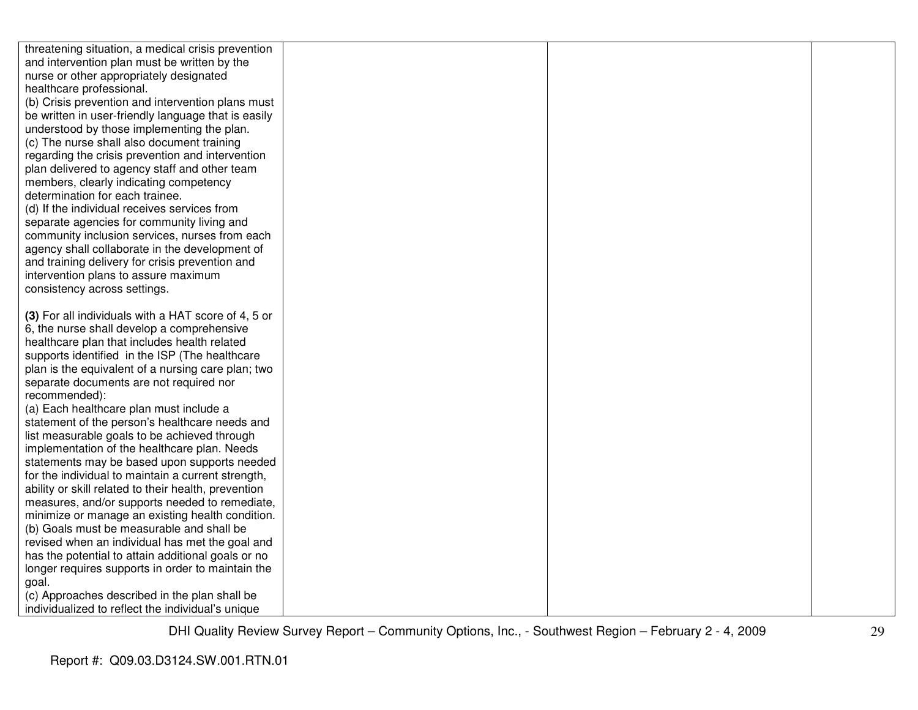| | | | |
|---|---|---|---|
| threatening situation, a medical crisis prevention and intervention plan must be written by the nurse or other appropriately designated healthcare professional.<br>(b) Crisis prevention and intervention plans must be written in user-friendly language that is easily understood by those implementing the plan.<br>(c) The nurse shall also document training regarding the crisis prevention and intervention plan delivered to agency staff and other team members, clearly indicating competency determination for each trainee.<br>(d) If the individual receives services from separate agencies for community living and community inclusion services, nurses from each agency shall collaborate in the development of and training delivery for crisis prevention and intervention plans to assure maximum consistency across settings.<br><br>**(3)** For all individuals with a HAT score of 4, 5 or 6, the nurse shall develop a comprehensive healthcare plan that includes health related supports identified in the ISP (The healthcare plan is the equivalent of a nursing care plan; two separate documents are not required nor recommended):<br>(a) Each healthcare plan must include a statement of the person's healthcare needs and list measurable goals to be achieved through implementation of the healthcare plan. Needs statements may be based upon supports needed for the individual to maintain a current strength, ability or skill related to their health, prevention measures, and/or supports needed to remediate, minimize or manage an existing health condition.<br>(b) Goals must be measurable and shall be revised when an individual has met the goal and has the potential to attain additional goals or no longer requires supports in order to maintain the goal.<br>(c) Approaches described in the plan shall be individualized to reflect the individual's unique | | | |

DHI Quality Review Survey Report – Community Options, Inc., - Southwest Region – February 2 - 4, 2009

Report #: Q09.03.D3124.SW.001.RTN.01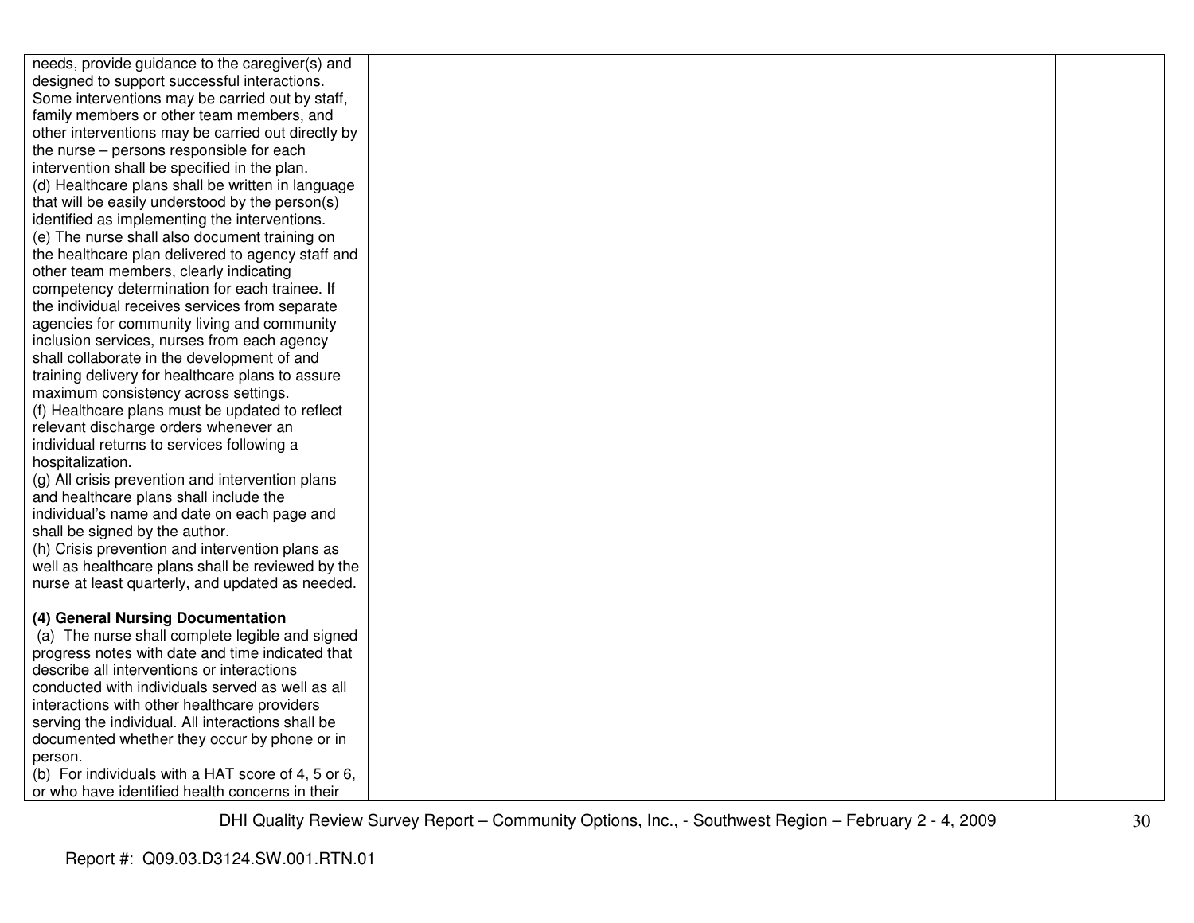| | | | |
|---|---|---|---|
| needs, provide guidance to the caregiver(s) and designed to support successful interactions. Some interventions may be carried out by staff, family members or other team members, and other interventions may be carried out directly by the nurse – persons responsible for each intervention shall be specified in the plan.<br>(d) Healthcare plans shall be written in language that will be easily understood by the person(s) identified as implementing the interventions.<br>(e) The nurse shall also document training on the healthcare plan delivered to agency staff and other team members, clearly indicating competency determination for each trainee. If the individual receives services from separate agencies for community living and community inclusion services, nurses from each agency shall collaborate in the development of and training delivery for healthcare plans to assure maximum consistency across settings.<br>(f) Healthcare plans must be updated to reflect relevant discharge orders whenever an individual returns to services following a hospitalization.<br>(g) All crisis prevention and intervention plans and healthcare plans shall include the individual's name and date on each page and shall be signed by the author.<br>(h) Crisis prevention and intervention plans as well as healthcare plans shall be reviewed by the nurse at least quarterly, and updated as needed.<br><br>**(4) General Nursing Documentation**<br>(a) The nurse shall complete legible and signed progress notes with date and time indicated that describe all interventions or interactions conducted with individuals served as well as all interactions with other healthcare providers serving the individual. All interactions shall be documented whether they occur by phone or in person.<br>(b) For individuals with a HAT score of 4, 5 or 6, or who have identified health concerns in their | | | |

DHI Quality Review Survey Report – Community Options, Inc., - Southwest Region – February 2 - 4, 2009

Report #: Q09.03.D3124.SW.001.RTN.01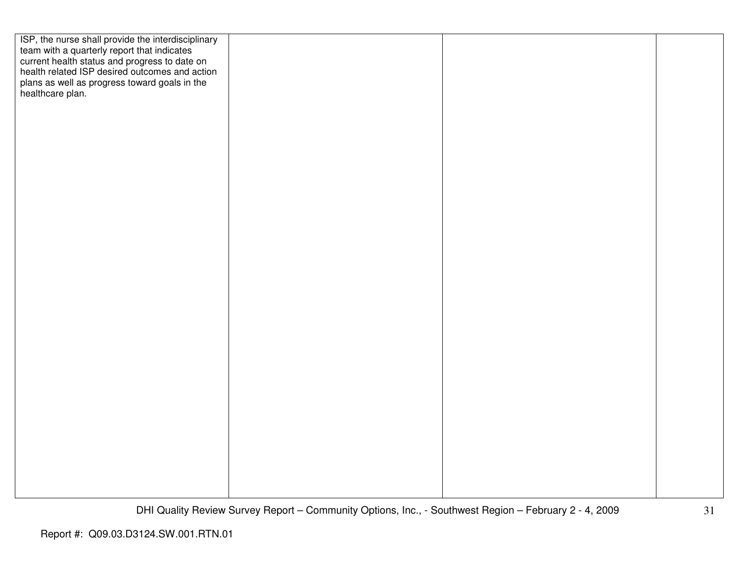| | | | |
|---|---|---|---|
| ISP, the nurse shall provide the interdisciplinary team with a quarterly report that indicates current health status and progress to date on health related ISP desired outcomes and action plans as well as progress toward goals in the healthcare plan. | | | |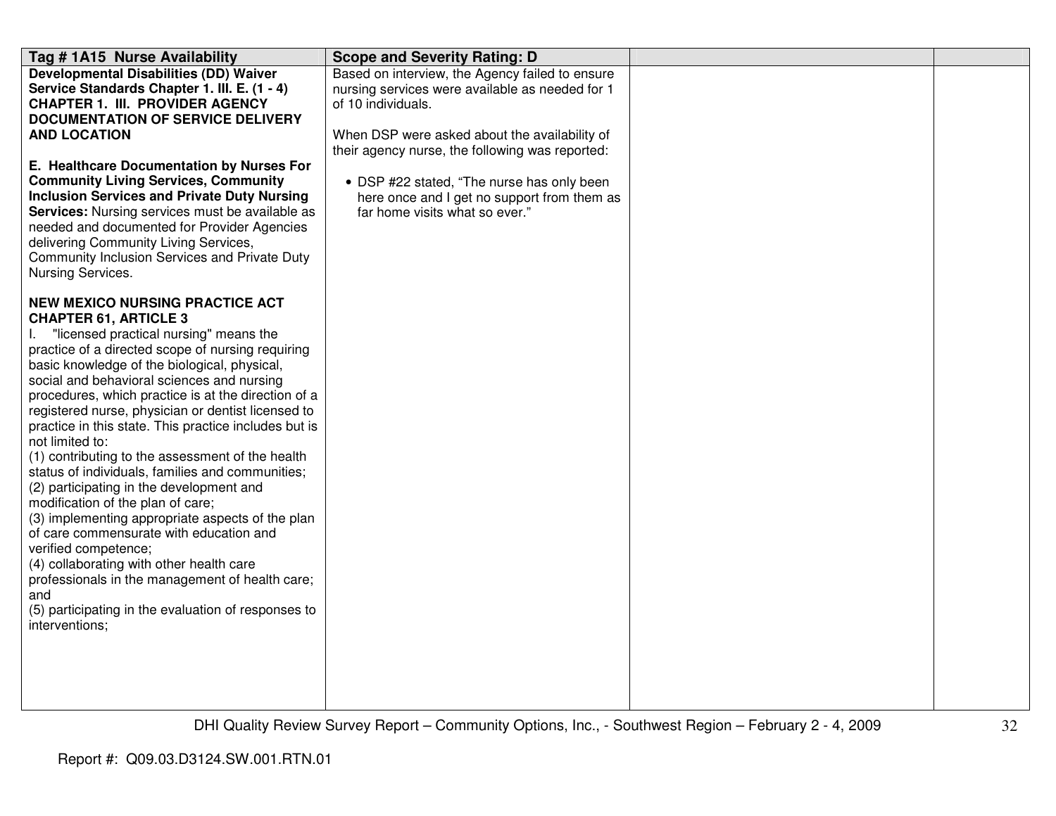| Tag # 1A15 Nurse Availability | Scope and Severity Rating: D | | |
|---|---|---|---|
| **Developmental Disabilities (DD) Waiver Service Standards Chapter 1. III. E. (1 - 4) CHAPTER 1. III. PROVIDER AGENCY DOCUMENTATION OF SERVICE DELIVERY AND LOCATION**<br><br>**E. Healthcare Documentation by Nurses For Community Living Services, Community Inclusion Services and Private Duty Nursing Services:** Nursing services must be available as needed and documented for Provider Agencies delivering Community Living Services, Community Inclusion Services and Private Duty Nursing Services.<br><br>**NEW MEXICO NURSING PRACTICE ACT CHAPTER 61, ARTICLE 3**<br>I. "licensed practical nursing" means the practice of a directed scope of nursing requiring basic knowledge of the biological, physical, social and behavioral sciences and nursing procedures, which practice is at the direction of a registered nurse, physician or dentist licensed to practice in this state. This practice includes but is not limited to:<br>(1) contributing to the assessment of the health status of individuals, families and communities;<br>(2) participating in the development and modification of the plan of care;<br>(3) implementing appropriate aspects of the plan of care commensurate with education and verified competence;<br>(4) collaborating with other health care professionals in the management of health care; and<br>(5) participating in the evaluation of responses to interventions; | Based on interview, the Agency failed to ensure nursing services were available as needed for 1 of 10 individuals.<br><br>When DSP were asked about the availability of their agency nurse, the following was reported:<br><br>• DSP #22 stated, "The nurse has only been here once and I get no support from them as far home visits what so ever." | | |

Report #: Q09.03.D3124.SW.001.RTN.01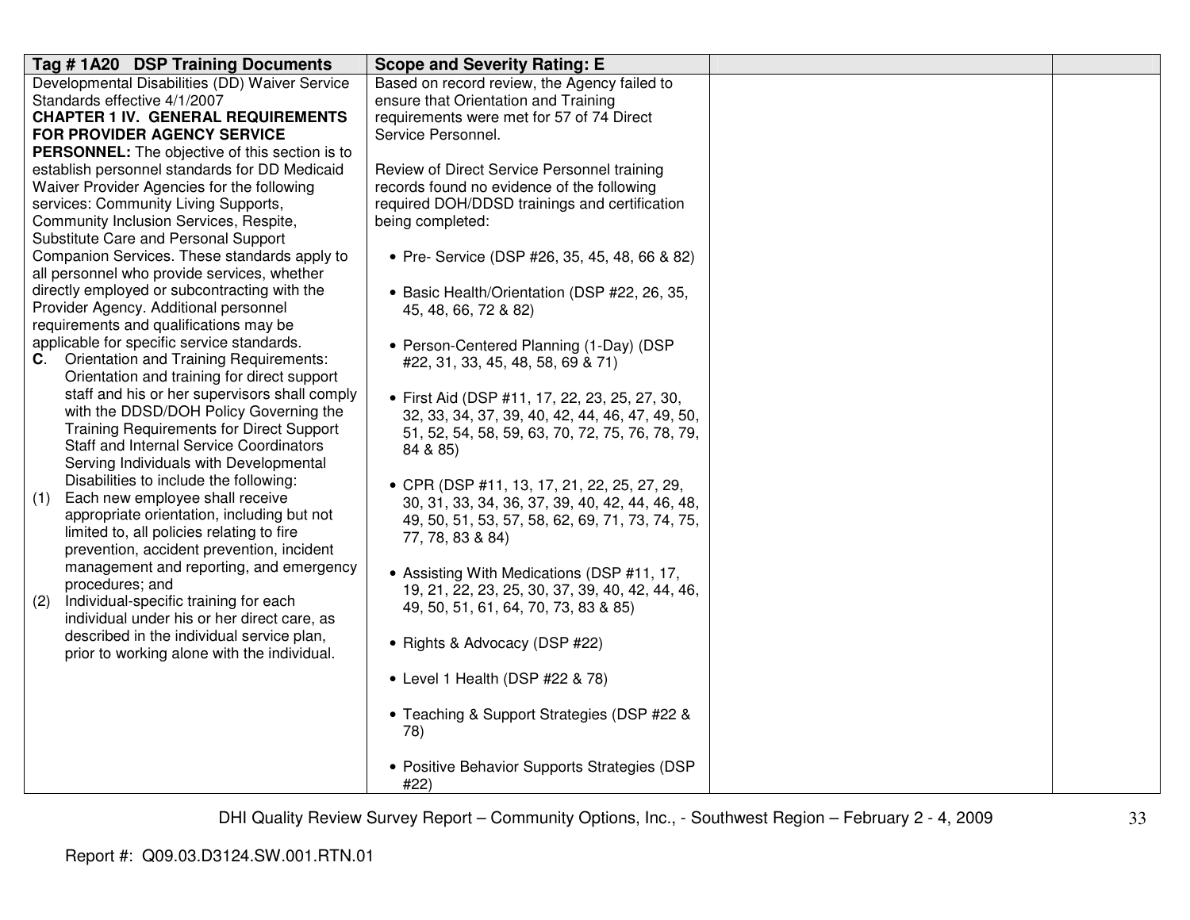| Tag # 1A20 DSP Training Documents | Scope and Severity Rating: E | | |
|---|---|---|---|
| Developmental Disabilities (DD) Waiver Service Standards effective 4/1/2007<br>**CHAPTER 1 IV. GENERAL REQUIREMENTS FOR PROVIDER AGENCY SERVICE PERSONNEL:** The objective of this section is to establish personnel standards for DD Medicaid Waiver Provider Agencies for the following services: Community Living Supports, Community Inclusion Services, Respite, Substitute Care and Personal Support Companion Services. These standards apply to all personnel who provide services, whether directly employed or subcontracting with the Provider Agency. Additional personnel requirements and qualifications may be applicable for specific service standards.<br>**C**. Orientation and Training Requirements: Orientation and training for direct support staff and his or her supervisors shall comply with the DDSD/DOH Policy Governing the Training Requirements for Direct Support Staff and Internal Service Coordinators Serving Individuals with Developmental Disabilities to include the following:<br>(1) Each new employee shall receive appropriate orientation, including but not limited to, all policies relating to fire prevention, accident prevention, incident management and reporting, and emergency procedures; and<br>(2) Individual-specific training for each individual under his or her direct care, as described in the individual service plan, prior to working alone with the individual. | Based on record review, the Agency failed to ensure that Orientation and Training requirements were met for 57 of 74 Direct Service Personnel.<br><br>Review of Direct Service Personnel training records found no evidence of the following required DOH/DDSD trainings and certification being completed:<br><br>• Pre- Service (DSP #26, 35, 45, 48, 66 & 82)<br><br>• Basic Health/Orientation (DSP #22, 26, 35, 45, 48, 66, 72 & 82)<br><br>• Person-Centered Planning (1-Day) (DSP #22, 31, 33, 45, 48, 58, 69 & 71)<br><br>• First Aid (DSP #11, 17, 22, 23, 25, 27, 30, 32, 33, 34, 37, 39, 40, 42, 44, 46, 47, 49, 50, 51, 52, 54, 58, 59, 63, 70, 72, 75, 76, 78, 79, 84 & 85)<br><br>• CPR (DSP #11, 13, 17, 21, 22, 25, 27, 29, 30, 31, 33, 34, 36, 37, 39, 40, 42, 44, 46, 48, 49, 50, 51, 53, 57, 58, 62, 69, 71, 73, 74, 75, 77, 78, 83 & 84)<br><br>• Assisting With Medications (DSP #11, 17, 19, 21, 22, 23, 25, 30, 37, 39, 40, 42, 44, 46, 49, 50, 51, 61, 64, 70, 73, 83 & 85)<br><br>• Rights & Advocacy (DSP #22)<br><br>• Level 1 Health (DSP #22 & 78)<br><br>• Teaching & Support Strategies (DSP #22 & 78)<br><br>• Positive Behavior Supports Strategies (DSP #22) | | |

DHI Quality Review Survey Report – Community Options, Inc., - Southwest Region – February 2 - 4, 2009

Report #: Q09.03.D3124.SW.001.RTN.01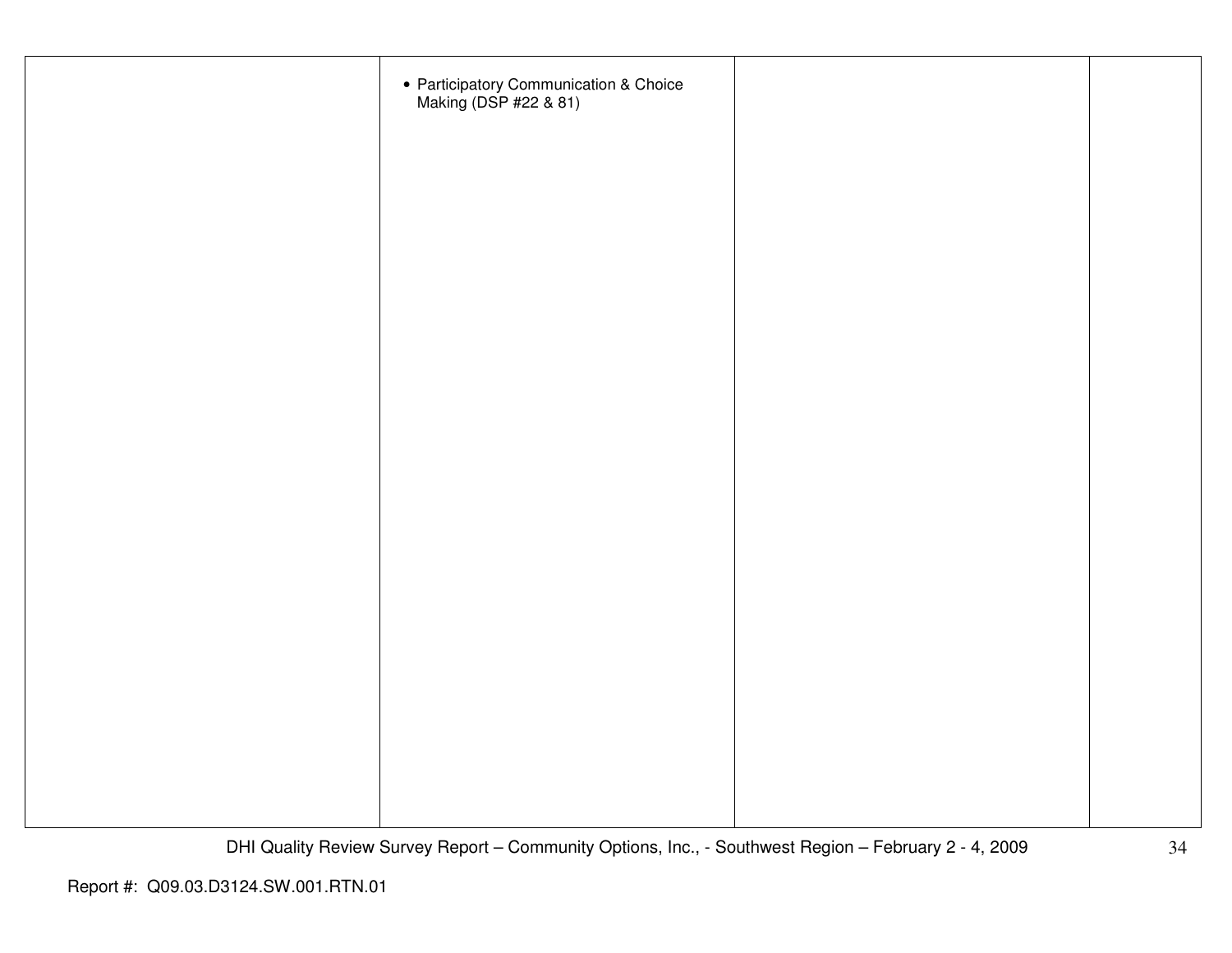| | | | |
|---|---|---|---|
| | • Participatory Communication & Choice Making (DSP #22 & 81) | | |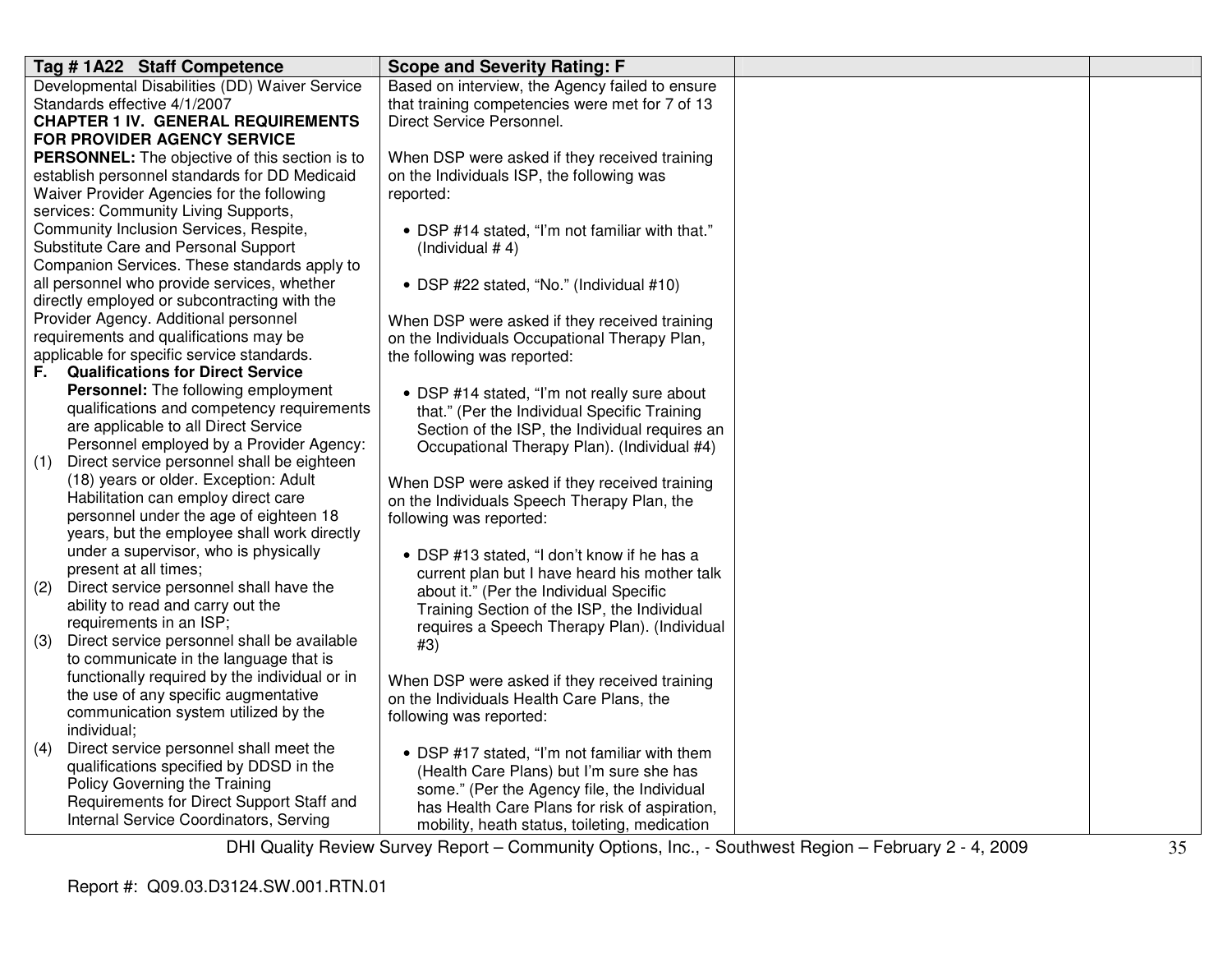| Tag # 1A22 Staff Competence | Scope and Severity Rating: F | | |
|---|---|---|---|
| Developmental Disabilities (DD) Waiver Service Standards effective 4/1/2007<br>**CHAPTER 1 IV. GENERAL REQUIREMENTS FOR PROVIDER AGENCY SERVICE PERSONNEL:** The objective of this section is to establish personnel standards for DD Medicaid Waiver Provider Agencies for the following services: Community Living Supports, Community Inclusion Services, Respite, Substitute Care and Personal Support Companion Services. These standards apply to all personnel who provide services, whether directly employed or subcontracting with the Provider Agency. Additional personnel requirements and qualifications may be applicable for specific service standards.<br>**F. Qualifications for Direct Service Personnel:** The following employment qualifications and competency requirements are applicable to all Direct Service Personnel employed by a Provider Agency:<br>(1) Direct service personnel shall be eighteen (18) years or older. Exception: Adult Habilitation can employ direct care personnel under the age of eighteen 18 years, but the employee shall work directly under a supervisor, who is physically present at all times;<br>(2) Direct service personnel shall have the ability to read and carry out the requirements in an ISP;<br>(3) Direct service personnel shall be available to communicate in the language that is functionally required by the individual or in the use of any specific augmentative communication system utilized by the individual;<br>(4) Direct service personnel shall meet the qualifications specified by DDSD in the Policy Governing the Training Requirements for Direct Support Staff and Internal Service Coordinators, Serving | Based on interview, the Agency failed to ensure that training competencies were met for 7 of 13 Direct Service Personnel.<br><br>When DSP were asked if they received training on the Individuals ISP, the following was reported:<br><br>• DSP #14 stated, "I'm not familiar with that." (Individual # 4)<br><br>• DSP #22 stated, "No." (Individual #10)<br><br>When DSP were asked if they received training on the Individuals Occupational Therapy Plan, the following was reported:<br><br>• DSP #14 stated, "I'm not really sure about that." (Per the Individual Specific Training Section of the ISP, the Individual requires an Occupational Therapy Plan). (Individual #4)<br><br>When DSP were asked if they received training on the Individuals Speech Therapy Plan, the following was reported:<br><br>• DSP #13 stated, "I don't know if he has a current plan but I have heard his mother talk about it." (Per the Individual Specific Training Section of the ISP, the Individual requires a Speech Therapy Plan). (Individual #3)<br><br>When DSP were asked if they received training on the Individuals Health Care Plans, the following was reported:<br><br>• DSP #17 stated, "I'm not familiar with them (Health Care Plans) but I'm sure she has some." (Per the Agency file, the Individual has Health Care Plans for risk of aspiration, mobility, heath status, toileting, medication | | |

DHI Quality Review Survey Report – Community Options, Inc., - Southwest Region – February 2 - 4, 2009

Report #: Q09.03.D3124.SW.001.RTN.01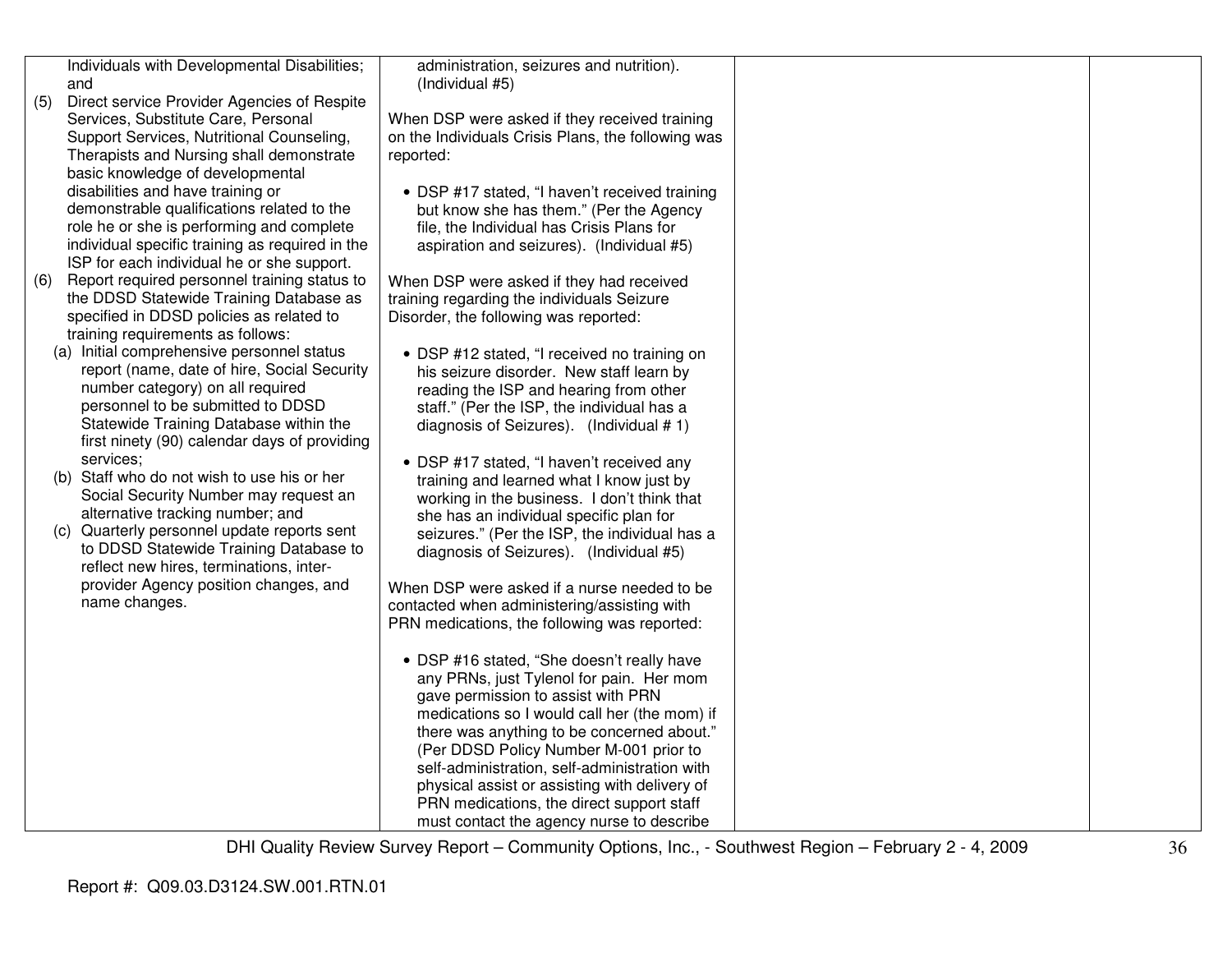| | | | |
|---|---|---|---|
| Individuals with Developmental Disabilities; and<br>(5) Direct service Provider Agencies of Respite Services, Substitute Care, Personal Support Services, Nutritional Counseling, Therapists and Nursing shall demonstrate basic knowledge of developmental disabilities and have training or demonstrable qualifications related to the role he or she is performing and complete individual specific training as required in the ISP for each individual he or she support.<br>(6) Report required personnel training status to the DDSD Statewide Training Database as specified in DDSD policies as related to training requirements as follows:<br>(a) Initial comprehensive personnel status report (name, date of hire, Social Security number category) on all required personnel to be submitted to DDSD Statewide Training Database within the first ninety (90) calendar days of providing services;<br>(b) Staff who do not wish to use his or her Social Security Number may request an alternative tracking number; and<br>(c) Quarterly personnel update reports sent to DDSD Statewide Training Database to reflect new hires, terminations, inter-provider Agency position changes, and name changes. | administration, seizures and nutrition). (Individual #5)<br><br>When DSP were asked if they received training on the Individuals Crisis Plans, the following was reported:<br><br>• DSP #17 stated, "I haven't received training but know she has them." (Per the Agency file, the Individual has Crisis Plans for aspiration and seizures). (Individual #5)<br><br>When DSP were asked if they had received training regarding the individuals Seizure Disorder, the following was reported:<br><br>• DSP #12 stated, "I received no training on his seizure disorder. New staff learn by reading the ISP and hearing from other staff." (Per the ISP, the individual has a diagnosis of Seizures). (Individual # 1)<br><br>• DSP #17 stated, "I haven't received any training and learned what I know just by working in the business. I don't think that she has an individual specific plan for seizures." (Per the ISP, the individual has a diagnosis of Seizures). (Individual #5)<br><br>When DSP were asked if a nurse needed to be contacted when administering/assisting with PRN medications, the following was reported:<br><br>• DSP #16 stated, "She doesn't really have any PRNs, just Tylenol for pain. Her mom gave permission to assist with PRN medications so I would call her (the mom) if there was anything to be concerned about." (Per DDSD Policy Number M-001 prior to self-administration, self-administration with physical assist or assisting with delivery of PRN medications, the direct support staff must contact the agency nurse to describe | | |

Report #: Q09.03.D3124.SW.001.RTN.01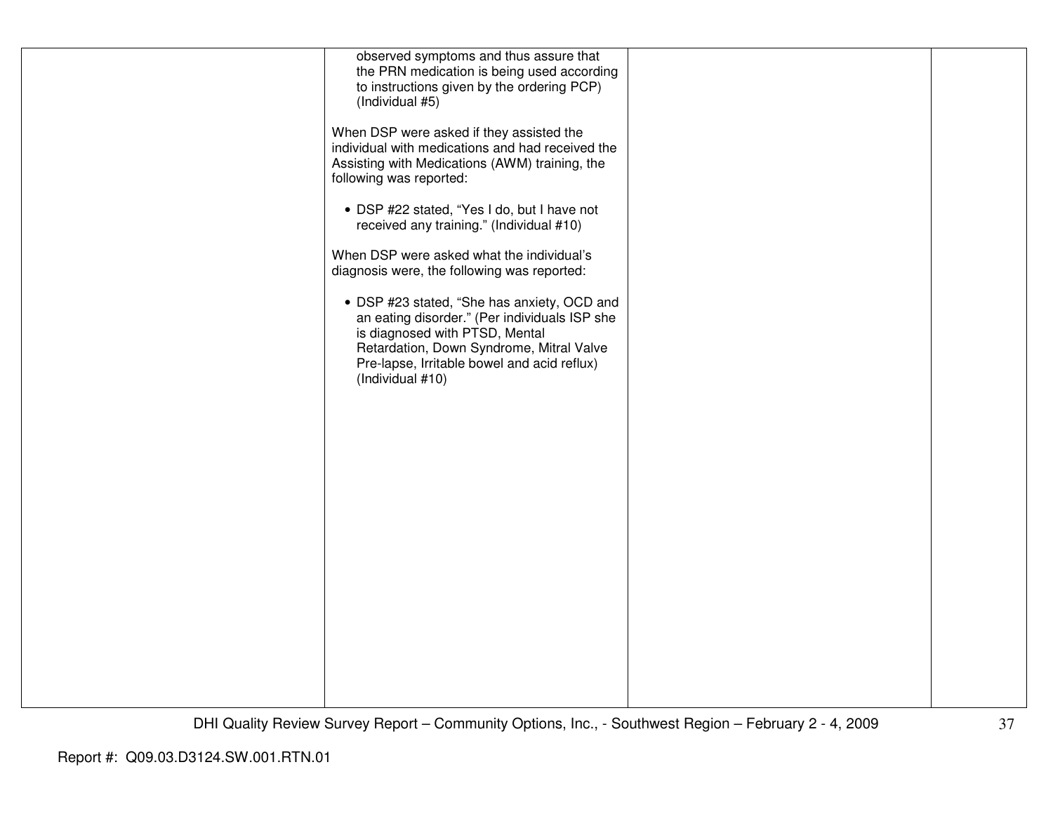| | | | |
|---|---|---|---|
| | observed symptoms and thus assure that the PRN medication is being used according to instructions given by the ordering PCP) (Individual #5)<br><br>When DSP were asked if they assisted the individual with medications and had received the Assisting with Medications (AWM) training, the following was reported:<br><br>• DSP #22 stated, "Yes I do, but I have not received any training." (Individual #10)<br><br>When DSP were asked what the individual's diagnosis were, the following was reported:<br><br>• DSP #23 stated, "She has anxiety, OCD and an eating disorder." (Per individuals ISP she is diagnosed with PTSD, Mental Retardation, Down Syndrome, Mitral Valve Pre-lapse, Irritable bowel and acid reflux) (Individual #10) | | |

Report #: Q09.03.D3124.SW.001.RTN.01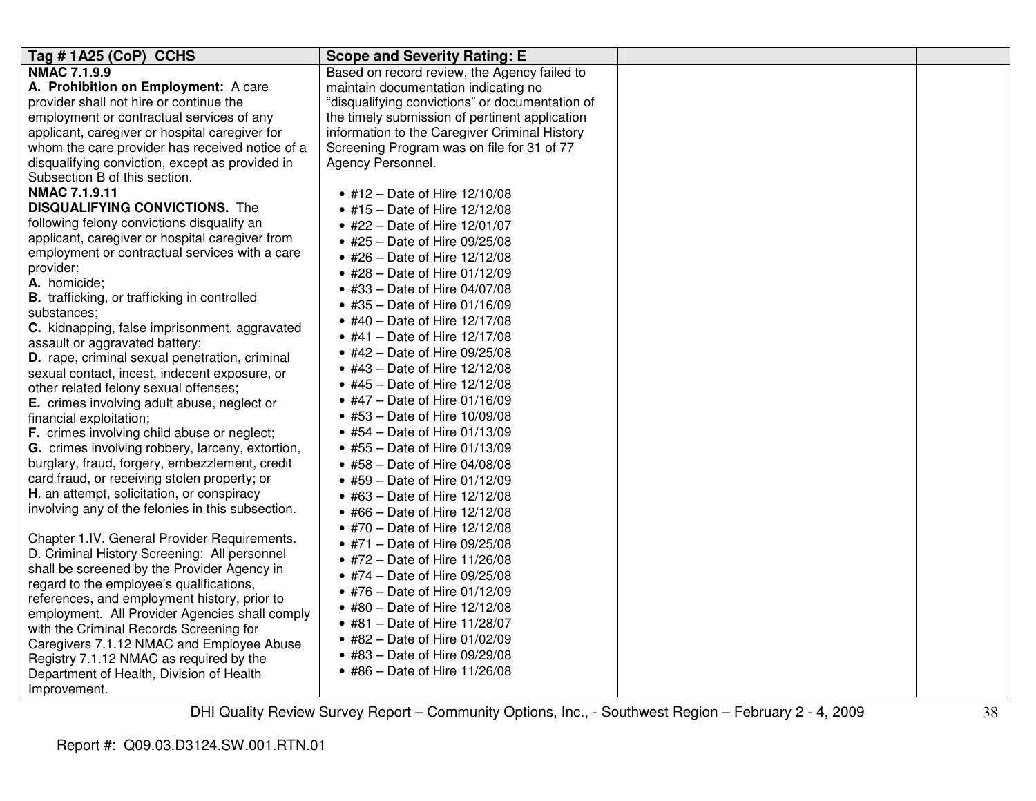| Tag # 1A25 (CoP) CCHS | Scope and Severity Rating: E | | |
|---|---|---|---|
| **NMAC 7.1.9.9**<br>**A. Prohibition on Employment:** A care provider shall not hire or continue the employment or contractual services of any applicant, caregiver or hospital caregiver for whom the care provider has received notice of a disqualifying conviction, except as provided in Subsection B of this section.<br>**NMAC 7.1.9.11**<br>**DISQUALIFYING CONVICTIONS.** The following felony convictions disqualify an applicant, caregiver or hospital caregiver from employment or contractual services with a care provider:<br>**A.** homicide;<br>**B.** trafficking, or trafficking in controlled substances;<br>**C.** kidnapping, false imprisonment, aggravated assault or aggravated battery;<br>**D.** rape, criminal sexual penetration, criminal sexual contact, incest, indecent exposure, or other related felony sexual offenses;<br>**E.** crimes involving adult abuse, neglect or financial exploitation;<br>**F.** crimes involving child abuse or neglect;<br>**G.** crimes involving robbery, larceny, extortion, burglary, fraud, forgery, embezzlement, credit card fraud, or receiving stolen property; or<br>**H**. an attempt, solicitation, or conspiracy involving any of the felonies in this subsection.<br><br>Chapter 1.IV. General Provider Requirements. D. Criminal History Screening: All personnel shall be screened by the Provider Agency in regard to the employee's qualifications, references, and employment history, prior to employment. All Provider Agencies shall comply with the Criminal Records Screening for Caregivers 7.1.12 NMAC and Employee Abuse Registry 7.1.12 NMAC as required by the Department of Health, Division of Health Improvement. | Based on record review, the Agency failed to maintain documentation indicating no "disqualifying convictions" or documentation of the timely submission of pertinent application information to the Caregiver Criminal History Screening Program was on file for 31 of 77 Agency Personnel.<br><br>• #12 – Date of Hire 12/10/08<br>• #15 – Date of Hire 12/12/08<br>• #22 – Date of Hire 12/01/07<br>• #25 – Date of Hire 09/25/08<br>• #26 – Date of Hire 12/12/08<br>• #28 – Date of Hire 01/12/09<br>• #33 – Date of Hire 04/07/08<br>• #35 – Date of Hire 01/16/09<br>• #40 – Date of Hire 12/17/08<br>• #41 – Date of Hire 12/17/08<br>• #42 – Date of Hire 09/25/08<br>• #43 – Date of Hire 12/12/08<br>• #45 – Date of Hire 12/12/08<br>• #47 – Date of Hire 01/16/09<br>• #53 – Date of Hire 10/09/08<br>• #54 – Date of Hire 01/13/09<br>• #55 – Date of Hire 01/13/09<br>• #58 – Date of Hire 04/08/08<br>• #59 – Date of Hire 01/12/09<br>• #63 – Date of Hire 12/12/08<br>• #66 – Date of Hire 12/12/08<br>• #70 – Date of Hire 12/12/08<br>• #71 – Date of Hire 09/25/08<br>• #72 – Date of Hire 11/26/08<br>• #74 – Date of Hire 09/25/08<br>• #76 – Date of Hire 01/12/09<br>• #80 – Date of Hire 12/12/08<br>• #81 – Date of Hire 11/28/07<br>• #82 – Date of Hire 01/02/09<br>• #83 – Date of Hire 09/29/08<br>• #86 – Date of Hire 11/26/08 | | |

DHI Quality Review Survey Report – Community Options, Inc., - Southwest Region – February 2 - 4, 2009

Report #: Q09.03.D3124.SW.001.RTN.01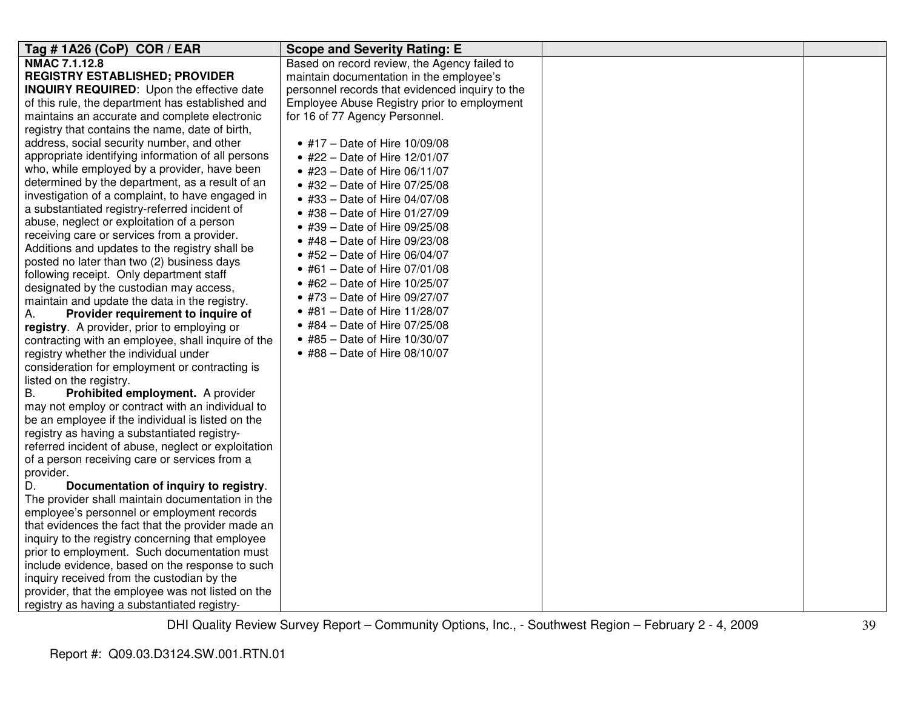| Tag # 1A26 (CoP) COR / EAR | Scope and Severity Rating: E | | |
|---|---|---|---|
| **NMAC 7.1.12.8**<br>**REGISTRY ESTABLISHED; PROVIDER INQUIRY REQUIRED**: Upon the effective date of this rule, the department has established and maintains an accurate and complete electronic registry that contains the name, date of birth, address, social security number, and other appropriate identifying information of all persons who, while employed by a provider, have been determined by the department, as a result of an investigation of a complaint, to have engaged in a substantiated registry-referred incident of abuse, neglect or exploitation of a person receiving care or services from a provider. Additions and updates to the registry shall be posted no later than two (2) business days following receipt. Only department staff designated by the custodian may access, maintain and update the data in the registry.<br>A. **Provider requirement to inquire of registry**. A provider, prior to employing or contracting with an employee, shall inquire of the registry whether the individual under consideration for employment or contracting is listed on the registry.<br>B. **Prohibited employment.** A provider may not employ or contract with an individual to be an employee if the individual is listed on the registry as having a substantiated registry-referred incident of abuse, neglect or exploitation of a person receiving care or services from a provider.<br>D. **Documentation of inquiry to registry**. The provider shall maintain documentation in the employee's personnel or employment records that evidences the fact that the provider made an inquiry to the registry concerning that employee prior to employment. Such documentation must include evidence, based on the response to such inquiry received from the custodian by the provider, that the employee was not listed on the registry as having a substantiated registry- | Based on record review, the Agency failed to maintain documentation in the employee's personnel records that evidenced inquiry to the Employee Abuse Registry prior to employment for 16 of 77 Agency Personnel.<br><br>• #17 – Date of Hire 10/09/08<br>• #22 – Date of Hire 12/01/07<br>• #23 – Date of Hire 06/11/07<br>• #32 – Date of Hire 07/25/08<br>• #33 – Date of Hire 04/07/08<br>• #38 – Date of Hire 01/27/09<br>• #39 – Date of Hire 09/25/08<br>• #48 – Date of Hire 09/23/08<br>• #52 – Date of Hire 06/04/07<br>• #61 – Date of Hire 07/01/08<br>• #62 – Date of Hire 10/25/07<br>• #73 – Date of Hire 09/27/07<br>• #81 – Date of Hire 11/28/07<br>• #84 – Date of Hire 07/25/08<br>• #85 – Date of Hire 10/30/07<br>• #88 – Date of Hire 08/10/07 | | |

Report #: Q09.03.D3124.SW.001.RTN.01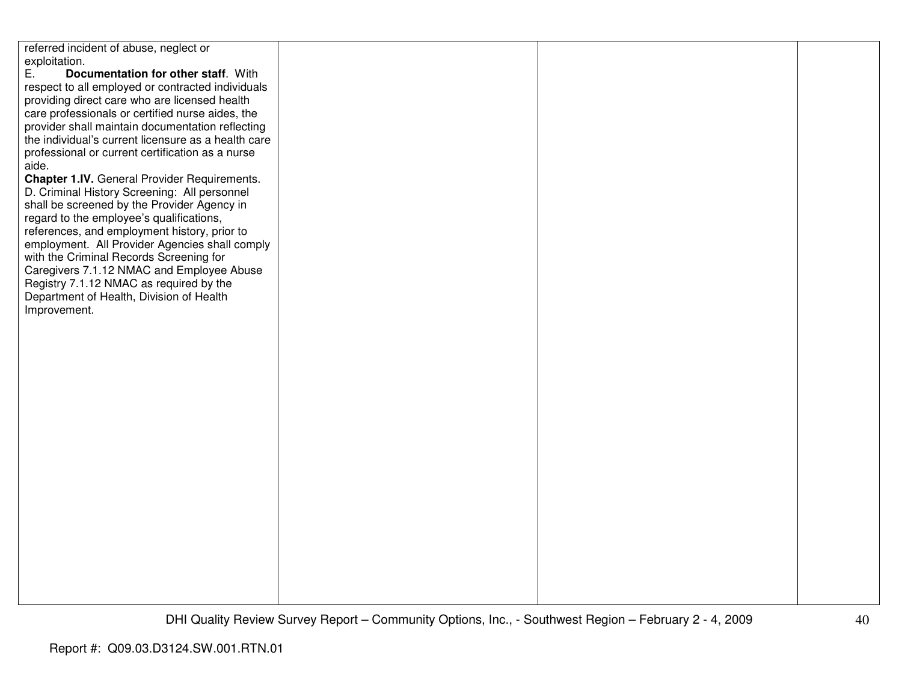| | | | |
|---|---|---|---|
| referred incident of abuse, neglect or exploitation.<br>E. **Documentation for other staff**. With respect to all employed or contracted individuals providing direct care who are licensed health care professionals or certified nurse aides, the provider shall maintain documentation reflecting the individual's current licensure as a health care professional or current certification as a nurse aide.<br>**Chapter 1.IV.** General Provider Requirements. D. Criminal History Screening: All personnel shall be screened by the Provider Agency in regard to the employee's qualifications, references, and employment history, prior to employment. All Provider Agencies shall comply with the Criminal Records Screening for Caregivers 7.1.12 NMAC and Employee Abuse Registry 7.1.12 NMAC as required by the Department of Health, Division of Health Improvement. | | | |

Report #: Q09.03.D3124.SW.001.RTN.01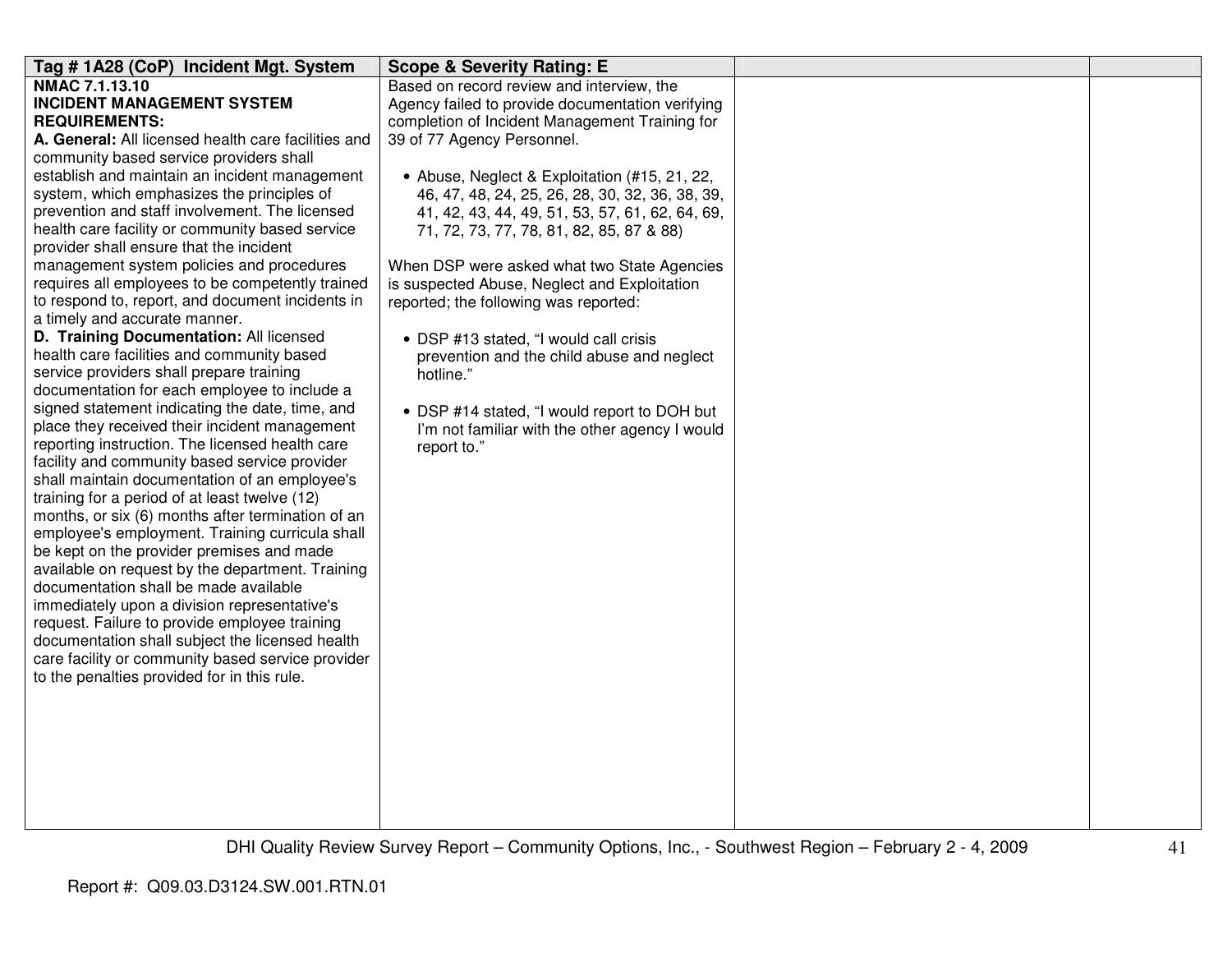| Tag # 1A28 (CoP) Incident Mgt. System | Scope & Severity Rating: E | | |
|---|---|---|---|
| **NMAC 7.1.13.10**<br>**INCIDENT MANAGEMENT SYSTEM REQUIREMENTS:**<br>**A. General:** All licensed health care facilities and community based service providers shall establish and maintain an incident management system, which emphasizes the principles of prevention and staff involvement. The licensed health care facility or community based service provider shall ensure that the incident management system policies and procedures requires all employees to be competently trained to respond to, report, and document incidents in a timely and accurate manner.<br>**D. Training Documentation:** All licensed health care facilities and community based service providers shall prepare training documentation for each employee to include a signed statement indicating the date, time, and place they received their incident management reporting instruction. The licensed health care facility and community based service provider shall maintain documentation of an employee's training for a period of at least twelve (12) months, or six (6) months after termination of an employee's employment. Training curricula shall be kept on the provider premises and made available on request by the department. Training documentation shall be made available immediately upon a division representative's request. Failure to provide employee training documentation shall subject the licensed health care facility or community based service provider to the penalties provided for in this rule. | Based on record review and interview, the Agency failed to provide documentation verifying completion of Incident Management Training for 39 of 77 Agency Personnel.<br><br>• Abuse, Neglect & Exploitation (#15, 21, 22, 46, 47, 48, 24, 25, 26, 28, 30, 32, 36, 38, 39, 41, 42, 43, 44, 49, 51, 53, 57, 61, 62, 64, 69, 71, 72, 73, 77, 78, 81, 82, 85, 87 & 88)<br><br>When DSP were asked what two State Agencies is suspected Abuse, Neglect and Exploitation reported; the following was reported:<br><br>• DSP #13 stated, "I would call crisis prevention and the child abuse and neglect hotline."<br><br>• DSP #14 stated, "I would report to DOH but I'm not familiar with the other agency I would report to." | | |

Report #: Q09.03.D3124.SW.001.RTN.01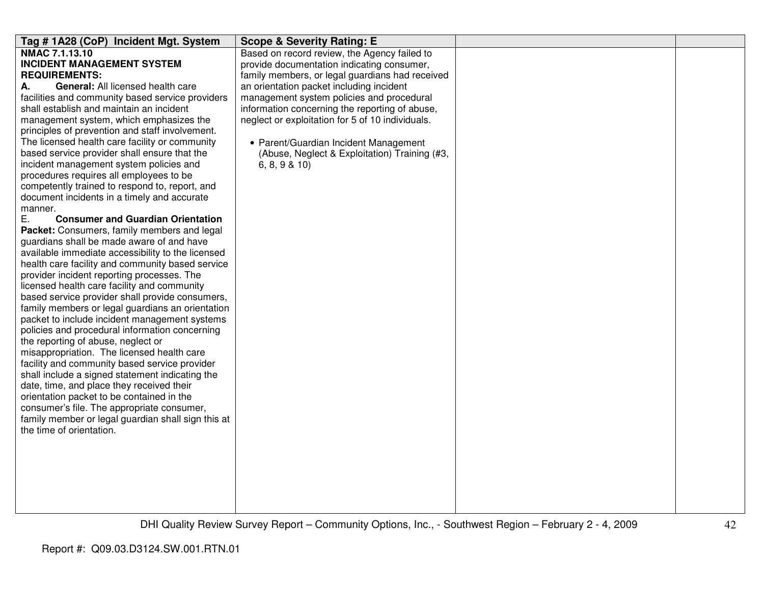| Tag # 1A28 (CoP) Incident Mgt. System | Scope & Severity Rating: E | | |
|---|---|---|---|
| **NMAC 7.1.13.10**<br>**INCIDENT MANAGEMENT SYSTEM REQUIREMENTS:**<br>**A. General:** All licensed health care facilities and community based service providers shall establish and maintain an incident management system, which emphasizes the principles of prevention and staff involvement. The licensed health care facility or community based service provider shall ensure that the incident management system policies and procedures requires all employees to be competently trained to respond to, report, and document incidents in a timely and accurate manner.<br>E. **Consumer and Guardian Orientation Packet:** Consumers, family members and legal guardians shall be made aware of and have available immediate accessibility to the licensed health care facility and community based service provider incident reporting processes. The licensed health care facility and community based service provider shall provide consumers, family members or legal guardians an orientation packet to include incident management systems policies and procedural information concerning the reporting of abuse, neglect or misappropriation. The licensed health care facility and community based service provider shall include a signed statement indicating the date, time, and place they received their orientation packet to be contained in the consumer's file. The appropriate consumer, family member or legal guardian shall sign this at the time of orientation. | Based on record review, the Agency failed to provide documentation indicating consumer, family members, or legal guardians had received an orientation packet including incident management system policies and procedural information concerning the reporting of abuse, neglect or exploitation for 5 of 10 individuals.<br><br>• Parent/Guardian Incident Management (Abuse, Neglect & Exploitation) Training (#3, 6, 8, 9 & 10) | | |

Report #: Q09.03.D3124.SW.001.RTN.01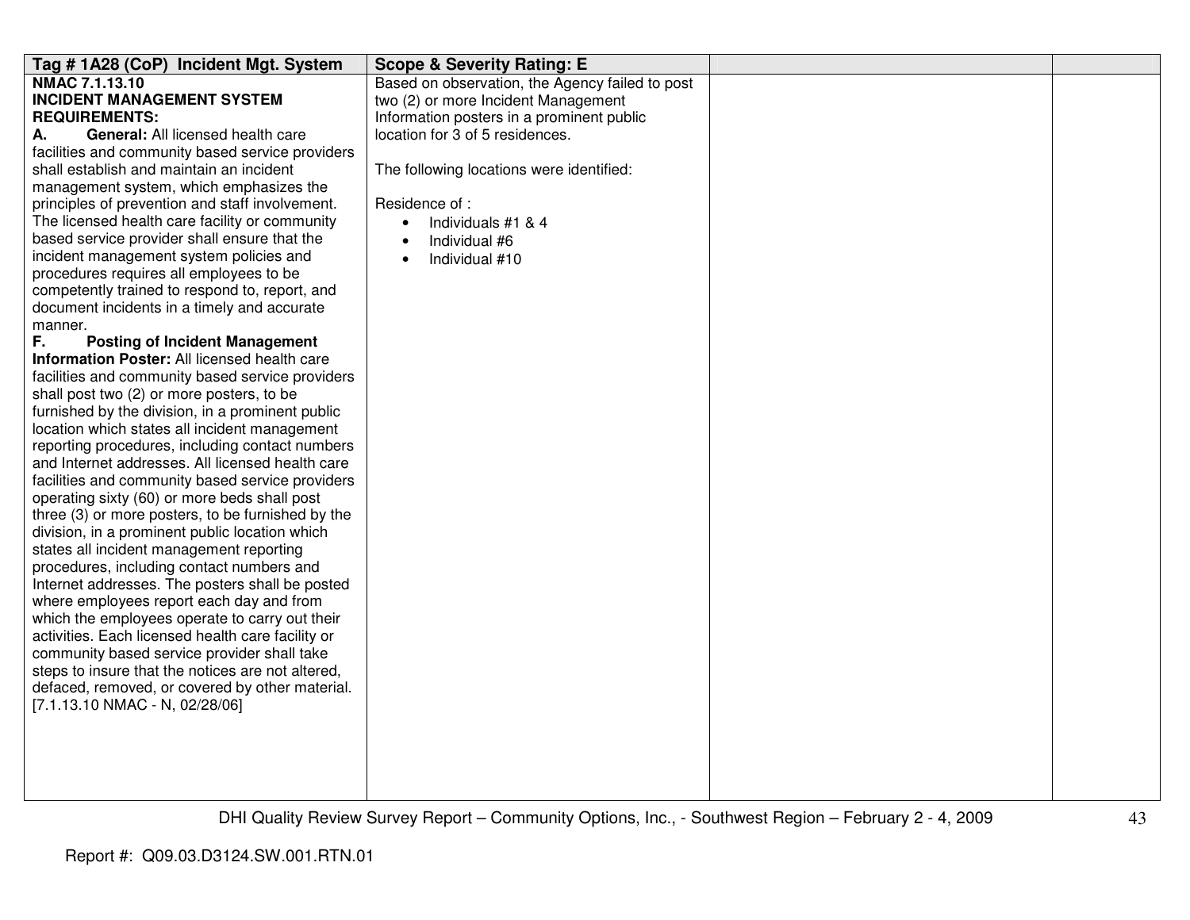| Tag # 1A28 (CoP) Incident Mgt. System | Scope & Severity Rating: E | | |
|---|---|---|---|
| **NMAC 7.1.13.10**<br>**INCIDENT MANAGEMENT SYSTEM REQUIREMENTS:**<br>**A. General:** All licensed health care facilities and community based service providers shall establish and maintain an incident management system, which emphasizes the principles of prevention and staff involvement. The licensed health care facility or community based service provider shall ensure that the incident management system policies and procedures requires all employees to be competently trained to respond to, report, and document incidents in a timely and accurate manner.<br>**F. Posting of Incident Management Information Poster:** All licensed health care facilities and community based service providers shall post two (2) or more posters, to be furnished by the division, in a prominent public location which states all incident management reporting procedures, including contact numbers and Internet addresses. All licensed health care facilities and community based service providers operating sixty (60) or more beds shall post three (3) or more posters, to be furnished by the division, in a prominent public location which states all incident management reporting procedures, including contact numbers and Internet addresses. The posters shall be posted where employees report each day and from which the employees operate to carry out their activities. Each licensed health care facility or community based service provider shall take steps to insure that the notices are not altered, defaced, removed, or covered by other material.<br>[7.1.13.10 NMAC - N, 02/28/06] | Based on observation, the Agency failed to post two (2) or more Incident Management Information posters in a prominent public location for 3 of 5 residences.<br><br>The following locations were identified:<br><br>Residence of :<br>• Individuals #1 & 4<br>• Individual #6<br>• Individual #10 | | |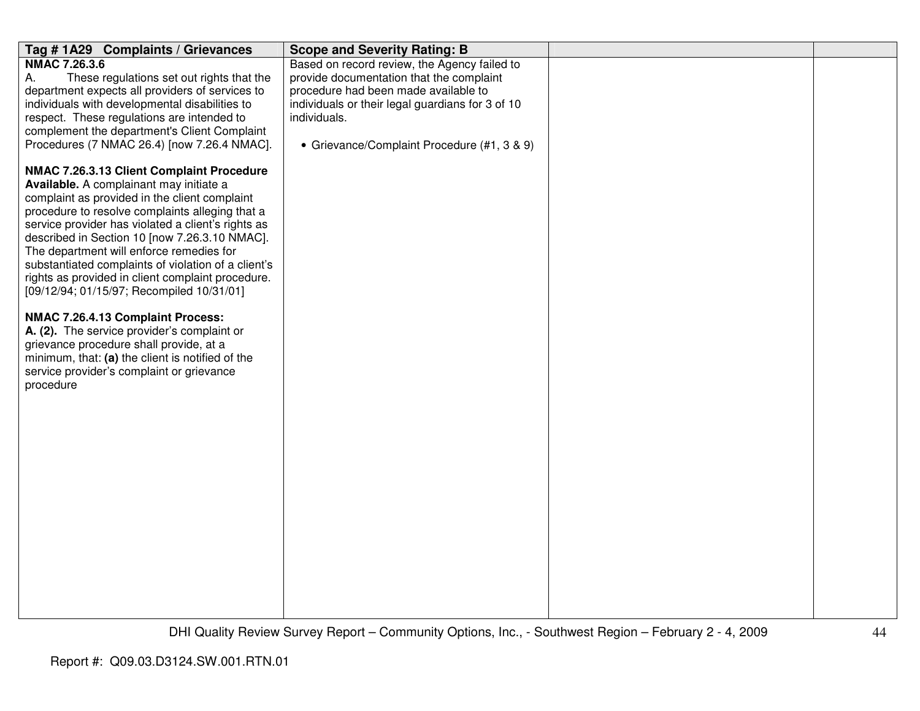| Tag # 1A29 Complaints / Grievances | Scope and Severity Rating: B | | |
|---|---|---|---|
| **NMAC 7.26.3.6**<br>A. These regulations set out rights that the department expects all providers of services to individuals with developmental disabilities to respect. These regulations are intended to complement the department's Client Complaint Procedures (7 NMAC 26.4) [now 7.26.4 NMAC].<br><br>**NMAC 7.26.3.13 Client Complaint Procedure Available.** A complainant may initiate a complaint as provided in the client complaint procedure to resolve complaints alleging that a service provider has violated a client's rights as described in Section 10 [now 7.26.3.10 NMAC]. The department will enforce remedies for substantiated complaints of violation of a client's rights as provided in client complaint procedure. [09/12/94; 01/15/97; Recompiled 10/31/01]<br><br>**NMAC 7.26.4.13 Complaint Process:**<br>**A. (2).** The service provider's complaint or grievance procedure shall provide, at a minimum, that: **(a)** the client is notified of the service provider's complaint or grievance procedure | Based on record review, the Agency failed to provide documentation that the complaint procedure had been made available to individuals or their legal guardians for 3 of 10 individuals.<br><br>• Grievance/Complaint Procedure (#1, 3 & 9) | | |

Report #: Q09.03.D3124.SW.001.RTN.01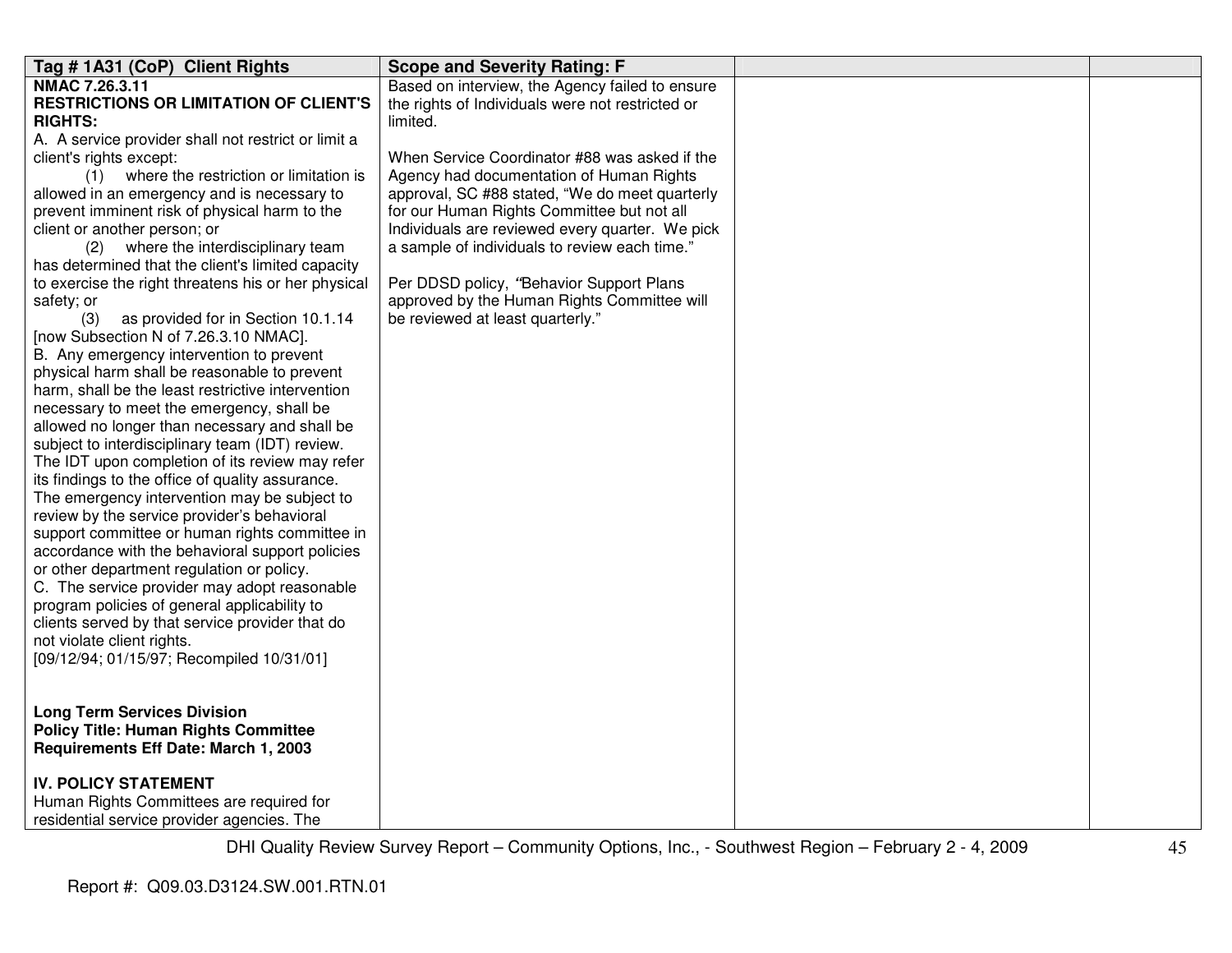| Tag # 1A31 (CoP) Client Rights | Scope and Severity Rating: F | | |
|---|---|---|---|
| **NMAC 7.26.3.11**<br>**RESTRICTIONS OR LIMITATION OF CLIENT'S RIGHTS:**<br>A. A service provider shall not restrict or limit a client's rights except:<br>(1) where the restriction or limitation is allowed in an emergency and is necessary to prevent imminent risk of physical harm to the client or another person; or<br>(2) where the interdisciplinary team has determined that the client's limited capacity to exercise the right threatens his or her physical safety; or<br>(3) as provided for in Section 10.1.14 [now Subsection N of 7.26.3.10 NMAC].<br>B. Any emergency intervention to prevent physical harm shall be reasonable to prevent harm, shall be the least restrictive intervention necessary to meet the emergency, shall be allowed no longer than necessary and shall be subject to interdisciplinary team (IDT) review. The IDT upon completion of its review may refer its findings to the office of quality assurance. The emergency intervention may be subject to review by the service provider's behavioral support committee or human rights committee in accordance with the behavioral support policies or other department regulation or policy.<br>C. The service provider may adopt reasonable program policies of general applicability to clients served by that service provider that do not violate client rights.<br>[09/12/94; 01/15/97; Recompiled 10/31/01]<br><br>**Long Term Services Division**<br>**Policy Title: Human Rights Committee Requirements Eff Date: March 1, 2003**<br><br>**IV. POLICY STATEMENT**<br>Human Rights Committees are required for residential service provider agencies. The | Based on interview, the Agency failed to ensure the rights of Individuals were not restricted or limited.<br><br>When Service Coordinator #88 was asked if the Agency had documentation of Human Rights approval, SC #88 stated, "We do meet quarterly for our Human Rights Committee but not all Individuals are reviewed every quarter. We pick a sample of individuals to review each time."<br><br>Per DDSD policy, "Behavior Support Plans approved by the Human Rights Committee will be reviewed at least quarterly." | | |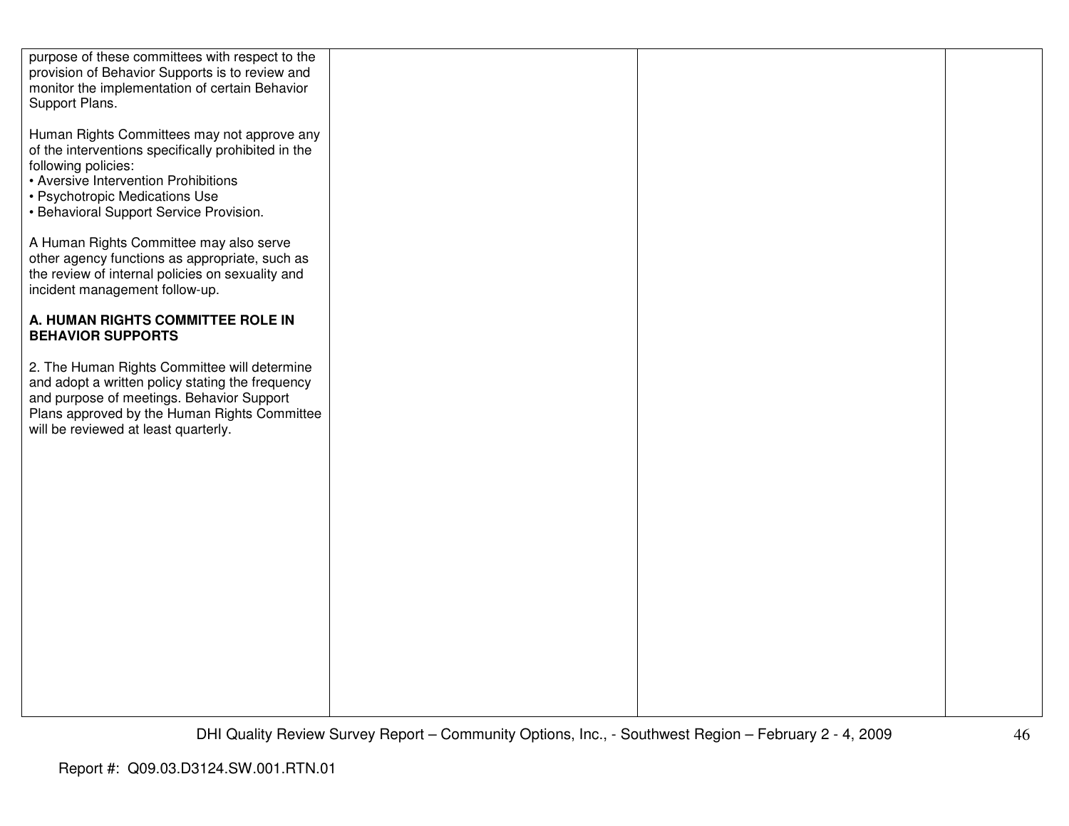| | | | |
|---|---|---|---|
| purpose of these committees with respect to the provision of Behavior Supports is to review and monitor the implementation of certain Behavior Support Plans.<br><br>Human Rights Committees may not approve any of the interventions specifically prohibited in the following policies:<br>• Aversive Intervention Prohibitions<br>• Psychotropic Medications Use<br>• Behavioral Support Service Provision.<br><br>A Human Rights Committee may also serve other agency functions as appropriate, such as the review of internal policies on sexuality and incident management follow-up.<br><br>**A. HUMAN RIGHTS COMMITTEE ROLE IN BEHAVIOR SUPPORTS**<br><br>2. The Human Rights Committee will determine and adopt a written policy stating the frequency and purpose of meetings. Behavior Support Plans approved by the Human Rights Committee will be reviewed at least quarterly. | | | |

Report #: Q09.03.D3124.SW.001.RTN.01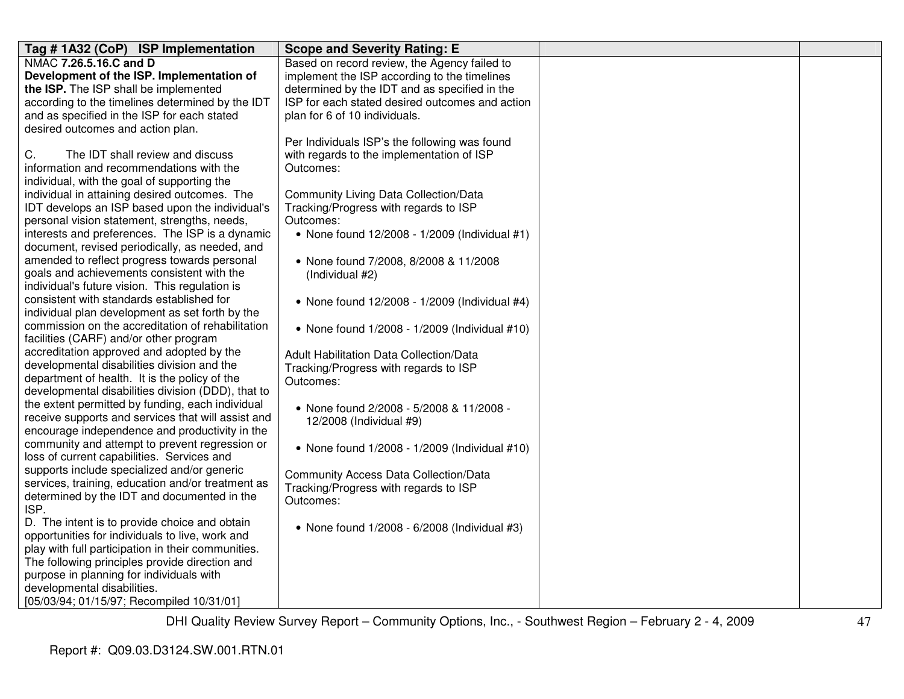| Tag # 1A32 (CoP) ISP Implementation | Scope and Severity Rating: E | | |
|---|---|---|---|
| NMAC **7.26.5.16.C and D**<br>**Development of the ISP. Implementation of the ISP.** The ISP shall be implemented according to the timelines determined by the IDT and as specified in the ISP for each stated desired outcomes and action plan.<br><br>C. The IDT shall review and discuss information and recommendations with the individual, with the goal of supporting the individual in attaining desired outcomes. The IDT develops an ISP based upon the individual's personal vision statement, strengths, needs, interests and preferences. The ISP is a dynamic document, revised periodically, as needed, and amended to reflect progress towards personal goals and achievements consistent with the individual's future vision. This regulation is consistent with standards established for individual plan development as set forth by the commission on the accreditation of rehabilitation facilities (CARF) and/or other program accreditation approved and adopted by the developmental disabilities division and the department of health. It is the policy of the developmental disabilities division (DDD), that to the extent permitted by funding, each individual receive supports and services that will assist and encourage independence and productivity in the community and attempt to prevent regression or loss of current capabilities. Services and supports include specialized and/or generic services, training, education and/or treatment as determined by the IDT and documented in the ISP.<br>D. The intent is to provide choice and obtain opportunities for individuals to live, work and play with full participation in their communities. The following principles provide direction and purpose in planning for individuals with developmental disabilities.<br>[05/03/94; 01/15/97; Recompiled 10/31/01] | Based on record review, the Agency failed to implement the ISP according to the timelines determined by the IDT and as specified in the ISP for each stated desired outcomes and action plan for 6 of 10 individuals.<br><br>Per Individuals ISP's the following was found with regards to the implementation of ISP Outcomes:<br><br>Community Living Data Collection/Data Tracking/Progress with regards to ISP Outcomes:<br>• None found 12/2008 - 1/2009 (Individual #1)<br>• None found 7/2008, 8/2008 & 11/2008 (Individual #2)<br>• None found 12/2008 - 1/2009 (Individual #4)<br>• None found 1/2008 - 1/2009 (Individual #10)<br><br>Adult Habilitation Data Collection/Data Tracking/Progress with regards to ISP Outcomes:<br>• None found 2/2008 - 5/2008 & 11/2008 - 12/2008 (Individual #9)<br>• None found 1/2008 - 1/2009 (Individual #10)<br><br>Community Access Data Collection/Data Tracking/Progress with regards to ISP Outcomes:<br>• None found 1/2008 - 6/2008 (Individual #3) | | |

DHI Quality Review Survey Report – Community Options, Inc., - Southwest Region – February 2 - 4, 2009

Report #: Q09.03.D3124.SW.001.RTN.01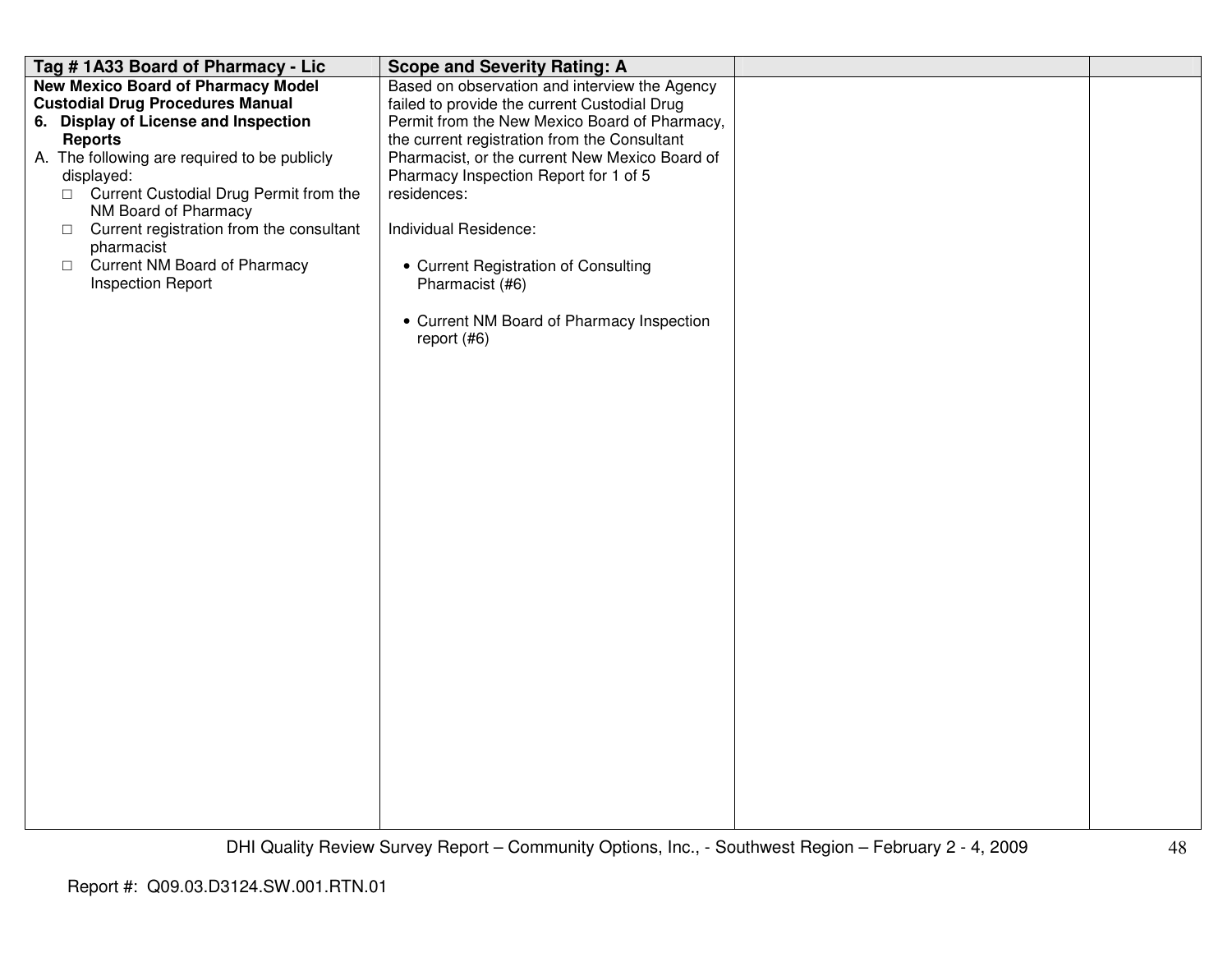| Tag # 1A33 Board of Pharmacy - Lic | Scope and Severity Rating: A | | |
|---|---|---|---|
| **New Mexico Board of Pharmacy Model Custodial Drug Procedures Manual**<br>**6. Display of License and Inspection Reports**<br>A. The following are required to be publicly displayed:<br>□ Current Custodial Drug Permit from the NM Board of Pharmacy<br>□ Current registration from the consultant pharmacist<br>□ Current NM Board of Pharmacy Inspection Report | Based on observation and interview the Agency failed to provide the current Custodial Drug Permit from the New Mexico Board of Pharmacy, the current registration from the Consultant Pharmacist, or the current New Mexico Board of Pharmacy Inspection Report for 1 of 5 residences:<br><br>Individual Residence:<br><br>• Current Registration of Consulting Pharmacist (#6)<br><br>• Current NM Board of Pharmacy Inspection report (#6) | | |

Report #: Q09.03.D3124.SW.001.RTN.01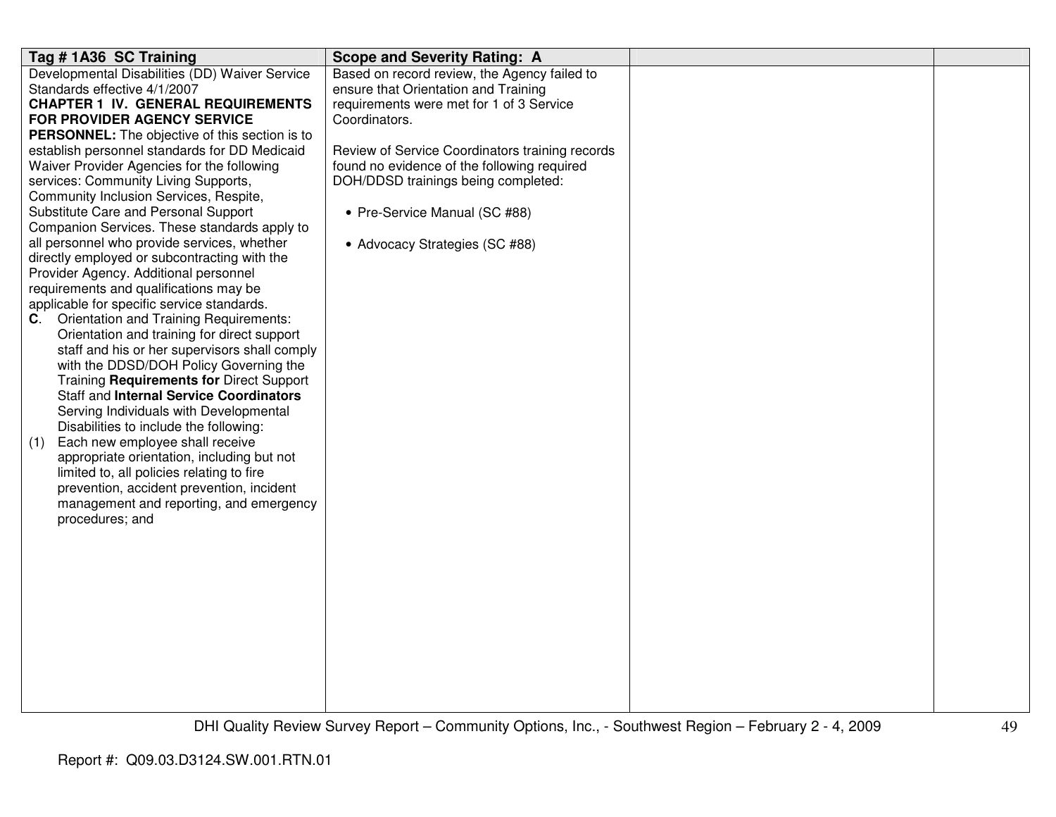| Tag # 1A36 SC Training | Scope and Severity Rating: A | | |
|---|---|---|---|
| Developmental Disabilities (DD) Waiver Service Standards effective 4/1/2007<br>**CHAPTER 1 IV. GENERAL REQUIREMENTS FOR PROVIDER AGENCY SERVICE PERSONNEL:** The objective of this section is to establish personnel standards for DD Medicaid Waiver Provider Agencies for the following services: Community Living Supports, Community Inclusion Services, Respite, Substitute Care and Personal Support Companion Services. These standards apply to all personnel who provide services, whether directly employed or subcontracting with the Provider Agency. Additional personnel requirements and qualifications may be applicable for specific service standards.<br>**C**. Orientation and Training Requirements: Orientation and training for direct support staff and his or her supervisors shall comply with the DDSD/DOH Policy Governing the Training **Requirements for** Direct Support Staff and **Internal Service Coordinators** Serving Individuals with Developmental Disabilities to include the following:<br>(1) Each new employee shall receive appropriate orientation, including but not limited to, all policies relating to fire prevention, accident prevention, incident management and reporting, and emergency procedures; and | Based on record review, the Agency failed to ensure that Orientation and Training requirements were met for 1 of 3 Service Coordinators.<br><br>Review of Service Coordinators training records found no evidence of the following required DOH/DDSD trainings being completed:<br><br>• Pre-Service Manual (SC #88)<br><br>• Advocacy Strategies (SC #88) | | |

Report #: Q09.03.D3124.SW.001.RTN.01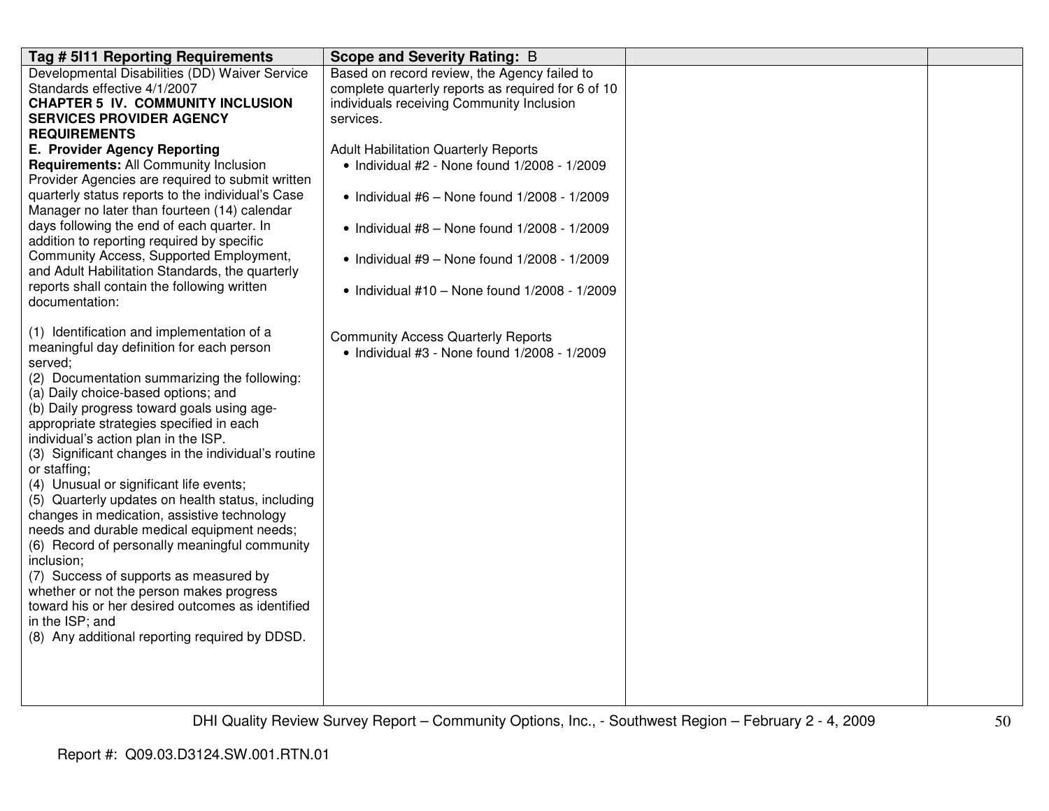| Tag # 5I11 Reporting Requirements | Scope and Severity Rating: B | | |
|---|---|---|---|
| Developmental Disabilities (DD) Waiver Service Standards effective 4/1/2007<br>**CHAPTER 5 IV. COMMUNITY INCLUSION SERVICES PROVIDER AGENCY REQUIREMENTS**<br>**E. Provider Agency Reporting Requirements:** All Community Inclusion Provider Agencies are required to submit written quarterly status reports to the individual's Case Manager no later than fourteen (14) calendar days following the end of each quarter. In addition to reporting required by specific Community Access, Supported Employment, and Adult Habilitation Standards, the quarterly reports shall contain the following written documentation:<br><br>(1) Identification and implementation of a meaningful day definition for each person served;<br>(2) Documentation summarizing the following:<br>(a) Daily choice-based options; and<br>(b) Daily progress toward goals using age-appropriate strategies specified in each individual's action plan in the ISP.<br>(3) Significant changes in the individual's routine or staffing;<br>(4) Unusual or significant life events;<br>(5) Quarterly updates on health status, including changes in medication, assistive technology needs and durable medical equipment needs;<br>(6) Record of personally meaningful community inclusion;<br>(7) Success of supports as measured by whether or not the person makes progress toward his or her desired outcomes as identified in the ISP; and<br>(8) Any additional reporting required by DDSD. | Based on record review, the Agency failed to complete quarterly reports as required for 6 of 10 individuals receiving Community Inclusion services.<br><br>Adult Habilitation Quarterly Reports<br>• Individual #2 - None found 1/2008 - 1/2009<br><br>• Individual #6 – None found 1/2008 - 1/2009<br><br>• Individual #8 – None found 1/2008 - 1/2009<br><br>• Individual #9 – None found 1/2008 - 1/2009<br><br>• Individual #10 – None found 1/2008 - 1/2009<br><br>Community Access Quarterly Reports<br>• Individual #3 - None found 1/2008 - 1/2009 | | |

DHI Quality Review Survey Report – Community Options, Inc., - Southwest Region – February 2 - 4, 2009

Report #: Q09.03.D3124.SW.001.RTN.01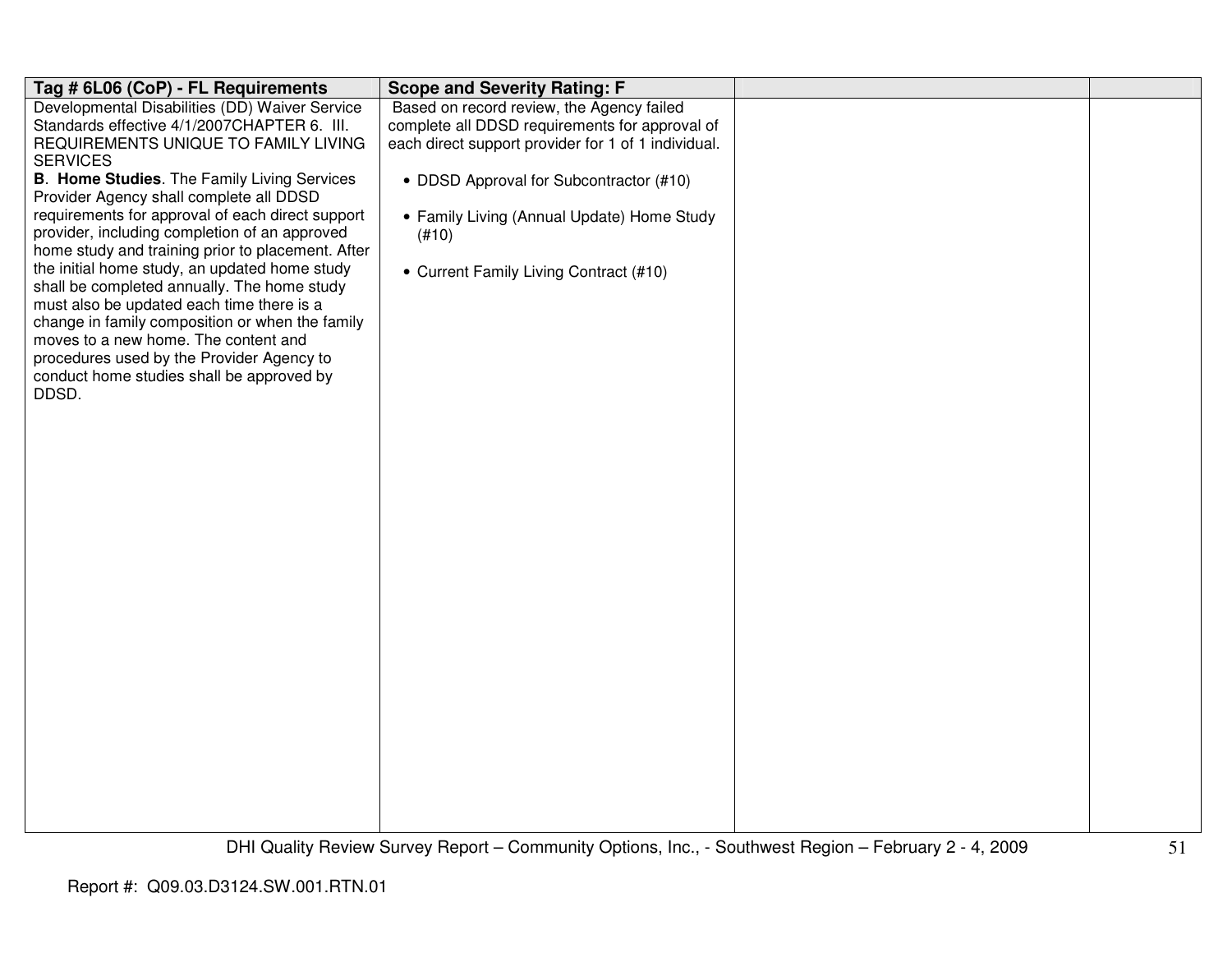| Tag # 6L06 (CoP) - FL Requirements | Scope and Severity Rating: F | | |
|---|---|---|---|
| Developmental Disabilities (DD) Waiver Service Standards effective 4/1/2007CHAPTER 6. III. REQUIREMENTS UNIQUE TO FAMILY LIVING SERVICES<br>**B. Home Studies**. The Family Living Services Provider Agency shall complete all DDSD requirements for approval of each direct support provider, including completion of an approved home study and training prior to placement. After the initial home study, an updated home study shall be completed annually. The home study must also be updated each time there is a change in family composition or when the family moves to a new home. The content and procedures used by the Provider Agency to conduct home studies shall be approved by DDSD. | Based on record review, the Agency failed complete all DDSD requirements for approval of each direct support provider for 1 of 1 individual.<br><br>• DDSD Approval for Subcontractor (#10)<br><br>• Family Living (Annual Update) Home Study (#10)<br><br>• Current Family Living Contract (#10) | | |

Report #: Q09.03.D3124.SW.001.RTN.01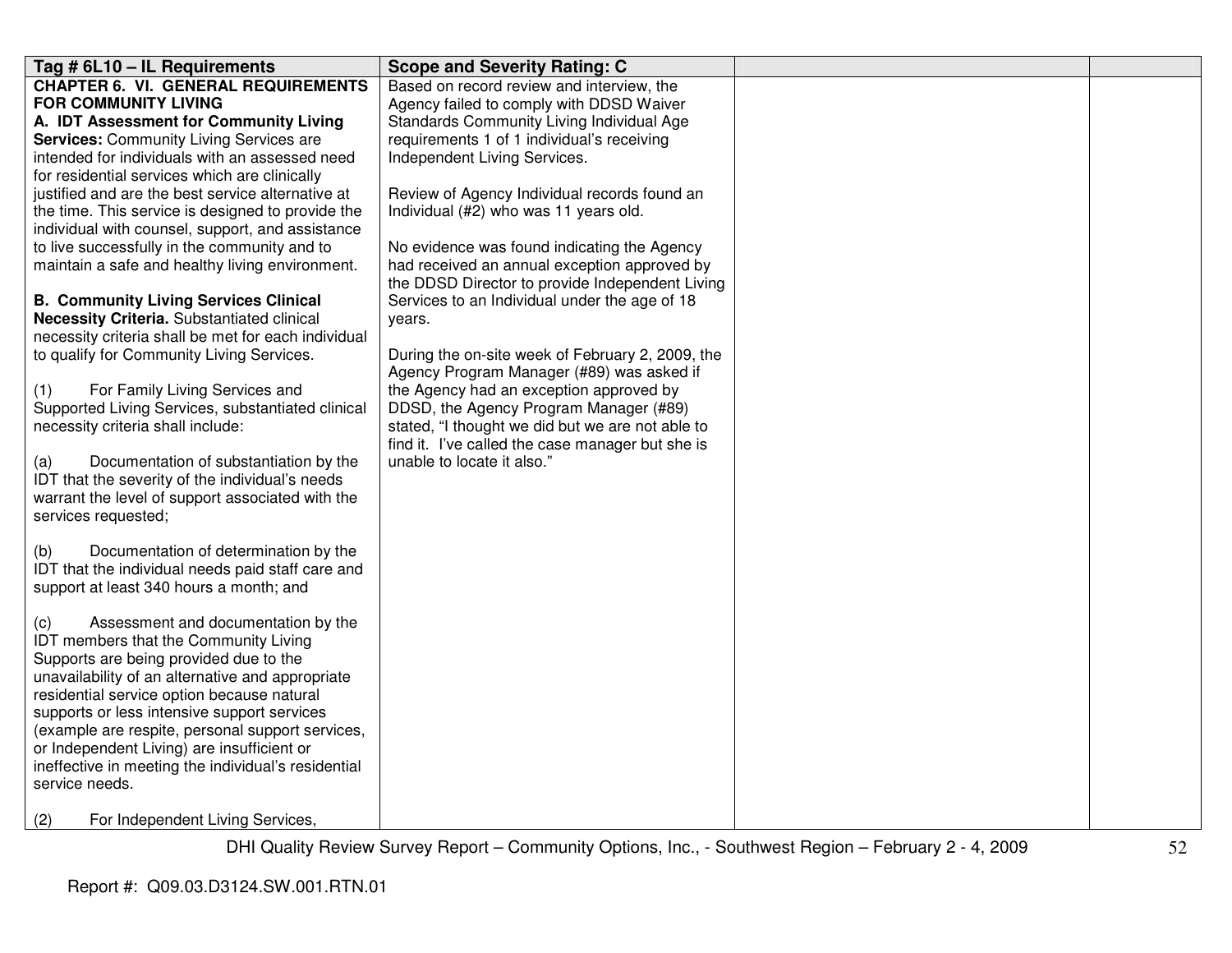| Tag # 6L10 – IL Requirements | Scope and Severity Rating: C | | |
|---|---|---|---|
| **CHAPTER 6. VI. GENERAL REQUIREMENTS FOR COMMUNITY LIVING**<br>**A. IDT Assessment for Community Living Services:** Community Living Services are intended for individuals with an assessed need for residential services which are clinically justified and are the best service alternative at the time. This service is designed to provide the individual with counsel, support, and assistance to live successfully in the community and to maintain a safe and healthy living environment.<br><br>**B. Community Living Services Clinical Necessity Criteria.** Substantiated clinical necessity criteria shall be met for each individual to qualify for Community Living Services.<br><br>(1) For Family Living Services and Supported Living Services, substantiated clinical necessity criteria shall include:<br><br>(a) Documentation of substantiation by the IDT that the severity of the individual's needs warrant the level of support associated with the services requested;<br><br>(b) Documentation of determination by the IDT that the individual needs paid staff care and support at least 340 hours a month; and<br><br>(c) Assessment and documentation by the IDT members that the Community Living Supports are being provided due to the unavailability of an alternative and appropriate residential service option because natural supports or less intensive support services (example are respite, personal support services, or Independent Living) are insufficient or ineffective in meeting the individual's residential service needs.<br><br>(2) For Independent Living Services, | Based on record review and interview, the Agency failed to comply with DDSD Waiver Standards Community Living Individual Age requirements 1 of 1 individual's receiving Independent Living Services.<br><br>Review of Agency Individual records found an Individual (#2) who was 11 years old.<br><br>No evidence was found indicating the Agency had received an annual exception approved by the DDSD Director to provide Independent Living Services to an Individual under the age of 18 years.<br><br>During the on-site week of February 2, 2009, the Agency Program Manager (#89) was asked if the Agency had an exception approved by DDSD, the Agency Program Manager (#89) stated, "I thought we did but we are not able to find it. I've called the case manager but she is unable to locate it also." | | |

DHI Quality Review Survey Report – Community Options, Inc., - Southwest Region – February 2 - 4, 2009

Report #: Q09.03.D3124.SW.001.RTN.01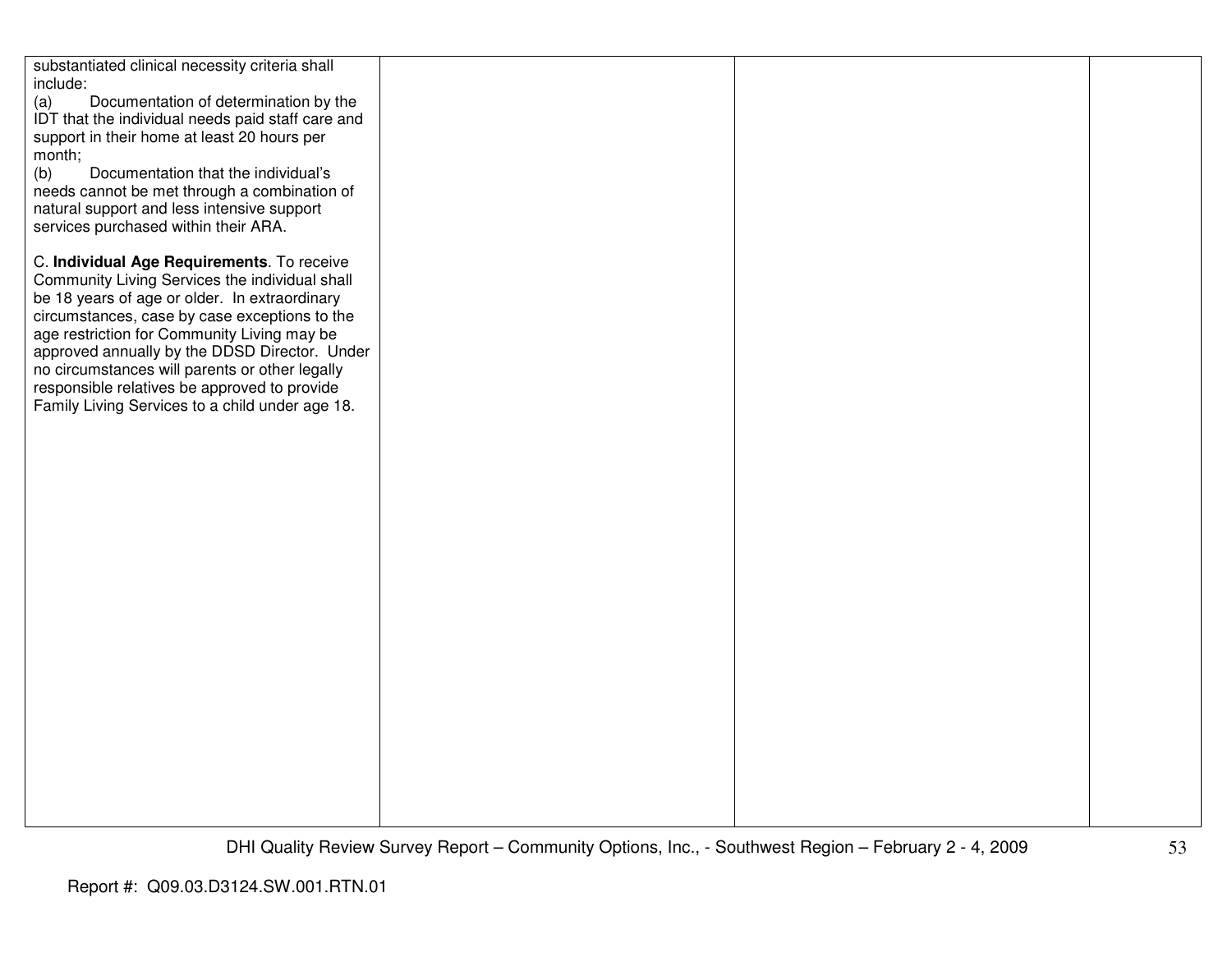| | | | |
|---|---|---|---|
| substantiated clinical necessity criteria shall include:<br>(a) Documentation of determination by the IDT that the individual needs paid staff care and support in their home at least 20 hours per month;<br>(b) Documentation that the individual's needs cannot be met through a combination of natural support and less intensive support services purchased within their ARA.<br><br>C. **Individual Age Requirements**. To receive Community Living Services the individual shall be 18 years of age or older. In extraordinary circumstances, case by case exceptions to the age restriction for Community Living may be approved annually by the DDSD Director. Under no circumstances will parents or other legally responsible relatives be approved to provide Family Living Services to a child under age 18. | | | |

Report #: Q09.03.D3124.SW.001.RTN.01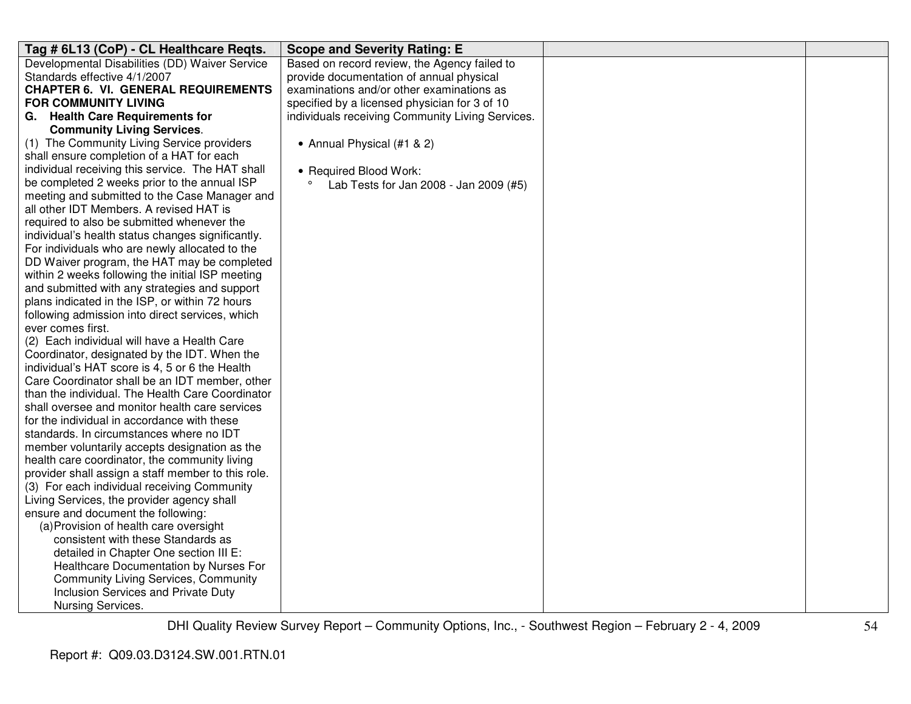| Tag # 6L13 (CoP) - CL Healthcare Reqts. | Scope and Severity Rating: E | | |
|---|---|---|---|
| Developmental Disabilities (DD) Waiver Service Standards effective 4/1/2007<br>**CHAPTER 6. VI. GENERAL REQUIREMENTS FOR COMMUNITY LIVING**<br>**G. Health Care Requirements for Community Living Services**.<br>(1) The Community Living Service providers shall ensure completion of a HAT for each individual receiving this service. The HAT shall be completed 2 weeks prior to the annual ISP meeting and submitted to the Case Manager and all other IDT Members. A revised HAT is required to also be submitted whenever the individual's health status changes significantly. For individuals who are newly allocated to the DD Waiver program, the HAT may be completed within 2 weeks following the initial ISP meeting and submitted with any strategies and support plans indicated in the ISP, or within 72 hours following admission into direct services, which ever comes first.<br>(2) Each individual will have a Health Care Coordinator, designated by the IDT. When the individual's HAT score is 4, 5 or 6 the Health Care Coordinator shall be an IDT member, other than the individual. The Health Care Coordinator shall oversee and monitor health care services for the individual in accordance with these standards. In circumstances where no IDT member voluntarily accepts designation as the health care coordinator, the community living provider shall assign a staff member to this role.<br>(3) For each individual receiving Community Living Services, the provider agency shall ensure and document the following:<br>(a) Provision of health care oversight consistent with these Standards as detailed in Chapter One section III E: Healthcare Documentation by Nurses For Community Living Services, Community Inclusion Services and Private Duty Nursing Services. | Based on record review, the Agency failed to provide documentation of annual physical examinations and/or other examinations as specified by a licensed physician for 3 of 10 individuals receiving Community Living Services.<br><br>• Annual Physical (#1 & 2)<br><br>• Required Blood Work:<br>° Lab Tests for Jan 2008 - Jan 2009 (#5) | | |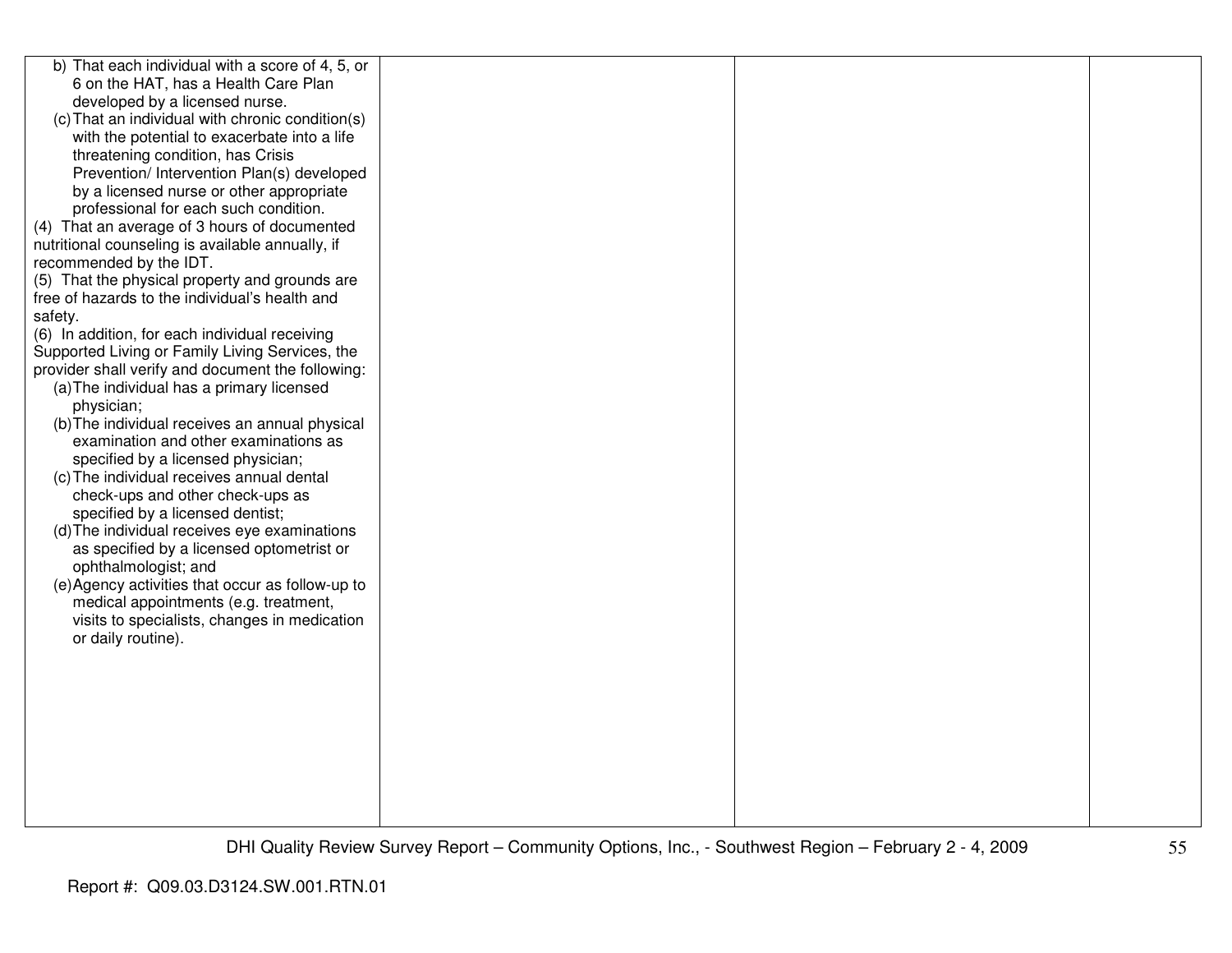| | | | |
|---|---|---|---|
| b) That each individual with a score of 4, 5, or 6 on the HAT, has a Health Care Plan developed by a licensed nurse.<br>(c) That an individual with chronic condition(s) with the potential to exacerbate into a life threatening condition, has Crisis Prevention/ Intervention Plan(s) developed by a licensed nurse or other appropriate professional for each such condition.<br>(4) That an average of 3 hours of documented nutritional counseling is available annually, if recommended by the IDT.<br>(5) That the physical property and grounds are free of hazards to the individual's health and safety.<br>(6) In addition, for each individual receiving Supported Living or Family Living Services, the provider shall verify and document the following:<br>(a) The individual has a primary licensed physician;<br>(b) The individual receives an annual physical examination and other examinations as specified by a licensed physician;<br>(c) The individual receives annual dental check-ups and other check-ups as specified by a licensed dentist;<br>(d) The individual receives eye examinations as specified by a licensed optometrist or ophthalmologist; and<br>(e) Agency activities that occur as follow-up to medical appointments (e.g. treatment, visits to specialists, changes in medication or daily routine). | | | |

DHI Quality Review Survey Report – Community Options, Inc., - Southwest Region – February 2 - 4, 2009

Report #: Q09.03.D3124.SW.001.RTN.01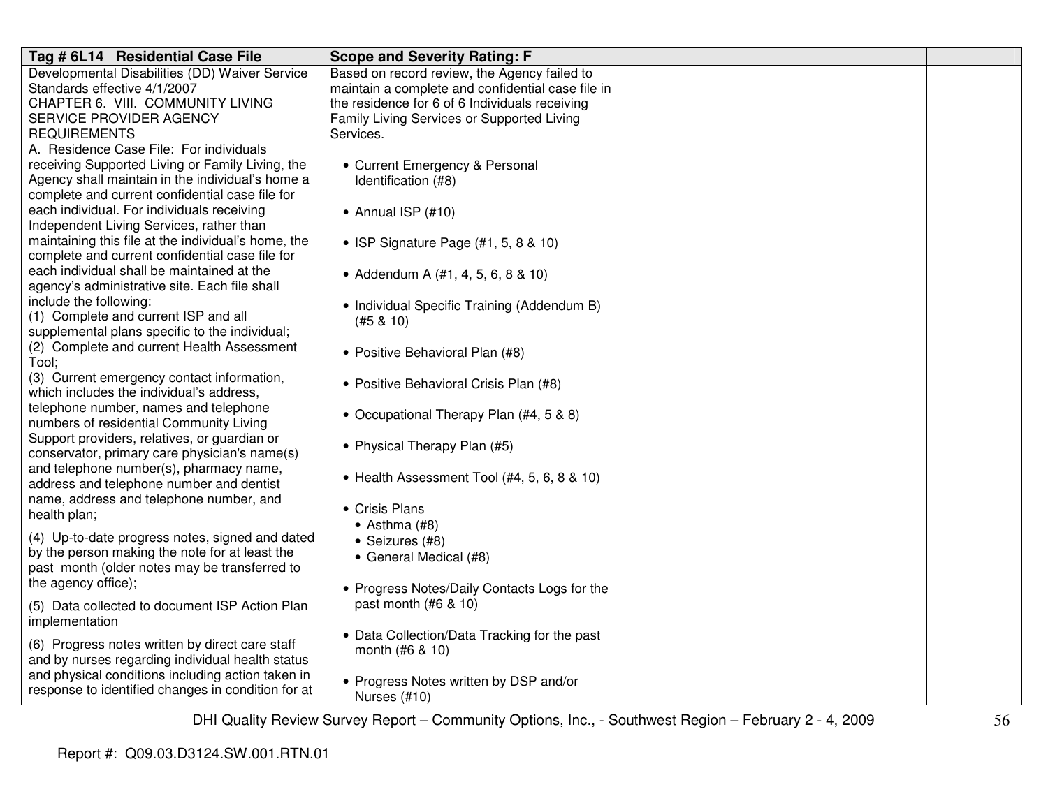| Tag # 6L14 Residential Case File | Scope and Severity Rating: F | | |
|---|---|---|---|
| Developmental Disabilities (DD) Waiver Service Standards effective 4/1/2007<br>CHAPTER 6. VIII. COMMUNITY LIVING SERVICE PROVIDER AGENCY REQUIREMENTS<br>A. Residence Case File: For individuals receiving Supported Living or Family Living, the Agency shall maintain in the individual's home a complete and current confidential case file for each individual. For individuals receiving Independent Living Services, rather than maintaining this file at the individual's home, the complete and current confidential case file for each individual shall be maintained at the agency's administrative site. Each file shall include the following:<br>(1) Complete and current ISP and all supplemental plans specific to the individual;<br>(2) Complete and current Health Assessment Tool;<br>(3) Current emergency contact information, which includes the individual's address, telephone number, names and telephone numbers of residential Community Living Support providers, relatives, or guardian or conservator, primary care physician's name(s) and telephone number(s), pharmacy name, address and telephone number and dentist name, address and telephone number, and health plan;<br>(4) Up-to-date progress notes, signed and dated by the person making the note for at least the past month (older notes may be transferred to the agency office);<br>(5) Data collected to document ISP Action Plan implementation<br>(6) Progress notes written by direct care staff and by nurses regarding individual health status and physical conditions including action taken in response to identified changes in condition for at | Based on record review, the Agency failed to maintain a complete and confidential case file in the residence for 6 of 6 Individuals receiving Family Living Services or Supported Living Services.<br><br>• Current Emergency & Personal Identification (#8)<br><br>• Annual ISP (#10)<br><br>• ISP Signature Page (#1, 5, 8 & 10)<br><br>• Addendum A (#1, 4, 5, 6, 8 & 10)<br><br>• Individual Specific Training (Addendum B) (#5 & 10)<br><br>• Positive Behavioral Plan (#8)<br><br>• Positive Behavioral Crisis Plan (#8)<br><br>• Occupational Therapy Plan (#4, 5 & 8)<br><br>• Physical Therapy Plan (#5)<br><br>• Health Assessment Tool (#4, 5, 6, 8 & 10)<br><br>• Crisis Plans<br>• Asthma (#8)<br>• Seizures (#8)<br>• General Medical (#8)<br><br>• Progress Notes/Daily Contacts Logs for the past month (#6 & 10)<br><br>• Data Collection/Data Tracking for the past month (#6 & 10)<br><br>• Progress Notes written by DSP and/or Nurses (#10) | | |

DHI Quality Review Survey Report – Community Options, Inc., - Southwest Region – February 2 - 4, 2009

Report #: Q09.03.D3124.SW.001.RTN.01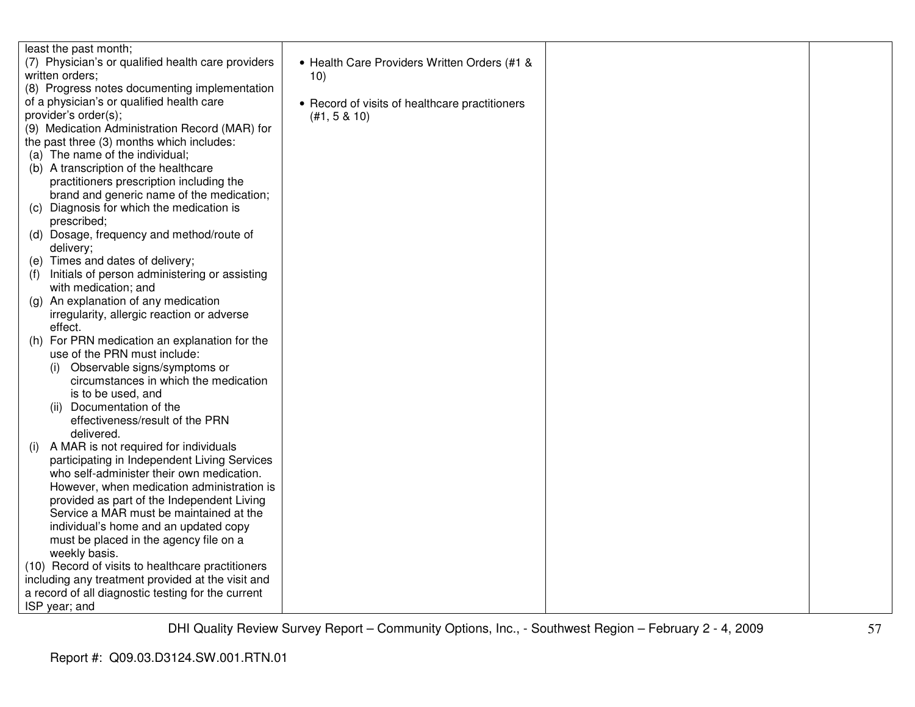| | | | |
|---|---|---|---|
| least the past month;<br>(7) Physician's or qualified health care providers written orders;<br>(8) Progress notes documenting implementation of a physician's or qualified health care provider's order(s);<br>(9) Medication Administration Record (MAR) for the past three (3) months which includes:<br>(a) The name of the individual;<br>(b) A transcription of the healthcare practitioners prescription including the brand and generic name of the medication;<br>(c) Diagnosis for which the medication is prescribed;<br>(d) Dosage, frequency and method/route of delivery;<br>(e) Times and dates of delivery;<br>(f) Initials of person administering or assisting with medication; and<br>(g) An explanation of any medication irregularity, allergic reaction or adverse effect.<br>(h) For PRN medication an explanation for the use of the PRN must include:<br>(i) Observable signs/symptoms or circumstances in which the medication is to be used, and<br>(ii) Documentation of the effectiveness/result of the PRN delivered.<br>(i) A MAR is not required for individuals participating in Independent Living Services who self-administer their own medication. However, when medication administration is provided as part of the Independent Living Service a MAR must be maintained at the individual's home and an updated copy must be placed in the agency file on a weekly basis.<br>(10) Record of visits to healthcare practitioners including any treatment provided at the visit and a record of all diagnostic testing for the current ISP year; and | • Health Care Providers Written Orders (#1 & 10)<br><br>• Record of visits of healthcare practitioners (#1, 5 & 10) | | |

DHI Quality Review Survey Report – Community Options, Inc., - Southwest Region – February 2 - 4, 2009

Report #: Q09.03.D3124.SW.001.RTN.01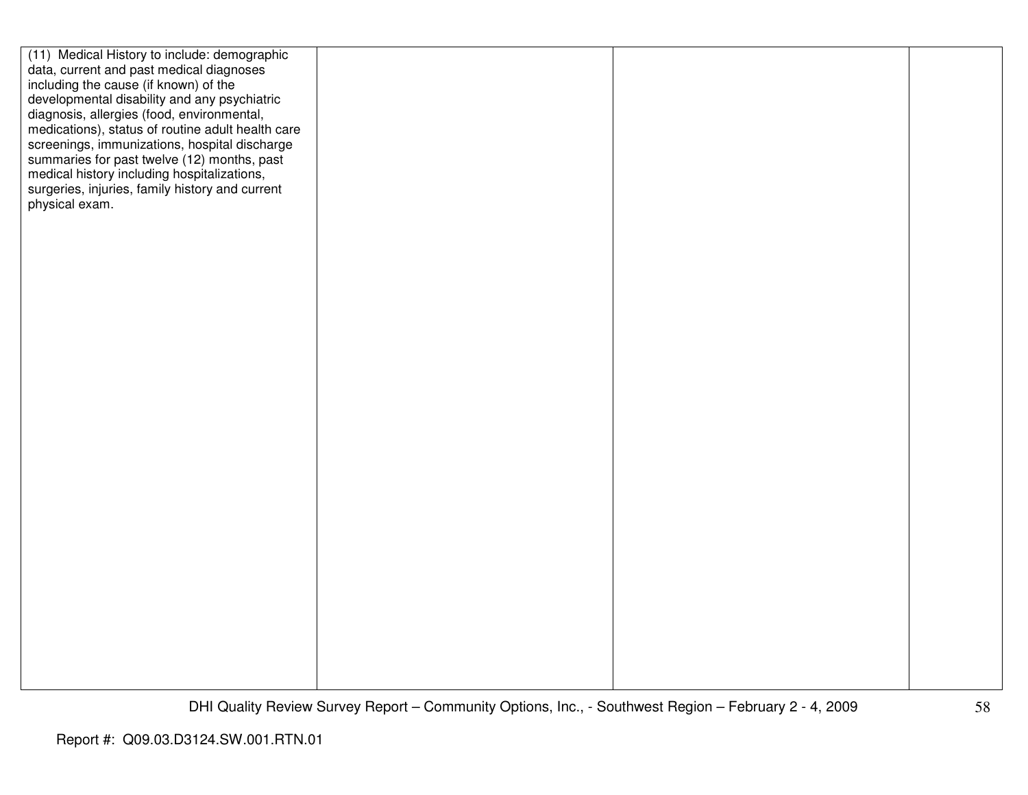| | | | |
|---|---|---|---|
| (11) Medical History to include: demographic data, current and past medical diagnoses including the cause (if known) of the developmental disability and any psychiatric diagnosis, allergies (food, environmental, medications), status of routine adult health care screenings, immunizations, hospital discharge summaries for past twelve (12) months, past medical history including hospitalizations, surgeries, injuries, family history and current physical exam. | | | |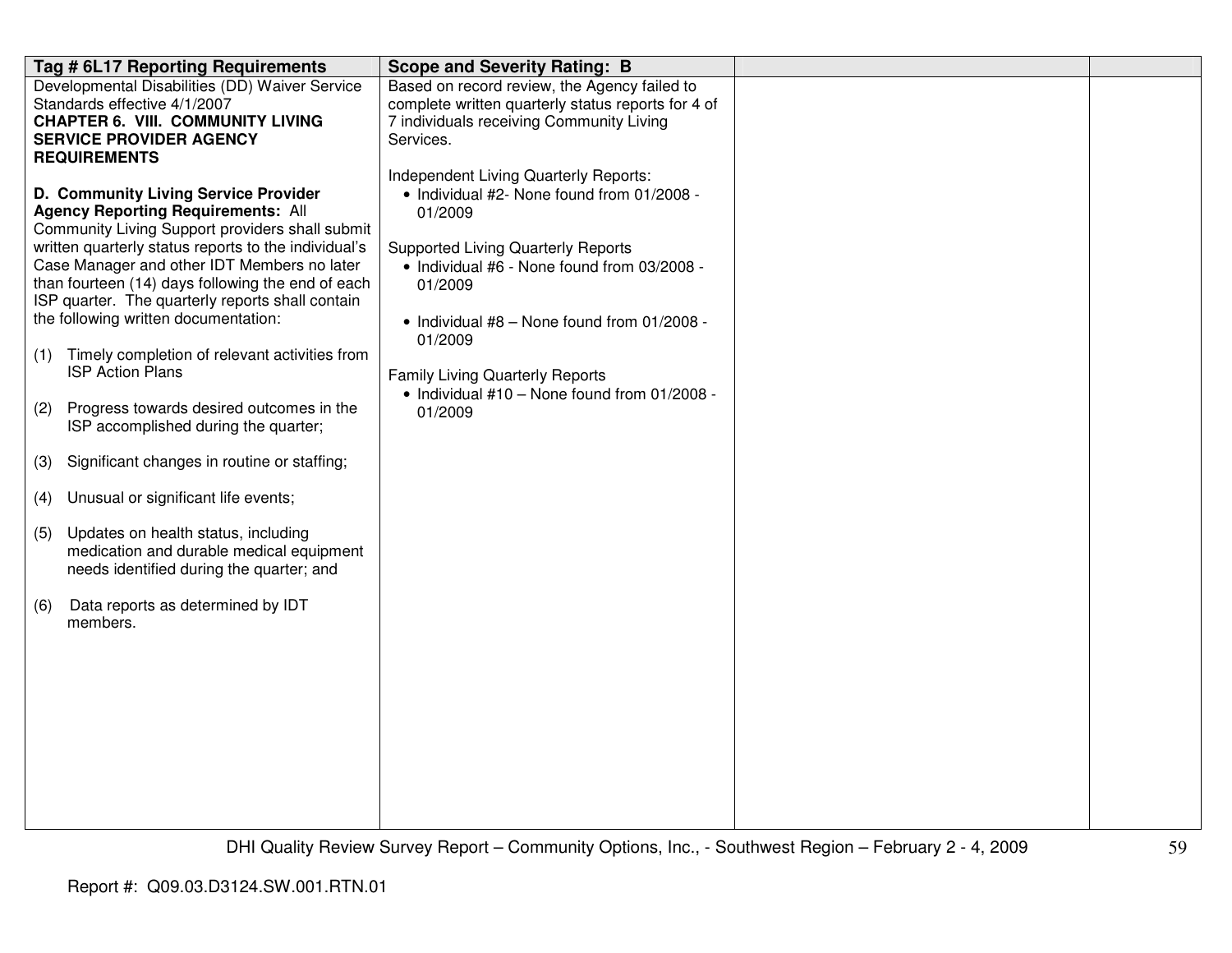| Tag # 6L17 Reporting Requirements | Scope and Severity Rating: B | | |
|---|---|---|---|
| Developmental Disabilities (DD) Waiver Service Standards effective 4/1/2007<br>**CHAPTER 6. VIII. COMMUNITY LIVING SERVICE PROVIDER AGENCY REQUIREMENTS**<br><br>**D. Community Living Service Provider Agency Reporting Requirements:** All Community Living Support providers shall submit written quarterly status reports to the individual's Case Manager and other IDT Members no later than fourteen (14) days following the end of each ISP quarter. The quarterly reports shall contain the following written documentation:<br><br>(1) Timely completion of relevant activities from ISP Action Plans<br><br>(2) Progress towards desired outcomes in the ISP accomplished during the quarter;<br><br>(3) Significant changes in routine or staffing;<br><br>(4) Unusual or significant life events;<br><br>(5) Updates on health status, including medication and durable medical equipment needs identified during the quarter; and<br><br>(6) Data reports as determined by IDT members. | Based on record review, the Agency failed to complete written quarterly status reports for 4 of 7 individuals receiving Community Living Services.<br><br>Independent Living Quarterly Reports:<br>• Individual #2- None found from 01/2008 - 01/2009<br><br>Supported Living Quarterly Reports<br>• Individual #6 - None found from 03/2008 - 01/2009<br><br>• Individual #8 – None found from 01/2008 - 01/2009<br><br>Family Living Quarterly Reports<br>• Individual #10 – None found from 01/2008 - 01/2009 | | |

DHI Quality Review Survey Report – Community Options, Inc., - Southwest Region – February 2 - 4, 2009

Report #: Q09.03.D3124.SW.001.RTN.01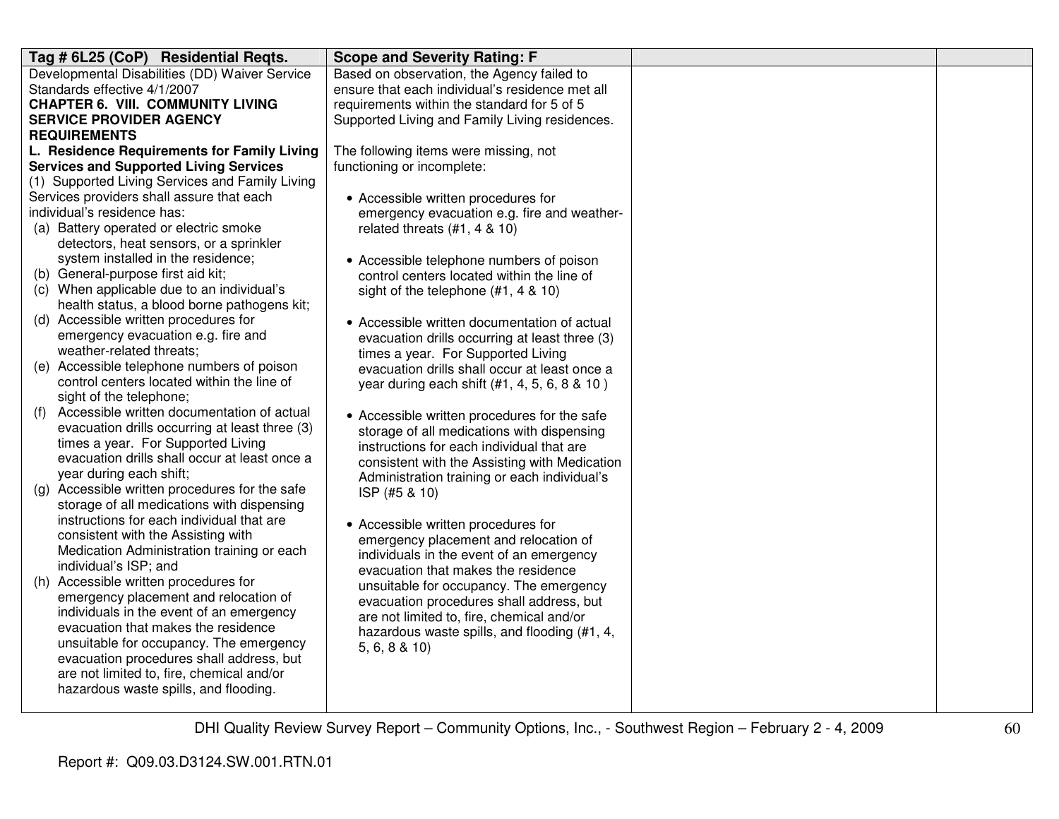| Tag # 6L25 (CoP) Residential Reqts. | Scope and Severity Rating: F | | |
|---|---|---|---|
| Developmental Disabilities (DD) Waiver Service Standards effective 4/1/2007<br>**CHAPTER 6. VIII. COMMUNITY LIVING SERVICE PROVIDER AGENCY REQUIREMENTS**<br>**L. Residence Requirements for Family Living Services and Supported Living Services**<br>(1) Supported Living Services and Family Living Services providers shall assure that each individual's residence has:<br>(a) Battery operated or electric smoke detectors, heat sensors, or a sprinkler system installed in the residence;<br>(b) General-purpose first aid kit;<br>(c) When applicable due to an individual's health status, a blood borne pathogens kit;<br>(d) Accessible written procedures for emergency evacuation e.g. fire and weather-related threats;<br>(e) Accessible telephone numbers of poison control centers located within the line of sight of the telephone;<br>(f) Accessible written documentation of actual evacuation drills occurring at least three (3) times a year. For Supported Living evacuation drills shall occur at least once a year during each shift;<br>(g) Accessible written procedures for the safe storage of all medications with dispensing instructions for each individual that are consistent with the Assisting with Medication Administration training or each individual's ISP; and<br>(h) Accessible written procedures for emergency placement and relocation of individuals in the event of an emergency evacuation that makes the residence unsuitable for occupancy. The emergency evacuation procedures shall address, but are not limited to, fire, chemical and/or hazardous waste spills, and flooding. | Based on observation, the Agency failed to ensure that each individual's residence met all requirements within the standard for 5 of 5 Supported Living and Family Living residences.<br><br>The following items were missing, not functioning or incomplete:<br><br>• Accessible written procedures for emergency evacuation e.g. fire and weather-related threats (#1, 4 & 10)<br><br>• Accessible telephone numbers of poison control centers located within the line of sight of the telephone (#1, 4 & 10)<br><br>• Accessible written documentation of actual evacuation drills occurring at least three (3) times a year. For Supported Living evacuation drills shall occur at least once a year during each shift (#1, 4, 5, 6, 8 & 10 )<br><br>• Accessible written procedures for the safe storage of all medications with dispensing instructions for each individual that are consistent with the Assisting with Medication Administration training or each individual's ISP (#5 & 10)<br><br>• Accessible written procedures for emergency placement and relocation of individuals in the event of an emergency evacuation that makes the residence unsuitable for occupancy. The emergency evacuation procedures shall address, but are not limited to, fire, chemical and/or hazardous waste spills, and flooding (#1, 4, 5, 6, 8 & 10) | | |

DHI Quality Review Survey Report – Community Options, Inc., - Southwest Region – February 2 - 4, 2009

Report #: Q09.03.D3124.SW.001.RTN.01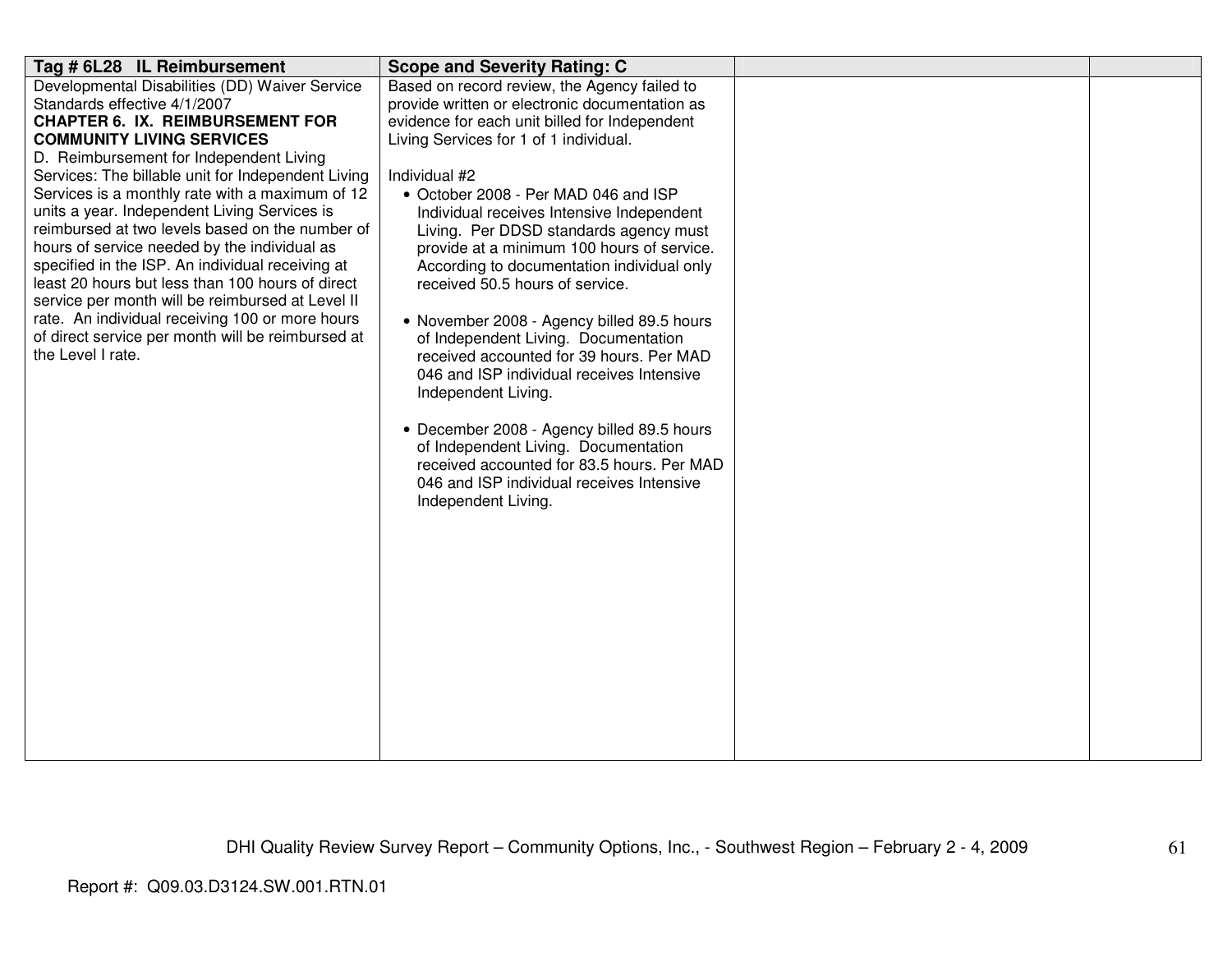| Tag # 6L28 IL Reimbursement | Scope and Severity Rating: C | | |
|---|---|---|---|
| Developmental Disabilities (DD) Waiver Service Standards effective 4/1/2007<br>**CHAPTER 6. IX. REIMBURSEMENT FOR COMMUNITY LIVING SERVICES**<br>D. Reimbursement for Independent Living Services: The billable unit for Independent Living Services is a monthly rate with a maximum of 12 units a year. Independent Living Services is reimbursed at two levels based on the number of hours of service needed by the individual as specified in the ISP. An individual receiving at least 20 hours but less than 100 hours of direct service per month will be reimbursed at Level II rate. An individual receiving 100 or more hours of direct service per month will be reimbursed at the Level I rate. | Based on record review, the Agency failed to provide written or electronic documentation as evidence for each unit billed for Independent Living Services for 1 of 1 individual.<br><br>Individual #2<br>• October 2008 - Per MAD 046 and ISP Individual receives Intensive Independent Living. Per DDSD standards agency must provide at a minimum 100 hours of service. According to documentation individual only received 50.5 hours of service.<br><br>• November 2008 - Agency billed 89.5 hours of Independent Living. Documentation received accounted for 39 hours. Per MAD 046 and ISP individual receives Intensive Independent Living.<br><br>• December 2008 - Agency billed 89.5 hours of Independent Living. Documentation received accounted for 83.5 hours. Per MAD 046 and ISP individual receives Intensive Independent Living. | | |

DHI Quality Review Survey Report – Community Options, Inc., - Southwest Region – February 2 - 4, 2009

Report #: Q09.03.D3124.SW.001.RTN.01